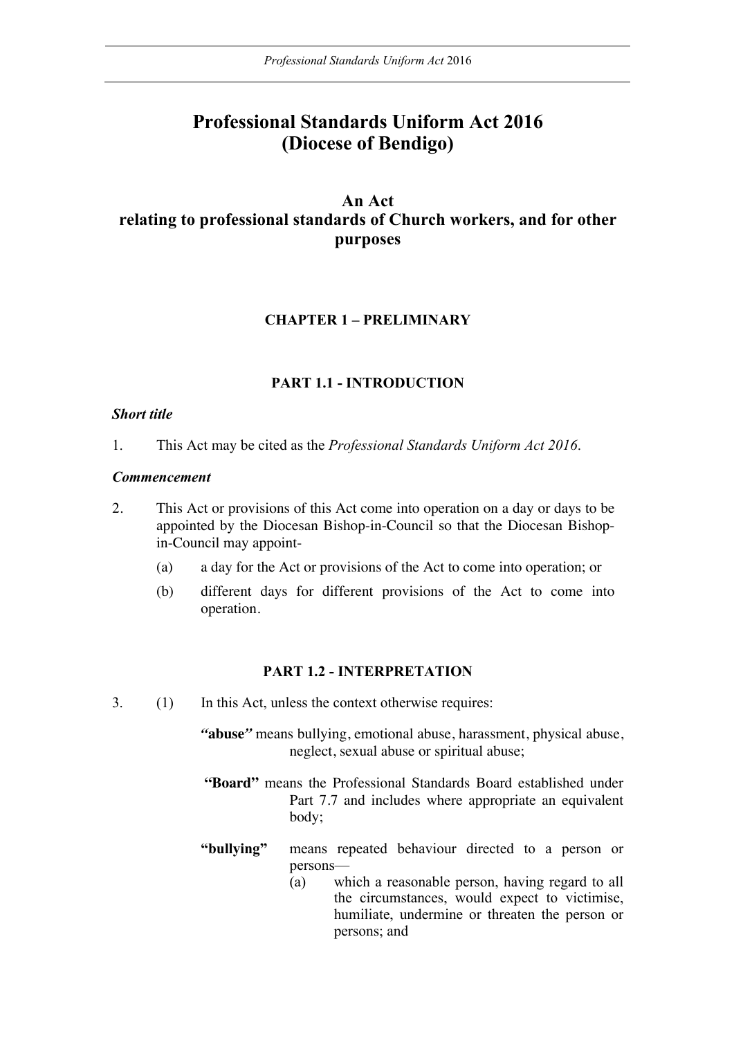# Professional Standards Uniform Act 2016 (Diocese of Bendigo)

## An Act relating to professional standards of Church workers, and for other purposes

### CHAPTER 1 – PRELIMINARY

#### PART 1.1 - INTRODUCTION

***Short title***

1. This Act may be cited as the *Professional Standards Uniform Act 2016*.

***Commencement***

2. This Act or provisions of this Act come into operation on a day or days to be appointed by the Diocesan Bishop-in-Council so that the Diocesan Bishop-in-Council may appoint-
   - (a) a day for the Act or provisions of the Act to come into operation; or
   - (b) different days for different provisions of the Act to come into operation.

#### PART 1.2 - INTERPRETATION

3. (1) In this Act, unless the context otherwise requires:

   ***"abuse"*** means bullying, emotional abuse, harassment, physical abuse, neglect, sexual abuse or spiritual abuse;

   **"Board"** means the Professional Standards Board established under Part 7.7 and includes where appropriate an equivalent body;

   **"bullying"** means repeated behaviour directed to a person or persons—
   - (a) which a reasonable person, having regard to all the circumstances, would expect to victimise, humiliate, undermine or threaten the person or persons; and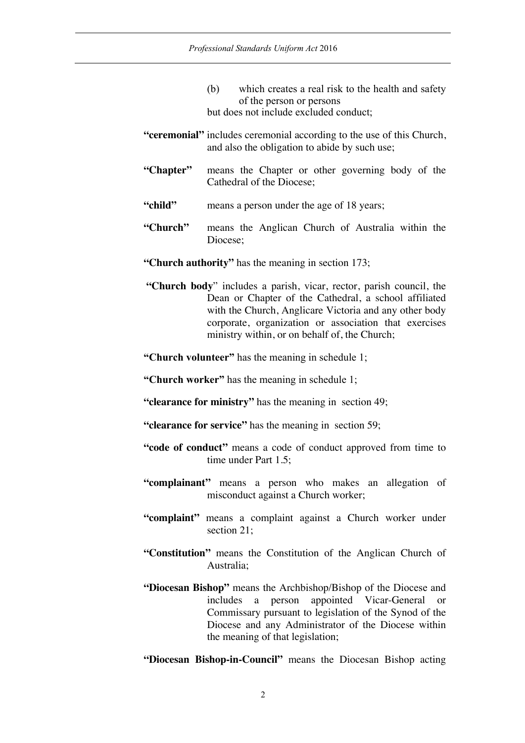(b) which creates a real risk to the health and safety of the person or persons

but does not include excluded conduct;

**"ceremonial"** includes ceremonial according to the use of this Church, and also the obligation to abide by such use;

**"Chapter"** means the Chapter or other governing body of the Cathedral of the Diocese;

**"child"** means a person under the age of 18 years;

**"Church"** means the Anglican Church of Australia within the Diocese;

**"Church authority"** has the meaning in section 173;

**"Church body"** includes a parish, vicar, rector, parish council, the Dean or Chapter of the Cathedral, a school affiliated with the Church, Anglicare Victoria and any other body corporate, organization or association that exercises ministry within, or on behalf of, the Church;

**"Church volunteer"** has the meaning in schedule 1;

**"Church worker"** has the meaning in schedule 1;

**"clearance for ministry"** has the meaning in section 49;

**"clearance for service"** has the meaning in section 59;

**"code of conduct"** means a code of conduct approved from time to time under Part 1.5;

**"complainant"** means a person who makes an allegation of misconduct against a Church worker;

**"complaint"** means a complaint against a Church worker under section 21;

**"Constitution"** means the Constitution of the Anglican Church of Australia;

**"Diocesan Bishop"** means the Archbishop/Bishop of the Diocese and includes a person appointed Vicar-General or Commissary pursuant to legislation of the Synod of the Diocese and any Administrator of the Diocese within the meaning of that legislation;

**"Diocesan Bishop-in-Council"** means the Diocesan Bishop acting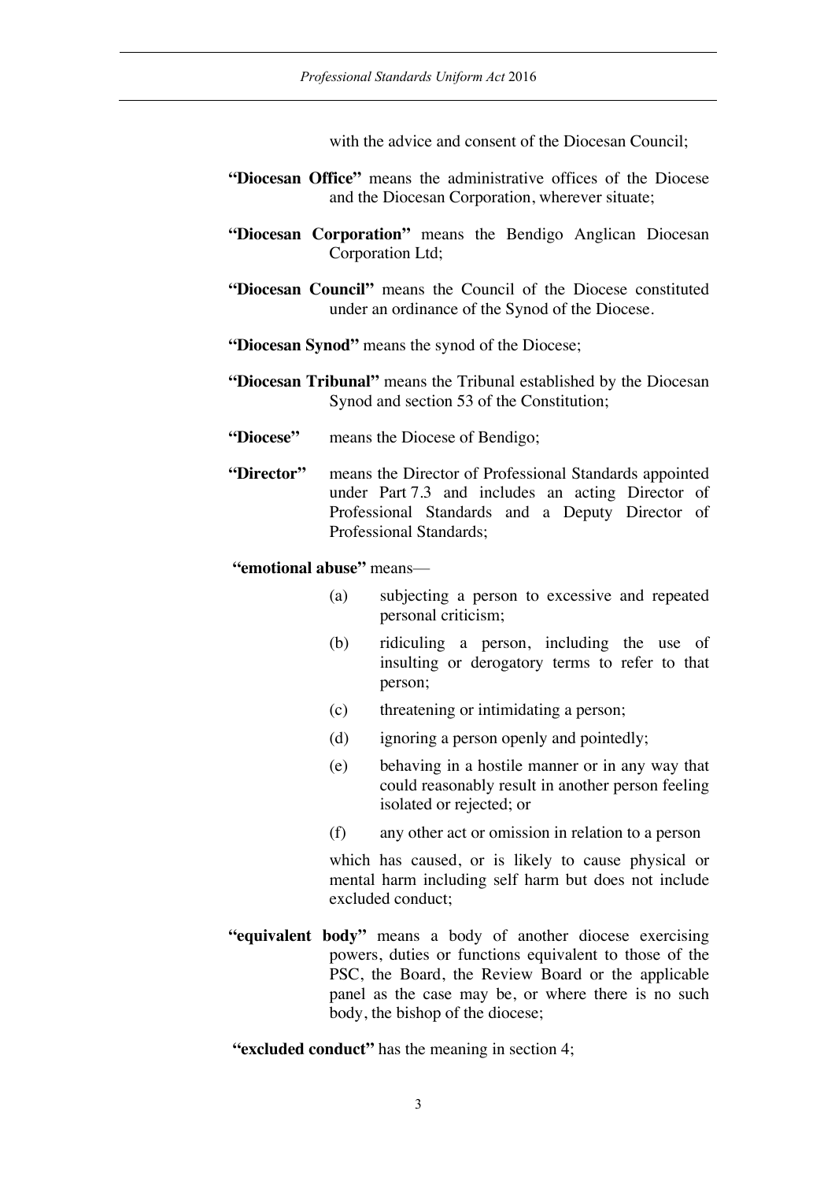with the advice and consent of the Diocesan Council;

**"Diocesan Office"** means the administrative offices of the Diocese and the Diocesan Corporation, wherever situate;

**"Diocesan Corporation"** means the Bendigo Anglican Diocesan Corporation Ltd;

**"Diocesan Council"** means the Council of the Diocese constituted under an ordinance of the Synod of the Diocese.

**"Diocesan Synod"** means the synod of the Diocese;

**"Diocesan Tribunal"** means the Tribunal established by the Diocesan Synod and section 53 of the Constitution;

**"Diocese"** means the Diocese of Bendigo;

**"Director"** means the Director of Professional Standards appointed under Part 7.3 and includes an acting Director of Professional Standards and a Deputy Director of Professional Standards;

**"emotional abuse"** means—

(a) subjecting a person to excessive and repeated personal criticism;

(b) ridiculing a person, including the use of insulting or derogatory terms to refer to that person;

(c) threatening or intimidating a person;

(d) ignoring a person openly and pointedly;

(e) behaving in a hostile manner or in any way that could reasonably result in another person feeling isolated or rejected; or

(f) any other act or omission in relation to a person

which has caused, or is likely to cause physical or mental harm including self harm but does not include excluded conduct;

**"equivalent body"** means a body of another diocese exercising powers, duties or functions equivalent to those of the PSC, the Board, the Review Board or the applicable panel as the case may be, or where there is no such body, the bishop of the diocese;

**"excluded conduct"** has the meaning in section 4;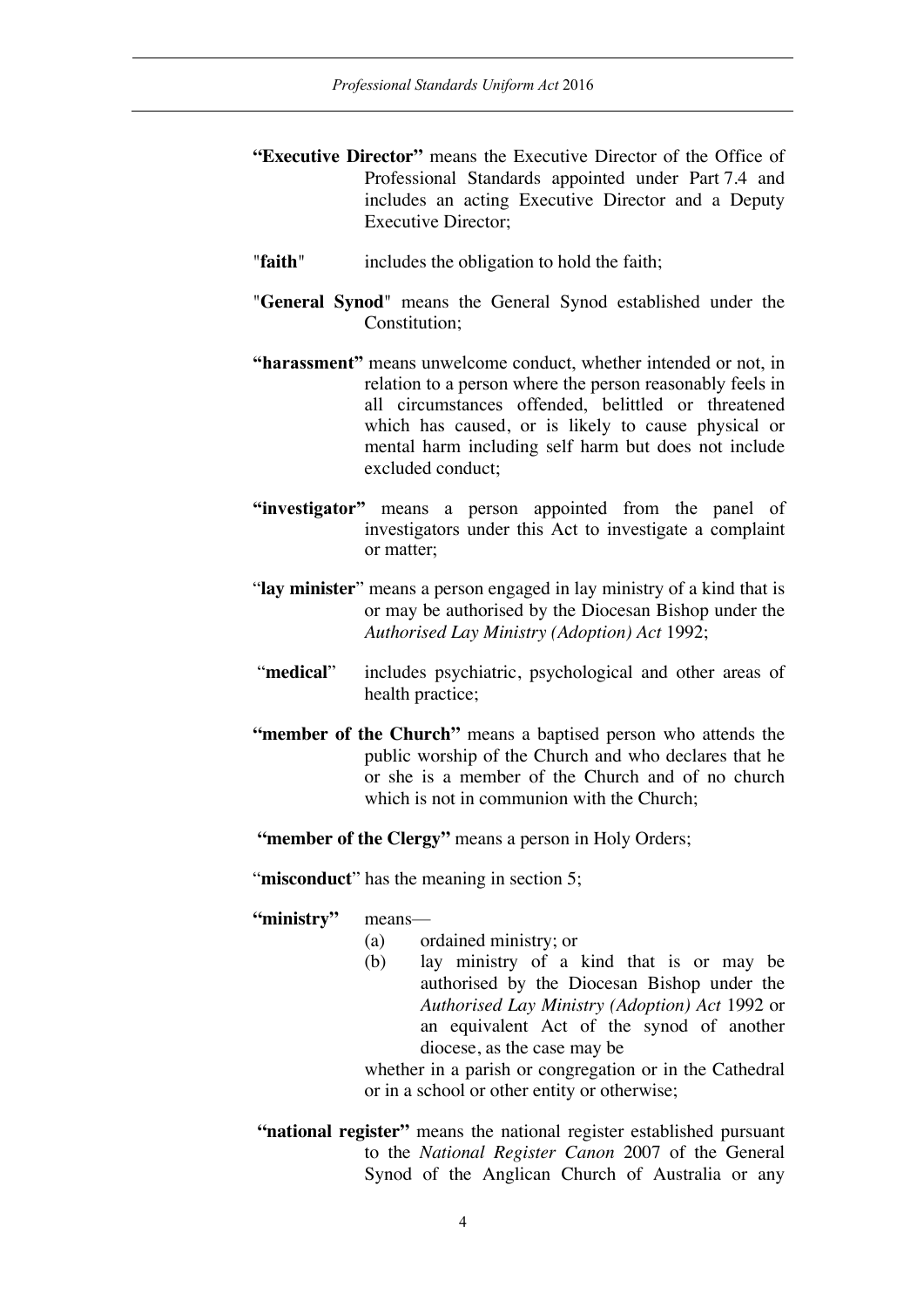**"Executive Director"** means the Executive Director of the Office of Professional Standards appointed under Part 7.4 and includes an acting Executive Director and a Deputy Executive Director;

"**faith**" includes the obligation to hold the faith;

"**General Synod**" means the General Synod established under the Constitution;

**"harassment"** means unwelcome conduct, whether intended or not, in relation to a person where the person reasonably feels in all circumstances offended, belittled or threatened which has caused, or is likely to cause physical or mental harm including self harm but does not include excluded conduct;

**"investigator"** means a person appointed from the panel of investigators under this Act to investigate a complaint or matter;

"**lay minister**" means a person engaged in lay ministry of a kind that is or may be authorised by the Diocesan Bishop under the *Authorised Lay Ministry (Adoption) Act* 1992;

"**medical**" includes psychiatric, psychological and other areas of health practice;

**"member of the Church"** means a baptised person who attends the public worship of the Church and who declares that he or she is a member of the Church and of no church which is not in communion with the Church;

**"member of the Clergy"** means a person in Holy Orders;

"**misconduct**" has the meaning in section 5;

**"ministry"** means—

(a) ordained ministry; or

(b) lay ministry of a kind that is or may be authorised by the Diocesan Bishop under the *Authorised Lay Ministry (Adoption) Act* 1992 or an equivalent Act of the synod of another diocese, as the case may be

whether in a parish or congregation or in the Cathedral or in a school or other entity or otherwise;

**"national register"** means the national register established pursuant to the *National Register Canon* 2007 of the General Synod of the Anglican Church of Australia or any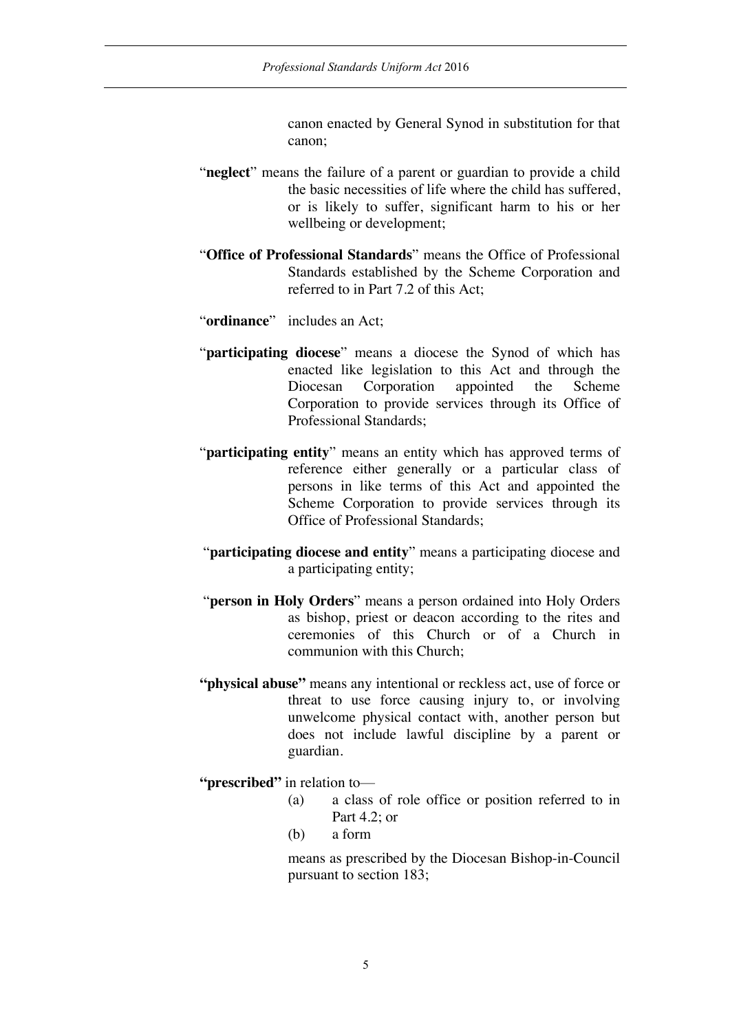canon enacted by General Synod in substitution for that canon;

"**neglect**" means the failure of a parent or guardian to provide a child the basic necessities of life where the child has suffered, or is likely to suffer, significant harm to his or her wellbeing or development;

"**Office of Professional Standards**" means the Office of Professional Standards established by the Scheme Corporation and referred to in Part 7.2 of this Act;

"**ordinance**" includes an Act;

"**participating diocese**" means a diocese the Synod of which has enacted like legislation to this Act and through the Diocesan Corporation appointed the Scheme Corporation to provide services through its Office of Professional Standards;

"**participating entity**" means an entity which has approved terms of reference either generally or a particular class of persons in like terms of this Act and appointed the Scheme Corporation to provide services through its Office of Professional Standards;

"**participating diocese and entity**" means a participating diocese and a participating entity;

"**person in Holy Orders**" means a person ordained into Holy Orders as bishop, priest or deacon according to the rites and ceremonies of this Church or of a Church in communion with this Church;

**"physical abuse"** means any intentional or reckless act, use of force or threat to use force causing injury to, or involving unwelcome physical contact with, another person but does not include lawful discipline by a parent or guardian.

**"prescribed"** in relation to—

(a) a class of role office or position referred to in Part 4.2; or

(b) a form

means as prescribed by the Diocesan Bishop-in-Council pursuant to section 183;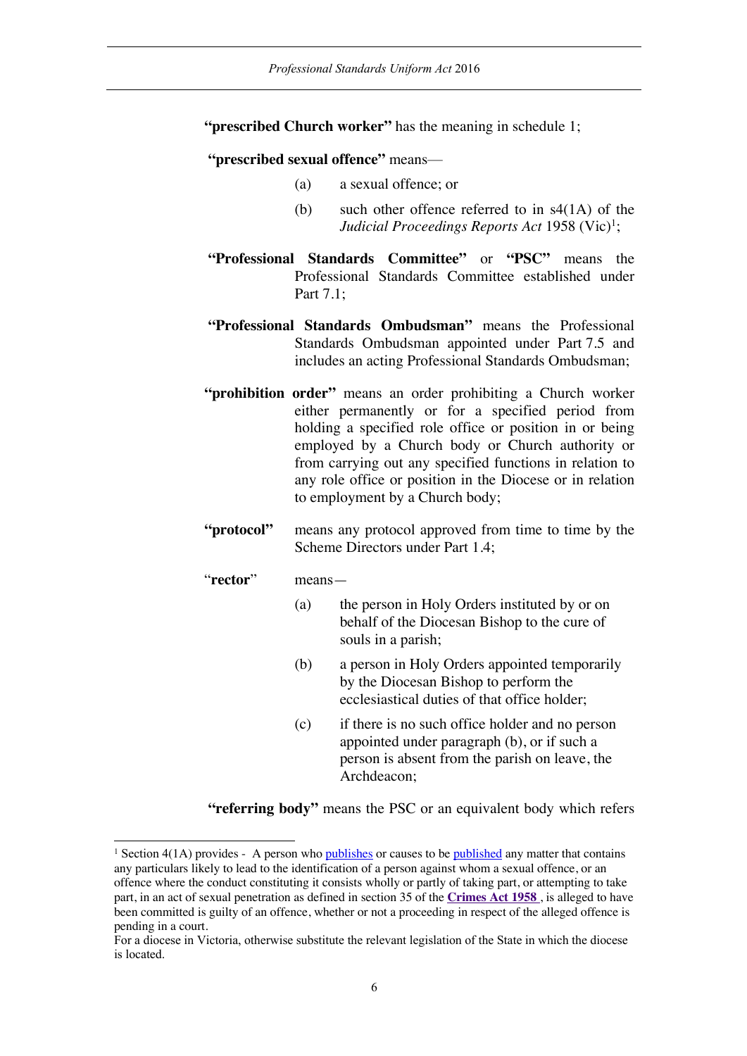**"prescribed Church worker"** has the meaning in schedule 1;

**"prescribed sexual offence"** means—

(a) a sexual offence; or

(b) such other offence referred to in s4(1A) of the *Judicial Proceedings Reports Act* 1958 (Vic)[1];

**"Professional Standards Committee"** or **"PSC"** means the Professional Standards Committee established under Part 7.1;

**"Professional Standards Ombudsman"** means the Professional Standards Ombudsman appointed under Part 7.5 and includes an acting Professional Standards Ombudsman;

**"prohibition order"** means an order prohibiting a Church worker either permanently or for a specified period from holding a specified role office or position in or being employed by a Church body or Church authority or from carrying out any specified functions in relation to any role office or position in the Diocese or in relation to employment by a Church body;

**"protocol"** means any protocol approved from time to time by the Scheme Directors under Part 1.4;

"**rector**" means—

(a) the person in Holy Orders instituted by or on behalf of the Diocesan Bishop to the cure of souls in a parish;

(b) a person in Holy Orders appointed temporarily by the Diocesan Bishop to perform the ecclesiastical duties of that office holder;

(c) if there is no such office holder and no person appointed under paragraph (b), or if such a person is absent from the parish on leave, the Archdeacon;

**"referring body"** means the PSC or an equivalent body which refers

---

[1] Section 4(1A) provides - A person who publishes or causes to be published any matter that contains any particulars likely to lead to the identification of a person against whom a sexual offence, or an offence where the conduct constituting it consists wholly or partly of taking part, or attempting to take part, in an act of sexual penetration as defined in section 35 of the **Crimes Act 1958** , is alleged to have been committed is guilty of an offence, whether or not a proceeding in respect of the alleged offence is pending in a court.
For a diocese in Victoria, otherwise substitute the relevant legislation of the State in which the diocese is located.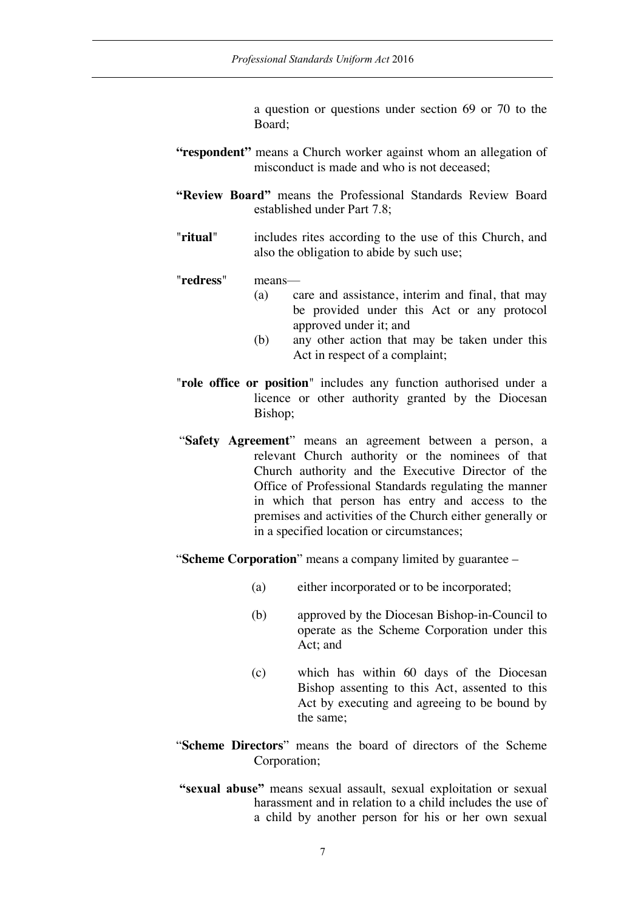a question or questions under section 69 or 70 to the Board;

**"respondent"** means a Church worker against whom an allegation of misconduct is made and who is not deceased;

**"Review Board"** means the Professional Standards Review Board established under Part 7.8;

"**ritual**" includes rites according to the use of this Church, and also the obligation to abide by such use;

"**redress**" means—

(a) care and assistance, interim and final, that may be provided under this Act or any protocol approved under it; and

(b) any other action that may be taken under this Act in respect of a complaint;

"**role office or position**" includes any function authorised under a licence or other authority granted by the Diocesan Bishop;

"**Safety Agreement**" means an agreement between a person, a relevant Church authority or the nominees of that Church authority and the Executive Director of the Office of Professional Standards regulating the manner in which that person has entry and access to the premises and activities of the Church either generally or in a specified location or circumstances;

"**Scheme Corporation**" means a company limited by guarantee –

(a) either incorporated or to be incorporated;

(b) approved by the Diocesan Bishop-in-Council to operate as the Scheme Corporation under this Act; and

(c) which has within 60 days of the Diocesan Bishop assenting to this Act, assented to this Act by executing and agreeing to be bound by the same;

"**Scheme Directors**" means the board of directors of the Scheme Corporation;

**"sexual abuse"** means sexual assault, sexual exploitation or sexual harassment and in relation to a child includes the use of a child by another person for his or her own sexual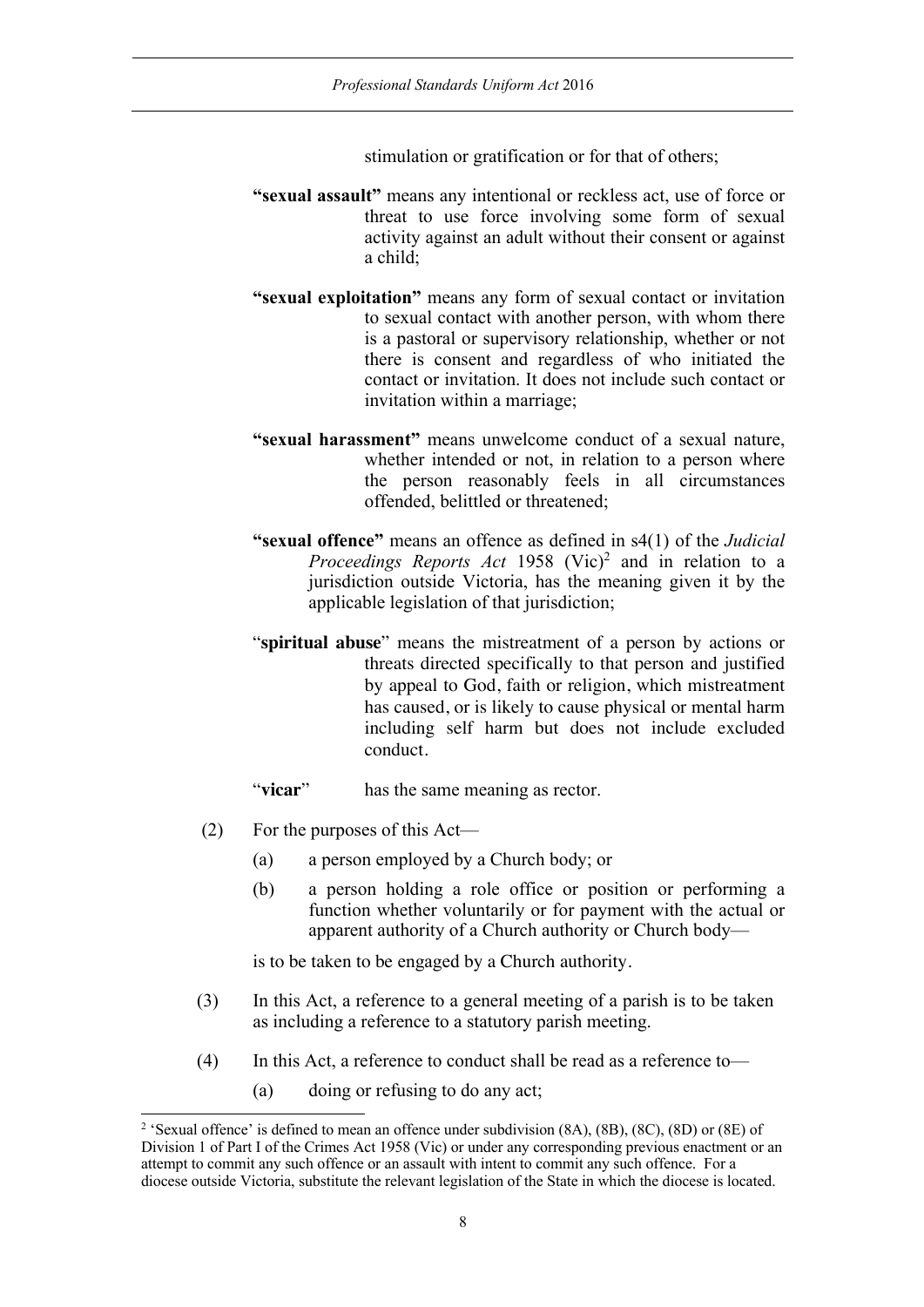stimulation or gratification or for that of others;

**"sexual assault"** means any intentional or reckless act, use of force or threat to use force involving some form of sexual activity against an adult without their consent or against a child;

**"sexual exploitation"** means any form of sexual contact or invitation to sexual contact with another person, with whom there is a pastoral or supervisory relationship, whether or not there is consent and regardless of who initiated the contact or invitation. It does not include such contact or invitation within a marriage;

**"sexual harassment"** means unwelcome conduct of a sexual nature, whether intended or not, in relation to a person where the person reasonably feels in all circumstances offended, belittled or threatened;

**"sexual offence"** means an offence as defined in s4(1) of the *Judicial Proceedings Reports Act* 1958 (Vic)[2] and in relation to a jurisdiction outside Victoria, has the meaning given it by the applicable legislation of that jurisdiction;

"**spiritual abuse**" means the mistreatment of a person by actions or threats directed specifically to that person and justified by appeal to God, faith or religion, which mistreatment has caused, or is likely to cause physical or mental harm including self harm but does not include excluded conduct.

"**vicar**" has the same meaning as rector.

(2) For the purposes of this Act—

(a) a person employed by a Church body; or

(b) a person holding a role office or position or performing a function whether voluntarily or for payment with the actual or apparent authority of a Church authority or Church body—

is to be taken to be engaged by a Church authority.

(3) In this Act, a reference to a general meeting of a parish is to be taken as including a reference to a statutory parish meeting.

(4) In this Act, a reference to conduct shall be read as a reference to—

(a) doing or refusing to do any act;

[2] 'Sexual offence' is defined to mean an offence under subdivision (8A), (8B), (8C), (8D) or (8E) of Division 1 of Part I of the Crimes Act 1958 (Vic) or under any corresponding previous enactment or an attempt to commit any such offence or an assault with intent to commit any such offence. For a diocese outside Victoria, substitute the relevant legislation of the State in which the diocese is located.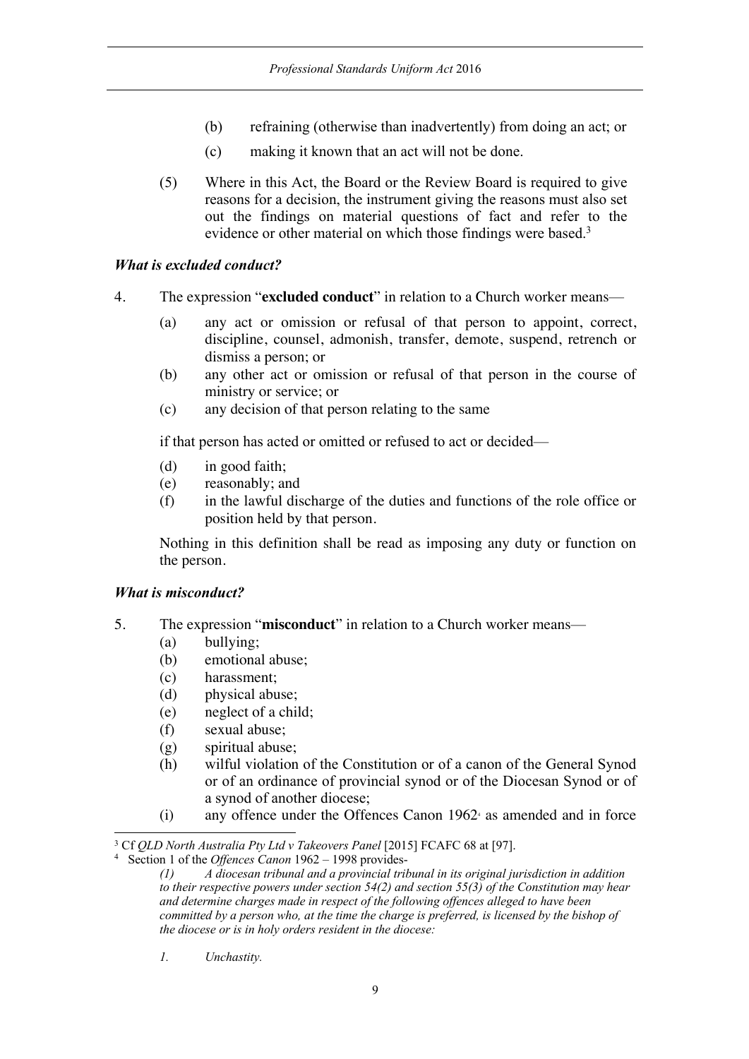(b) refraining (otherwise than inadvertently) from doing an act; or

(c) making it known that an act will not be done.

(5) Where in this Act, the Board or the Review Board is required to give reasons for a decision, the instrument giving the reasons must also set out the findings on material questions of fact and refer to the evidence or other material on which those findings were based.[3]

### *What is excluded conduct?*

4. The expression "**excluded conduct**" in relation to a Church worker means—

   (a) any act or omission or refusal of that person to appoint, correct, discipline, counsel, admonish, transfer, demote, suspend, retrench or dismiss a person; or

   (b) any other act or omission or refusal of that person in the course of ministry or service; or

   (c) any decision of that person relating to the same

   if that person has acted or omitted or refused to act or decided—

   (d) in good faith;

   (e) reasonably; and

   (f) in the lawful discharge of the duties and functions of the role office or position held by that person.

   Nothing in this definition shall be read as imposing any duty or function on the person.

### *What is misconduct?*

5. The expression "**misconduct**" in relation to a Church worker means—

   (a) bullying;

   (b) emotional abuse;

   (c) harassment;

   (d) physical abuse;

   (e) neglect of a child;

   (f) sexual abuse;

   (g) spiritual abuse;

   (h) wilful violation of the Constitution or of a canon of the General Synod or of an ordinance of provincial synod or of the Diocesan Synod or of a synod of another diocese;

   (i) any offence under the Offences Canon 1962[4] as amended and in force

---

[3] Cf *QLD North Australia Pty Ltd v Takeovers Panel* [2015] FCAFC 68 at [97].

[4] Section 1 of the *Offences Canon* 1962 – 1998 provides-

*(1) A diocesan tribunal and a provincial tribunal in its original jurisdiction in addition to their respective powers under section 54(2) and section 55(3) of the Constitution may hear and determine charges made in respect of the following offences alleged to have been committed by a person who, at the time the charge is preferred, is licensed by the bishop of the diocese or is in holy orders resident in the diocese:*

*1. Unchastity.*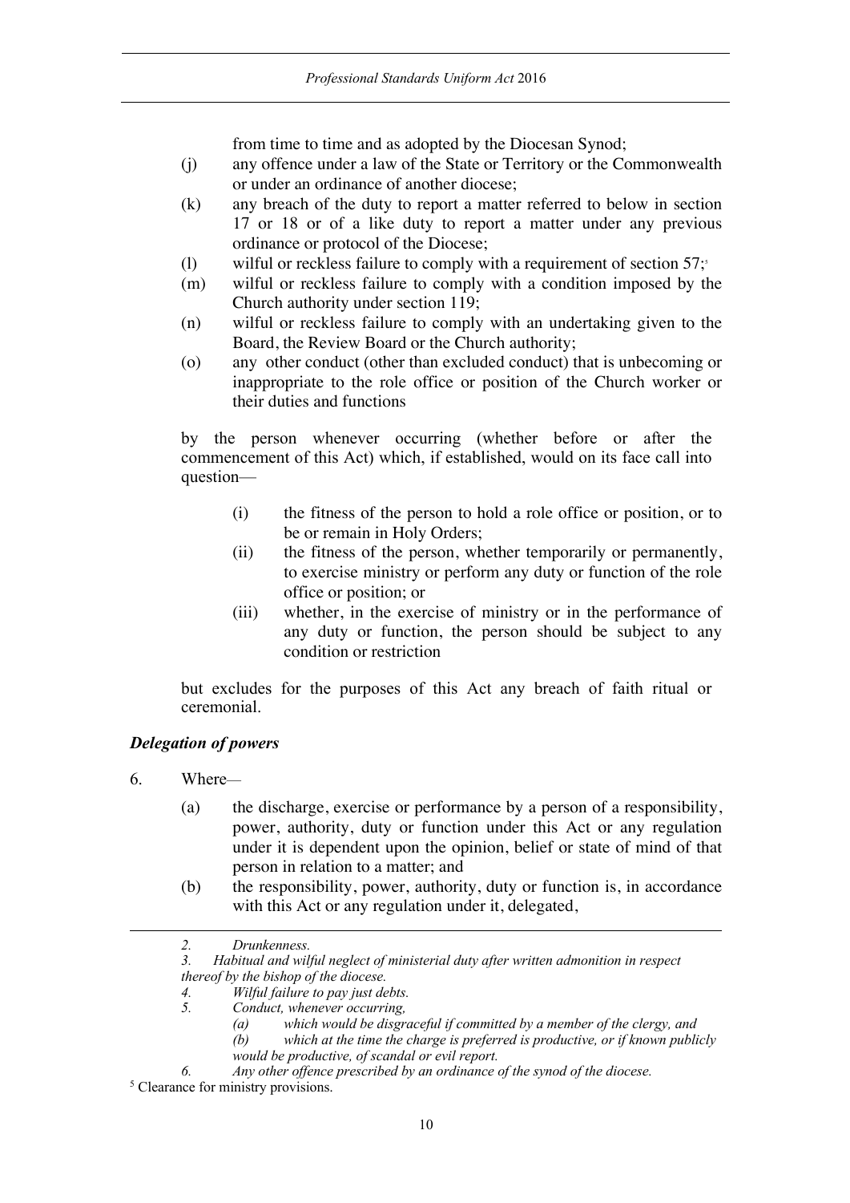from time to time and as adopted by the Diocesan Synod;

(j) any offence under a law of the State or Territory or the Commonwealth or under an ordinance of another diocese;

(k) any breach of the duty to report a matter referred to below in section 17 or 18 or of a like duty to report a matter under any previous ordinance or protocol of the Diocese;

(l) wilful or reckless failure to comply with a requirement of section 57;[5]

(m) wilful or reckless failure to comply with a condition imposed by the Church authority under section 119;

(n) wilful or reckless failure to comply with an undertaking given to the Board, the Review Board or the Church authority;

(o) any other conduct (other than excluded conduct) that is unbecoming or inappropriate to the role office or position of the Church worker or their duties and functions

by the person whenever occurring (whether before or after the commencement of this Act) which, if established, would on its face call into question—

(i) the fitness of the person to hold a role office or position, or to be or remain in Holy Orders;

(ii) the fitness of the person, whether temporarily or permanently, to exercise ministry or perform any duty or function of the role office or position; or

(iii) whether, in the exercise of ministry or in the performance of any duty or function, the person should be subject to any condition or restriction

but excludes for the purposes of this Act any breach of faith ritual or ceremonial.

### *Delegation of powers*

6. Where—

(a) the discharge, exercise or performance by a person of a responsibility, power, authority, duty or function under this Act or any regulation under it is dependent upon the opinion, belief or state of mind of that person in relation to a matter; and

(b) the responsibility, power, authority, duty or function is, in accordance with this Act or any regulation under it, delegated,

---

*2. Drunkenness.*

*3. Habitual and wilful neglect of ministerial duty after written admonition in respect thereof by the bishop of the diocese.*

*4. Wilful failure to pay just debts.*

*5. Conduct, whenever occurring,*

*(a) which would be disgraceful if committed by a member of the clergy, and*

*(b) which at the time the charge is preferred is productive, or if known publicly would be productive, of scandal or evil report.*

*6. Any other offence prescribed by an ordinance of the synod of the diocese.*

[5] Clearance for ministry provisions.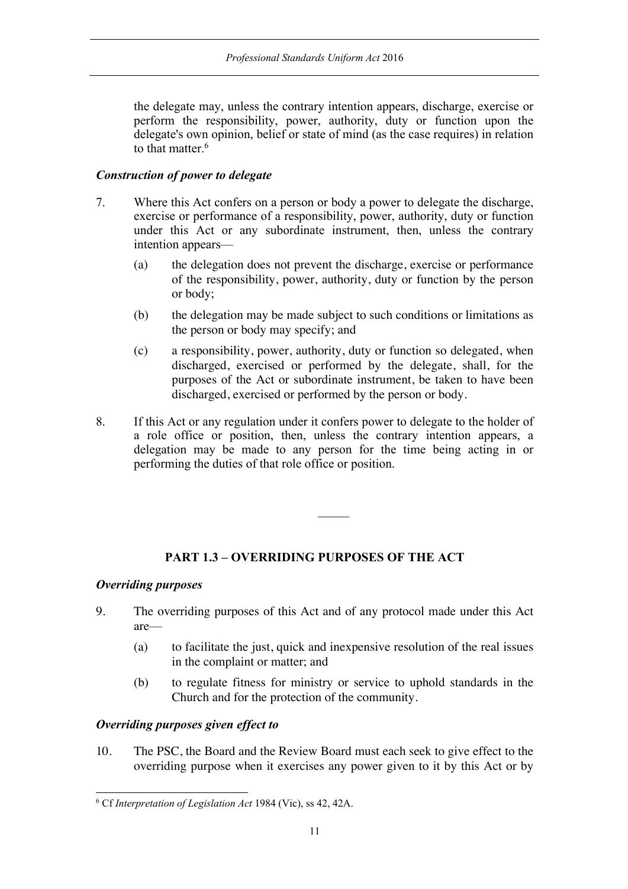the delegate may, unless the contrary intention appears, discharge, exercise or perform the responsibility, power, authority, duty or function upon the delegate's own opinion, belief or state of mind (as the case requires) in relation to that matter.[6]

***Construction of power to delegate***

7. Where this Act confers on a person or body a power to delegate the discharge, exercise or performance of a responsibility, power, authority, duty or function under this Act or any subordinate instrument, then, unless the contrary intention appears—

   (a) the delegation does not prevent the discharge, exercise or performance of the responsibility, power, authority, duty or function by the person or body;

   (b) the delegation may be made subject to such conditions or limitations as the person or body may specify; and

   (c) a responsibility, power, authority, duty or function so delegated, when discharged, exercised or performed by the delegate, shall, for the purposes of the Act or subordinate instrument, be taken to have been discharged, exercised or performed by the person or body.

8. If this Act or any regulation under it confers power to delegate to the holder of a role office or position, then, unless the contrary intention appears, a delegation may be made to any person for the time being acting in or performing the duties of that role office or position.

———

## PART 1.3 – OVERRIDING PURPOSES OF THE ACT

***Overriding purposes***

9. The overriding purposes of this Act and of any protocol made under this Act are—

   (a) to facilitate the just, quick and inexpensive resolution of the real issues in the complaint or matter; and

   (b) to regulate fitness for ministry or service to uphold standards in the Church and for the protection of the community.

***Overriding purposes given effect to***

10. The PSC, the Board and the Review Board must each seek to give effect to the overriding purpose when it exercises any power given to it by this Act or by

---

[6] Cf *Interpretation of Legislation Act* 1984 (Vic), ss 42, 42A.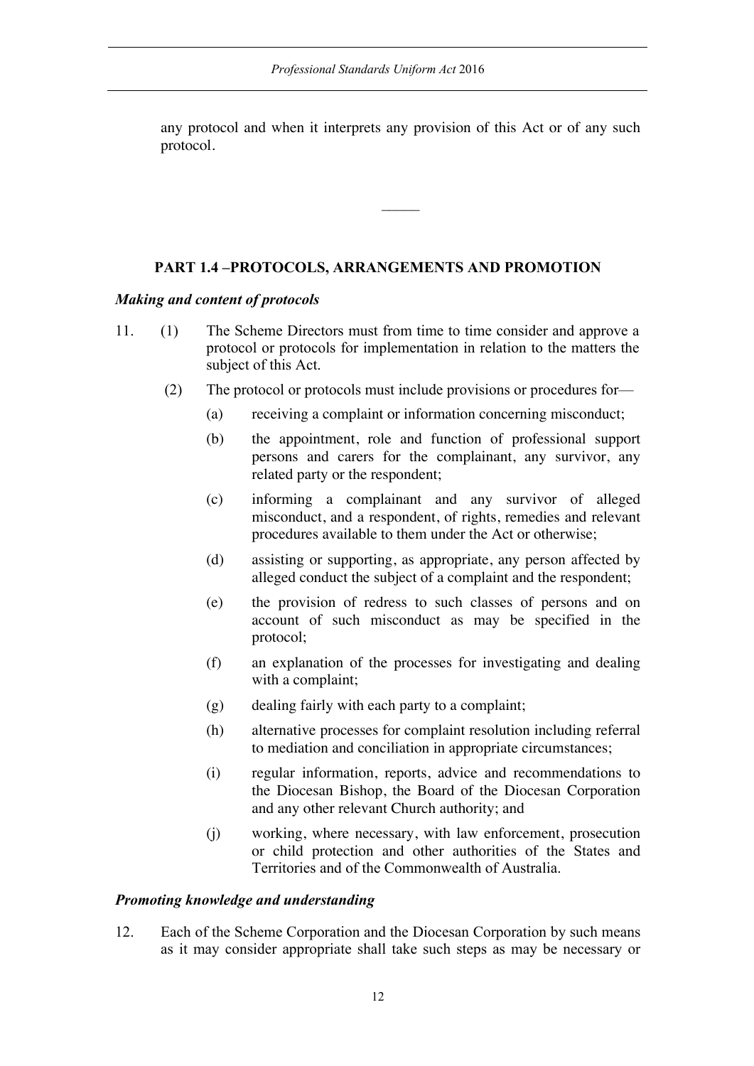any protocol and when it interprets any provision of this Act or of any such protocol.

---

## PART 1.4 –PROTOCOLS, ARRANGEMENTS AND PROMOTION

***Making and content of protocols***

11. (1) The Scheme Directors must from time to time consider and approve a protocol or protocols for implementation in relation to the matters the subject of this Act.

 (2) The protocol or protocols must include provisions or procedures for—

 (a) receiving a complaint or information concerning misconduct;

 (b) the appointment, role and function of professional support persons and carers for the complainant, any survivor, any related party or the respondent;

 (c) informing a complainant and any survivor of alleged misconduct, and a respondent, of rights, remedies and relevant procedures available to them under the Act or otherwise;

 (d) assisting or supporting, as appropriate, any person affected by alleged conduct the subject of a complaint and the respondent;

 (e) the provision of redress to such classes of persons and on account of such misconduct as may be specified in the protocol;

 (f) an explanation of the processes for investigating and dealing with a complaint;

 (g) dealing fairly with each party to a complaint;

 (h) alternative processes for complaint resolution including referral to mediation and conciliation in appropriate circumstances;

 (i) regular information, reports, advice and recommendations to the Diocesan Bishop, the Board of the Diocesan Corporation and any other relevant Church authority; and

 (j) working, where necessary, with law enforcement, prosecution or child protection and other authorities of the States and Territories and of the Commonwealth of Australia.

***Promoting knowledge and understanding***

12. Each of the Scheme Corporation and the Diocesan Corporation by such means as it may consider appropriate shall take such steps as may be necessary or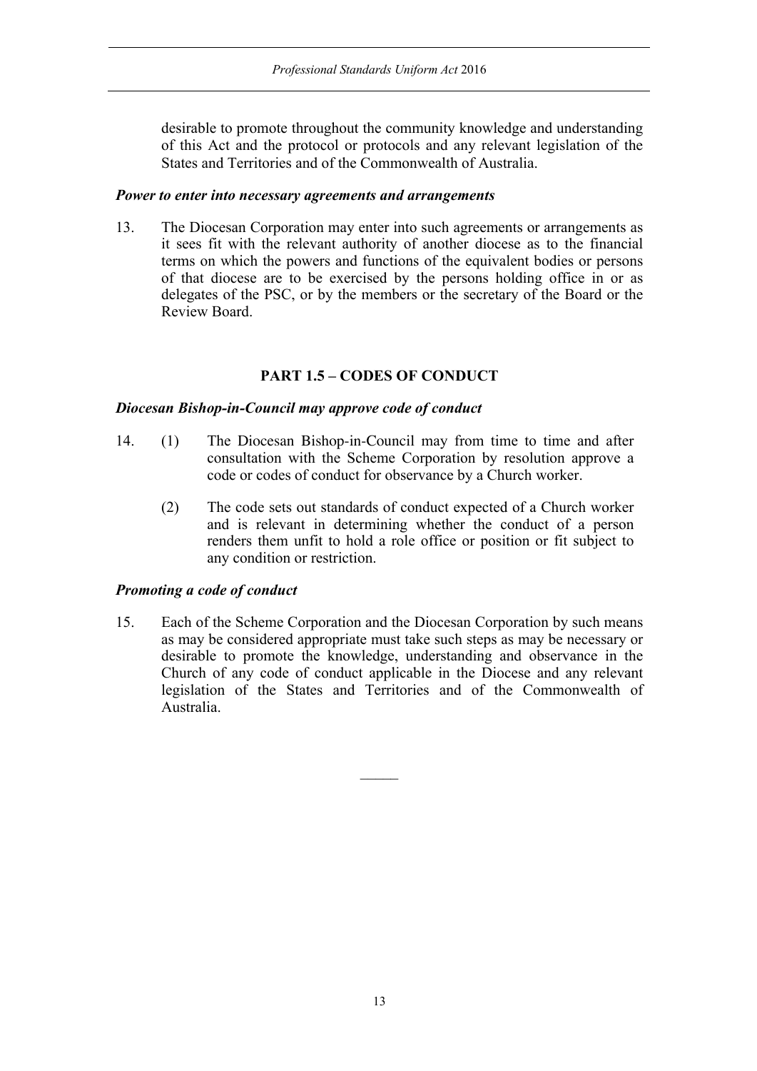desirable to promote throughout the community knowledge and understanding of this Act and the protocol or protocols and any relevant legislation of the States and Territories and of the Commonwealth of Australia.

***Power to enter into necessary agreements and arrangements***

13. The Diocesan Corporation may enter into such agreements or arrangements as it sees fit with the relevant authority of another diocese as to the financial terms on which the powers and functions of the equivalent bodies or persons of that diocese are to be exercised by the persons holding office in or as delegates of the PSC, or by the members or the secretary of the Board or the Review Board.

## PART 1.5 – CODES OF CONDUCT

***Diocesan Bishop-in-Council may approve code of conduct***

14. (1) The Diocesan Bishop-in-Council may from time to time and after consultation with the Scheme Corporation by resolution approve a code or codes of conduct for observance by a Church worker.

    (2) The code sets out standards of conduct expected of a Church worker and is relevant in determining whether the conduct of a person renders them unfit to hold a role office or position or fit subject to any condition or restriction.

***Promoting a code of conduct***

15. Each of the Scheme Corporation and the Diocesan Corporation by such means as may be considered appropriate must take such steps as may be necessary or desirable to promote the knowledge, understanding and observance in the Church of any code of conduct applicable in the Diocese and any relevant legislation of the States and Territories and of the Commonwealth of Australia.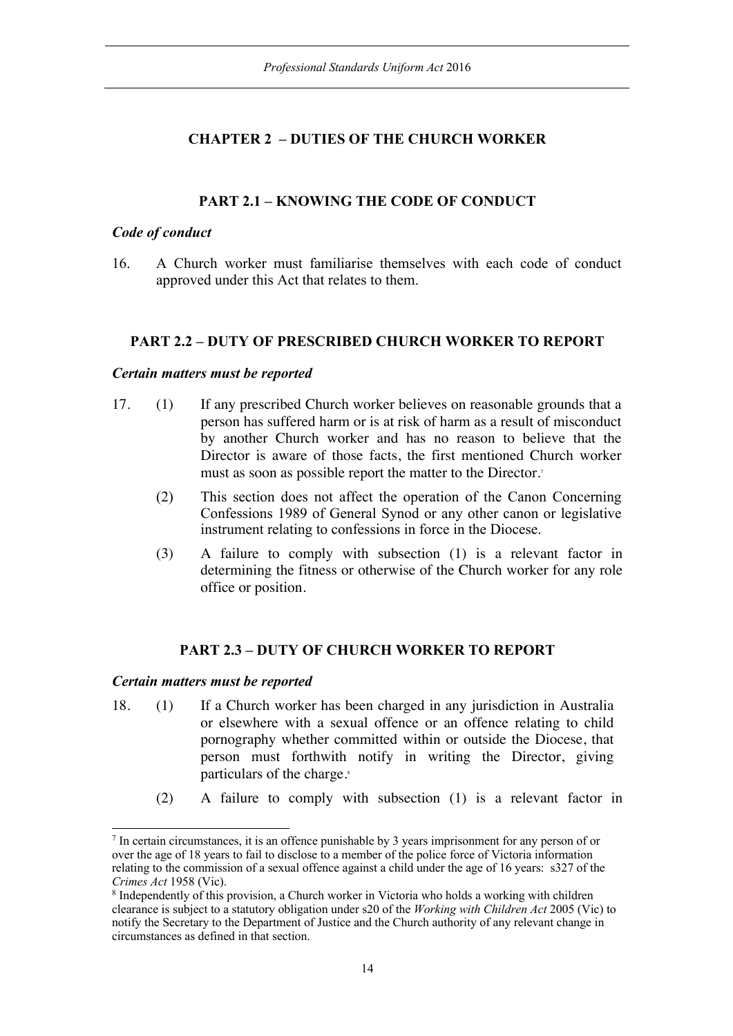## CHAPTER 2 – DUTIES OF THE CHURCH WORKER

### PART 2.1 – KNOWING THE CODE OF CONDUCT

*Code of conduct*

16. A Church worker must familiarise themselves with each code of conduct approved under this Act that relates to them.

### PART 2.2 – DUTY OF PRESCRIBED CHURCH WORKER TO REPORT

*Certain matters must be reported*

17. (1) If any prescribed Church worker believes on reasonable grounds that a person has suffered harm or is at risk of harm as a result of misconduct by another Church worker and has no reason to believe that the Director is aware of those facts, the first mentioned Church worker must as soon as possible report the matter to the Director.[7]

(2) This section does not affect the operation of the Canon Concerning Confessions 1989 of General Synod or any other canon or legislative instrument relating to confessions in force in the Diocese.

(3) A failure to comply with subsection (1) is a relevant factor in determining the fitness or otherwise of the Church worker for any role office or position.

### PART 2.3 – DUTY OF CHURCH WORKER TO REPORT

*Certain matters must be reported*

18. (1) If a Church worker has been charged in any jurisdiction in Australia or elsewhere with a sexual offence or an offence relating to child pornography whether committed within or outside the Diocese, that person must forthwith notify in writing the Director, giving particulars of the charge.[8]

(2) A failure to comply with subsection (1) is a relevant factor in

---

[7] In certain circumstances, it is an offence punishable by 3 years imprisonment for any person of or over the age of 18 years to fail to disclose to a member of the police force of Victoria information relating to the commission of a sexual offence against a child under the age of 16 years: s327 of the *Crimes Act* 1958 (Vic).

[8] Independently of this provision, a Church worker in Victoria who holds a working with children clearance is subject to a statutory obligation under s20 of the *Working with Children Act* 2005 (Vic) to notify the Secretary to the Department of Justice and the Church authority of any relevant change in circumstances as defined in that section.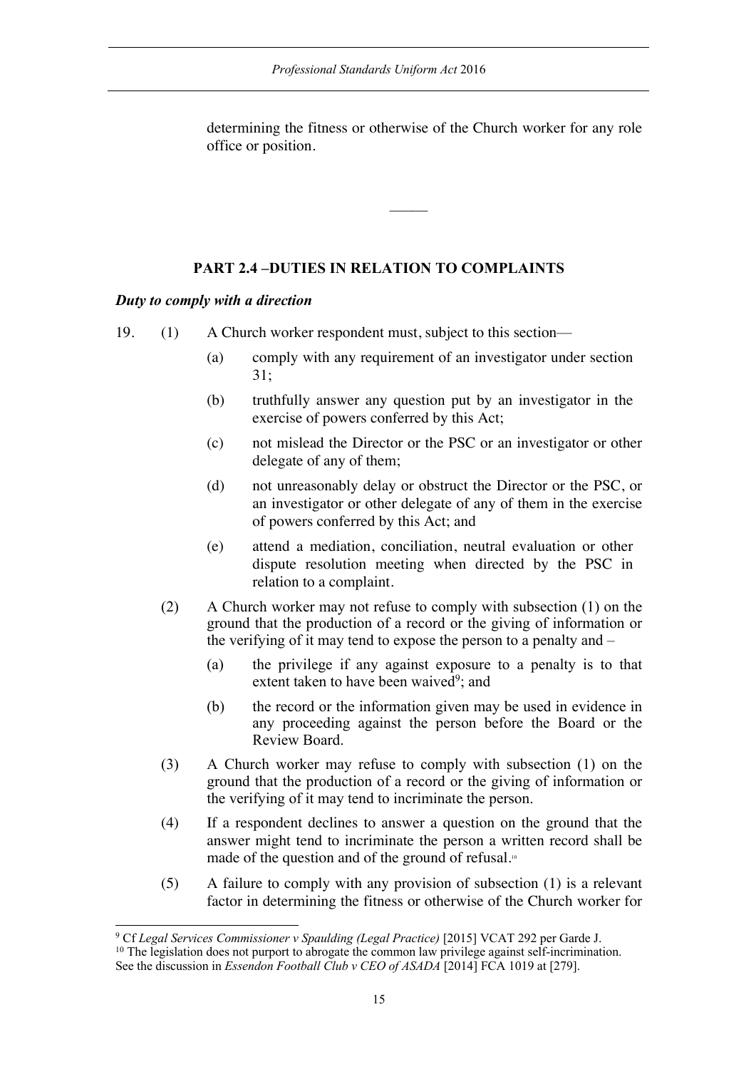determining the fitness or otherwise of the Church worker for any role office or position.

―――

### PART 2.4 –DUTIES IN RELATION TO COMPLAINTS

***Duty to comply with a direction***

19. (1) A Church worker respondent must, subject to this section—

    (a) comply with any requirement of an investigator under section 31;

    (b) truthfully answer any question put by an investigator in the exercise of powers conferred by this Act;

    (c) not mislead the Director or the PSC or an investigator or other delegate of any of them;

    (d) not unreasonably delay or obstruct the Director or the PSC, or an investigator or other delegate of any of them in the exercise of powers conferred by this Act; and

    (e) attend a mediation, conciliation, neutral evaluation or other dispute resolution meeting when directed by the PSC in relation to a complaint.

    (2) A Church worker may not refuse to comply with subsection (1) on the ground that the production of a record or the giving of information or the verifying of it may tend to expose the person to a penalty and –

    (a) the privilege if any against exposure to a penalty is to that extent taken to have been waived[9]; and

    (b) the record or the information given may be used in evidence in any proceeding against the person before the Board or the Review Board.

    (3) A Church worker may refuse to comply with subsection (1) on the ground that the production of a record or the giving of information or the verifying of it may tend to incriminate the person.

    (4) If a respondent declines to answer a question on the ground that the answer might tend to incriminate the person a written record shall be made of the question and of the ground of refusal.[10]

    (5) A failure to comply with any provision of subsection (1) is a relevant factor in determining the fitness or otherwise of the Church worker for

---

[9] Cf *Legal Services Commissioner v Spaulding (Legal Practice)* [2015] VCAT 292 per Garde J.

[10] The legislation does not purport to abrogate the common law privilege against self-incrimination. See the discussion in *Essendon Football Club v CEO of ASADA* [2014] FCA 1019 at [279].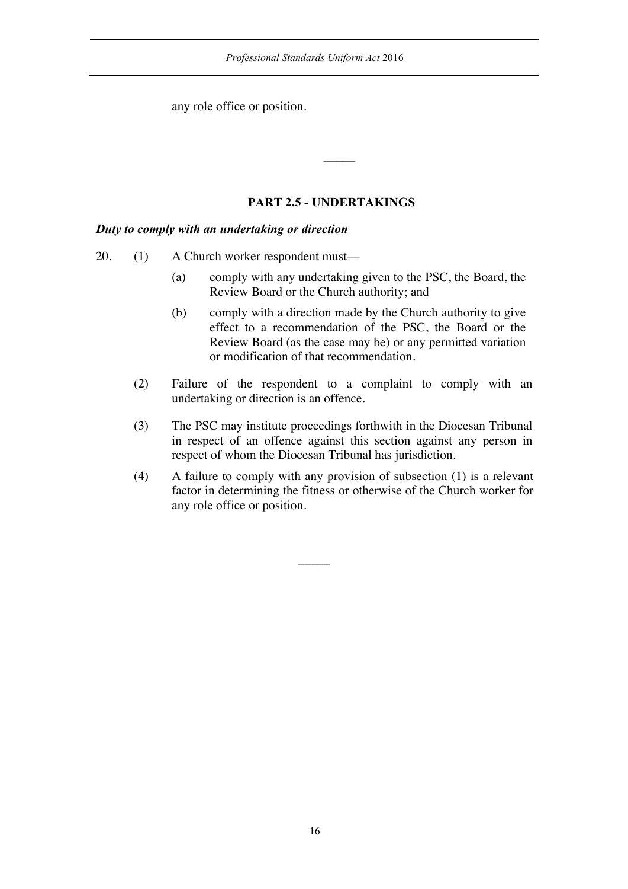any role office or position.

---

## PART 2.5 - UNDERTAKINGS

***Duty to comply with an undertaking or direction***

20. (1) A Church worker respondent must—

    (a) comply with any undertaking given to the PSC, the Board, the Review Board or the Church authority; and

    (b) comply with a direction made by the Church authority to give effect to a recommendation of the PSC, the Board or the Review Board (as the case may be) or any permitted variation or modification of that recommendation.

    (2) Failure of the respondent to a complaint to comply with an undertaking or direction is an offence.

    (3) The PSC may institute proceedings forthwith in the Diocesan Tribunal in respect of an offence against this section against any person in respect of whom the Diocesan Tribunal has jurisdiction.

    (4) A failure to comply with any provision of subsection (1) is a relevant factor in determining the fitness or otherwise of the Church worker for any role office or position.

---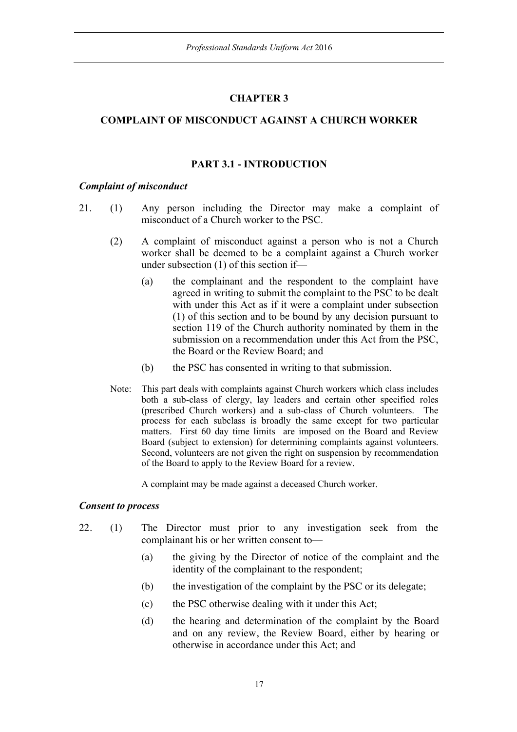## CHAPTER 3

## COMPLAINT OF MISCONDUCT AGAINST A CHURCH WORKER

### PART 3.1 - INTRODUCTION

***Complaint of misconduct***

21. (1) Any person including the Director may make a complaint of misconduct of a Church worker to the PSC.

    (2) A complaint of misconduct against a person who is not a Church worker shall be deemed to be a complaint against a Church worker under subsection (1) of this section if—

    (a) the complainant and the respondent to the complaint have agreed in writing to submit the complaint to the PSC to be dealt with under this Act as if it were a complaint under subsection (1) of this section and to be bound by any decision pursuant to section 119 of the Church authority nominated by them in the submission on a recommendation under this Act from the PSC, the Board or the Review Board; and

    (b) the PSC has consented in writing to that submission.

    Note: This part deals with complaints against Church workers which class includes both a sub-class of clergy, lay leaders and certain other specified roles (prescribed Church workers) and a sub-class of Church volunteers. The process for each subclass is broadly the same except for two particular matters. First 60 day time limits are imposed on the Board and Review Board (subject to extension) for determining complaints against volunteers. Second, volunteers are not given the right on suspension by recommendation of the Board to apply to the Review Board for a review.

    A complaint may be made against a deceased Church worker.

***Consent to process***

22. (1) The Director must prior to any investigation seek from the complainant his or her written consent to—

    (a) the giving by the Director of notice of the complaint and the identity of the complainant to the respondent;

    (b) the investigation of the complaint by the PSC or its delegate;

    (c) the PSC otherwise dealing with it under this Act;

    (d) the hearing and determination of the complaint by the Board and on any review, the Review Board, either by hearing or otherwise in accordance under this Act; and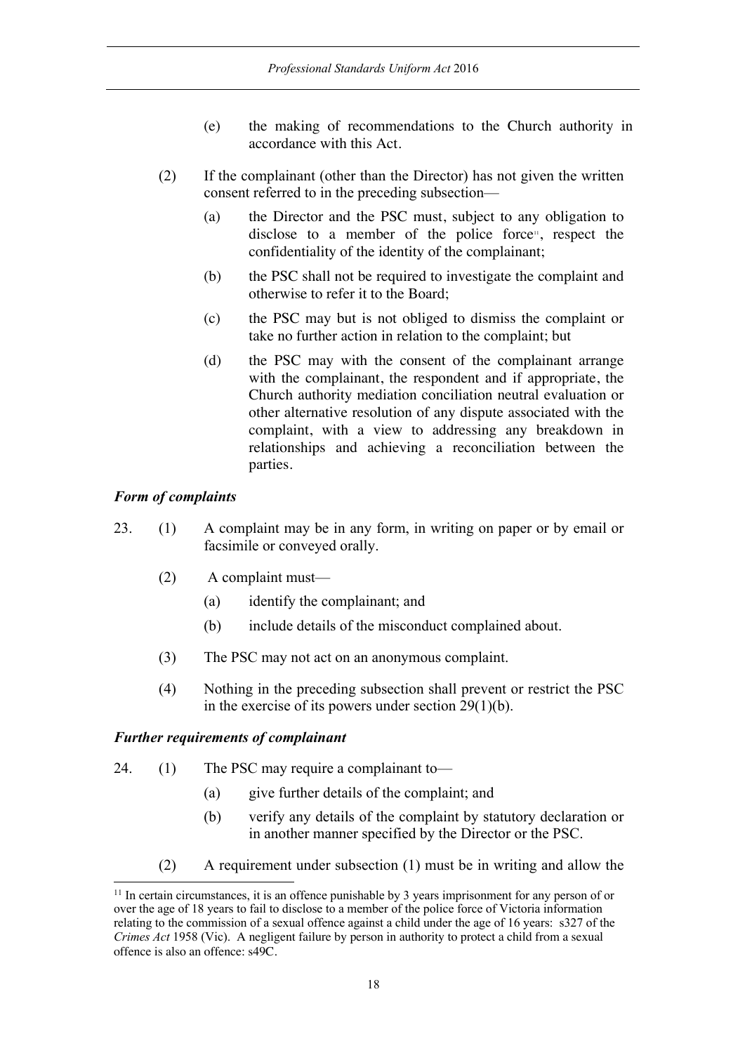(e) the making of recommendations to the Church authority in accordance with this Act.

(2) If the complainant (other than the Director) has not given the written consent referred to in the preceding subsection—

(a) the Director and the PSC must, subject to any obligation to disclose to a member of the police force[11], respect the confidentiality of the identity of the complainant;

(b) the PSC shall not be required to investigate the complaint and otherwise to refer it to the Board;

(c) the PSC may but is not obliged to dismiss the complaint or take no further action in relation to the complaint; but

(d) the PSC may with the consent of the complainant arrange with the complainant, the respondent and if appropriate, the Church authority mediation conciliation neutral evaluation or other alternative resolution of any dispute associated with the complaint, with a view to addressing any breakdown in relationships and achieving a reconciliation between the parties.

### *Form of complaints*

23. (1) A complaint may be in any form, in writing on paper or by email or facsimile or conveyed orally.

(2) A complaint must—

(a) identify the complainant; and

(b) include details of the misconduct complained about.

(3) The PSC may not act on an anonymous complaint.

(4) Nothing in the preceding subsection shall prevent or restrict the PSC in the exercise of its powers under section 29(1)(b).

### *Further requirements of complainant*

24. (1) The PSC may require a complainant to—

(a) give further details of the complaint; and

(b) verify any details of the complaint by statutory declaration or in another manner specified by the Director or the PSC.

(2) A requirement under subsection (1) must be in writing and allow the

---

[11] In certain circumstances, it is an offence punishable by 3 years imprisonment for any person of or over the age of 18 years to fail to disclose to a member of the police force of Victoria information relating to the commission of a sexual offence against a child under the age of 16 years: s327 of the *Crimes Act* 1958 (Vic). A negligent failure by person in authority to protect a child from a sexual offence is also an offence: s49C.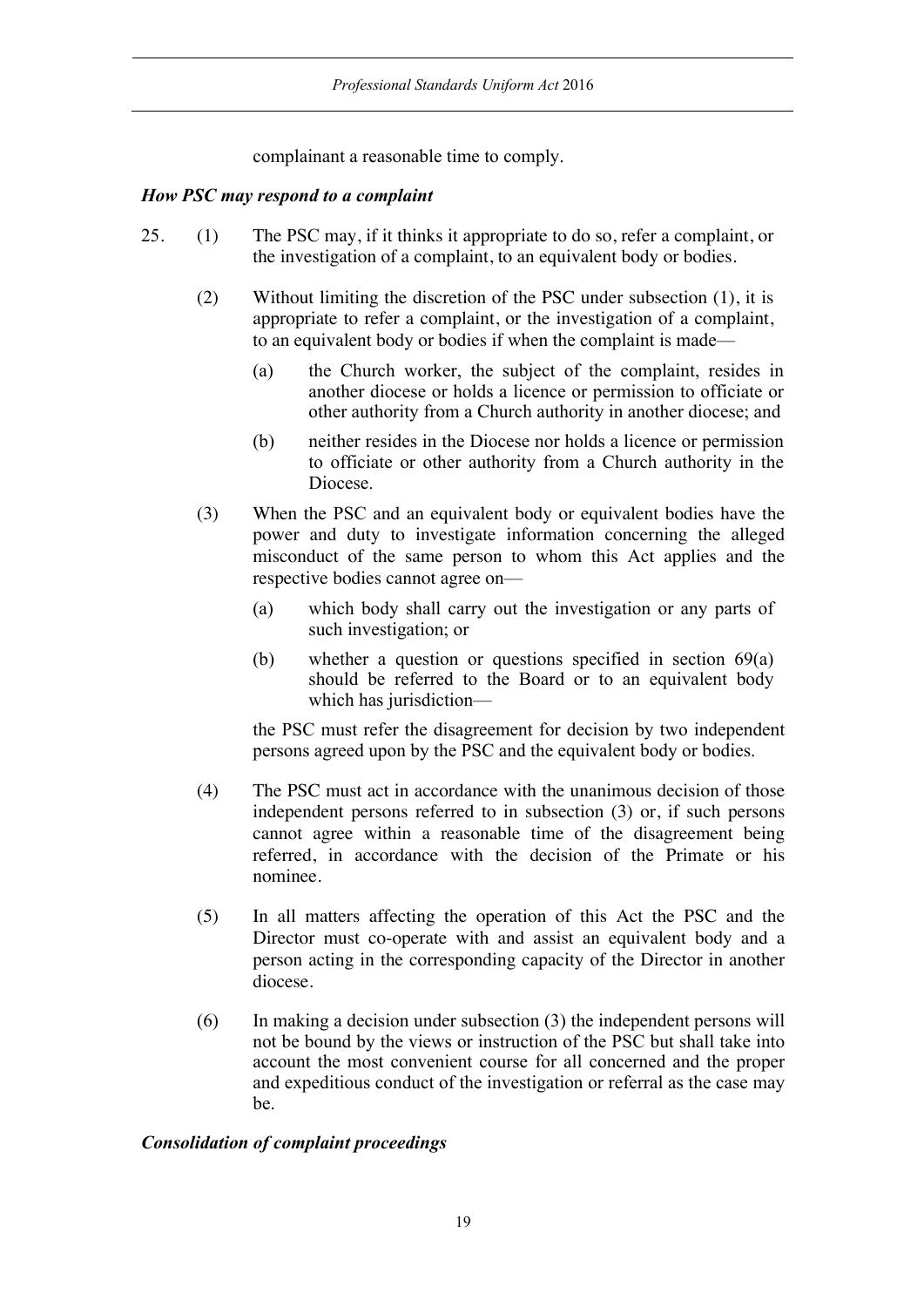complainant a reasonable time to comply.

***How PSC may respond to a complaint***

25. (1) The PSC may, if it thinks it appropriate to do so, refer a complaint, or the investigation of a complaint, to an equivalent body or bodies.

(2) Without limiting the discretion of the PSC under subsection (1), it is appropriate to refer a complaint, or the investigation of a complaint, to an equivalent body or bodies if when the complaint is made—

(a) the Church worker, the subject of the complaint, resides in another diocese or holds a licence or permission to officiate or other authority from a Church authority in another diocese; and

(b) neither resides in the Diocese nor holds a licence or permission to officiate or other authority from a Church authority in the Diocese.

(3) When the PSC and an equivalent body or equivalent bodies have the power and duty to investigate information concerning the alleged misconduct of the same person to whom this Act applies and the respective bodies cannot agree on—

(a) which body shall carry out the investigation or any parts of such investigation; or

(b) whether a question or questions specified in section 69(a) should be referred to the Board or to an equivalent body which has jurisdiction—

the PSC must refer the disagreement for decision by two independent persons agreed upon by the PSC and the equivalent body or bodies.

(4) The PSC must act in accordance with the unanimous decision of those independent persons referred to in subsection (3) or, if such persons cannot agree within a reasonable time of the disagreement being referred, in accordance with the decision of the Primate or his nominee.

(5) In all matters affecting the operation of this Act the PSC and the Director must co-operate with and assist an equivalent body and a person acting in the corresponding capacity of the Director in another diocese.

(6) In making a decision under subsection (3) the independent persons will not be bound by the views or instruction of the PSC but shall take into account the most convenient course for all concerned and the proper and expeditious conduct of the investigation or referral as the case may be.

***Consolidation of complaint proceedings***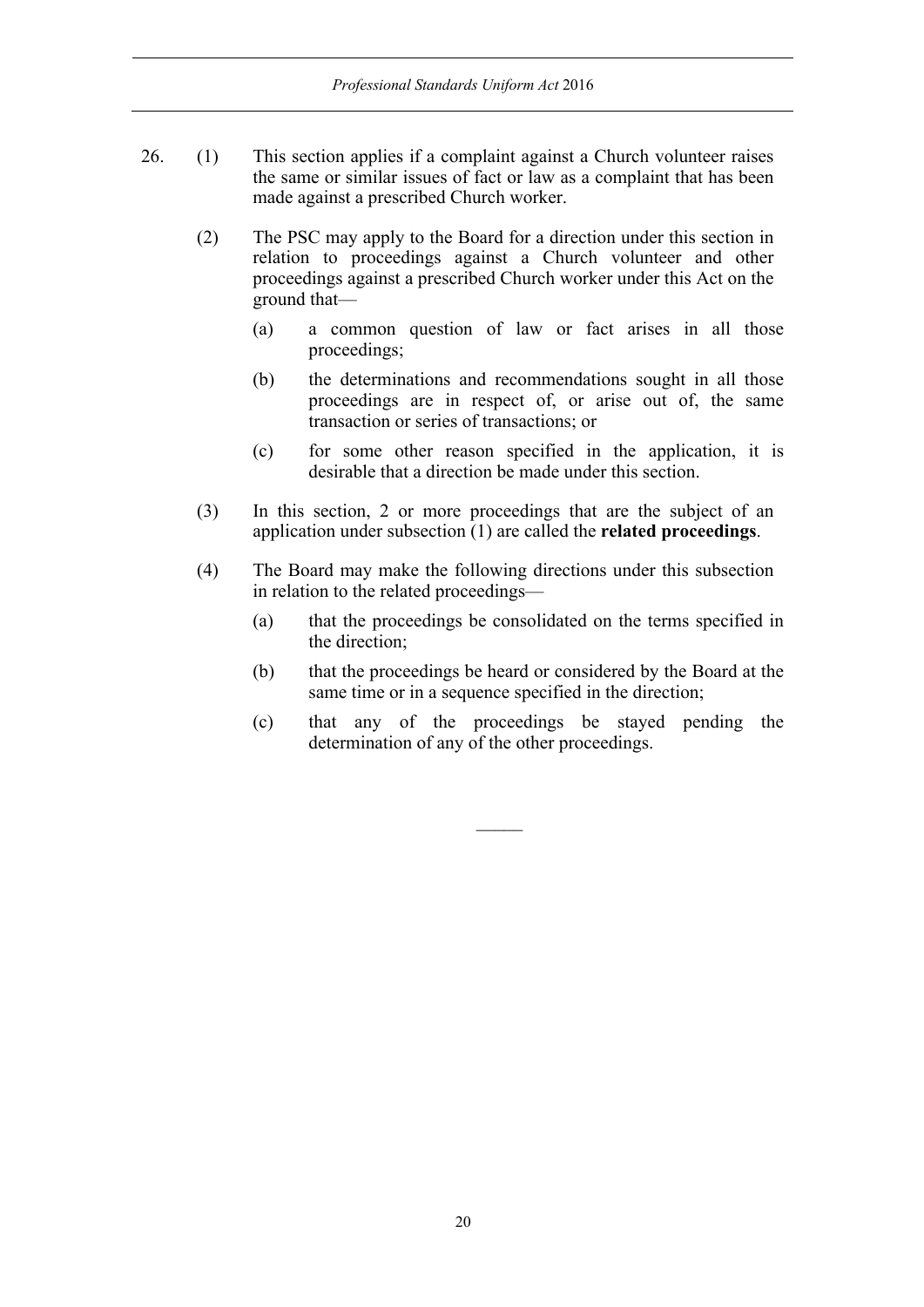26. (1) This section applies if a complaint against a Church volunteer raises the same or similar issues of fact or law as a complaint that has been made against a prescribed Church worker.

(2) The PSC may apply to the Board for a direction under this section in relation to proceedings against a Church volunteer and other proceedings against a prescribed Church worker under this Act on the ground that—

(a) a common question of law or fact arises in all those proceedings;

(b) the determinations and recommendations sought in all those proceedings are in respect of, or arise out of, the same transaction or series of transactions; or

(c) for some other reason specified in the application, it is desirable that a direction be made under this section.

(3) In this section, 2 or more proceedings that are the subject of an application under subsection (1) are called the **related proceedings**.

(4) The Board may make the following directions under this subsection in relation to the related proceedings—

(a) that the proceedings be consolidated on the terms specified in the direction;

(b) that the proceedings be heard or considered by the Board at the same time or in a sequence specified in the direction;

(c) that any of the proceedings be stayed pending the determination of any of the other proceedings.

———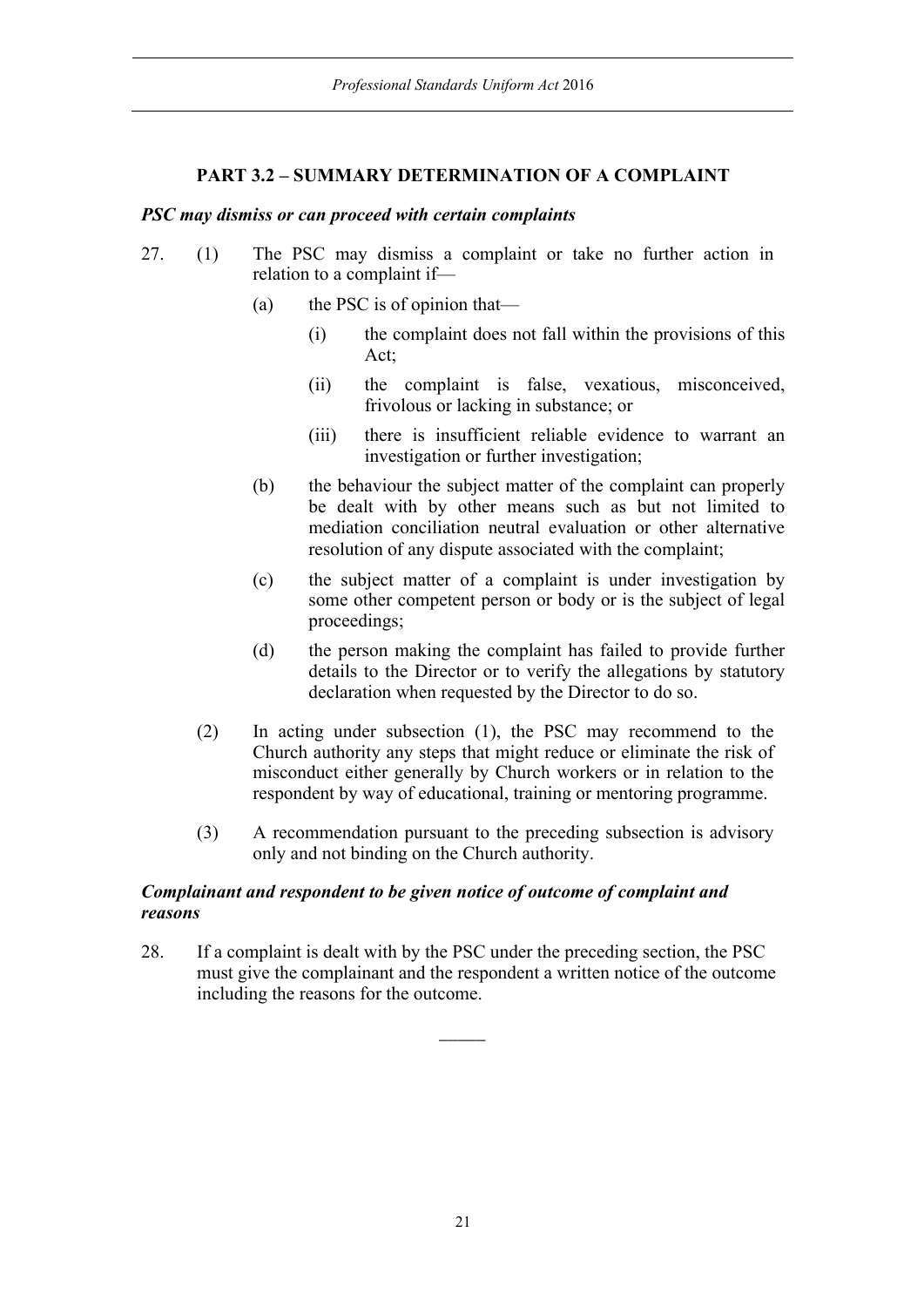## PART 3.2 – SUMMARY DETERMINATION OF A COMPLAINT

### *PSC may dismiss or can proceed with certain complaints*

27. (1) The PSC may dismiss a complaint or take no further action in relation to a complaint if—

    (a) the PSC is of opinion that—

    (i) the complaint does not fall within the provisions of this Act;

    (ii) the complaint is false, vexatious, misconceived, frivolous or lacking in substance; or

    (iii) there is insufficient reliable evidence to warrant an investigation or further investigation;

    (b) the behaviour the subject matter of the complaint can properly be dealt with by other means such as but not limited to mediation conciliation neutral evaluation or other alternative resolution of any dispute associated with the complaint;

    (c) the subject matter of a complaint is under investigation by some other competent person or body or is the subject of legal proceedings;

    (d) the person making the complaint has failed to provide further details to the Director or to verify the allegations by statutory declaration when requested by the Director to do so.

    (2) In acting under subsection (1), the PSC may recommend to the Church authority any steps that might reduce or eliminate the risk of misconduct either generally by Church workers or in relation to the respondent by way of educational, training or mentoring programme.

    (3) A recommendation pursuant to the preceding subsection is advisory only and not binding on the Church authority.

### *Complainant and respondent to be given notice of outcome of complaint and reasons*

28. If a complaint is dealt with by the PSC under the preceding section, the PSC must give the complainant and the respondent a written notice of the outcome including the reasons for the outcome.

_____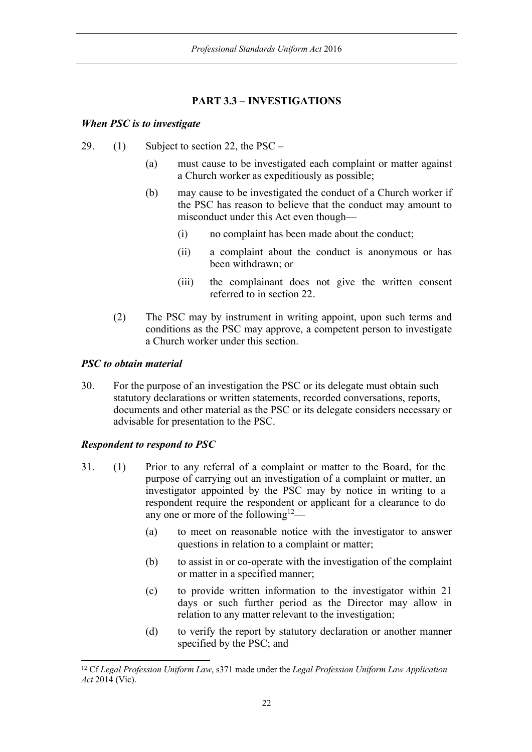## PART 3.3 – INVESTIGATIONS

### *When PSC is to investigate*

29. (1) Subject to section 22, the PSC –

    (a) must cause to be investigated each complaint or matter against a Church worker as expeditiously as possible;

    (b) may cause to be investigated the conduct of a Church worker if the PSC has reason to believe that the conduct may amount to misconduct under this Act even though—

    (i) no complaint has been made about the conduct;

    (ii) a complaint about the conduct is anonymous or has been withdrawn; or

    (iii) the complainant does not give the written consent referred to in section 22.

(2) The PSC may by instrument in writing appoint, upon such terms and conditions as the PSC may approve, a competent person to investigate a Church worker under this section.

### *PSC to obtain material*

30. For the purpose of an investigation the PSC or its delegate must obtain such statutory declarations or written statements, recorded conversations, reports, documents and other material as the PSC or its delegate considers necessary or advisable for presentation to the PSC.

### *Respondent to respond to PSC*

31. (1) Prior to any referral of a complaint or matter to the Board, for the purpose of carrying out an investigation of a complaint or matter, an investigator appointed by the PSC may by notice in writing to a respondent require the respondent or applicant for a clearance to do any one or more of the following[12]—

    (a) to meet on reasonable notice with the investigator to answer questions in relation to a complaint or matter;

    (b) to assist in or co-operate with the investigation of the complaint or matter in a specified manner;

    (c) to provide written information to the investigator within 21 days or such further period as the Director may allow in relation to any matter relevant to the investigation;

    (d) to verify the report by statutory declaration or another manner specified by the PSC; and

[12] Cf *Legal Profession Uniform Law*, s371 made under the *Legal Profession Uniform Law Application Act* 2014 (Vic).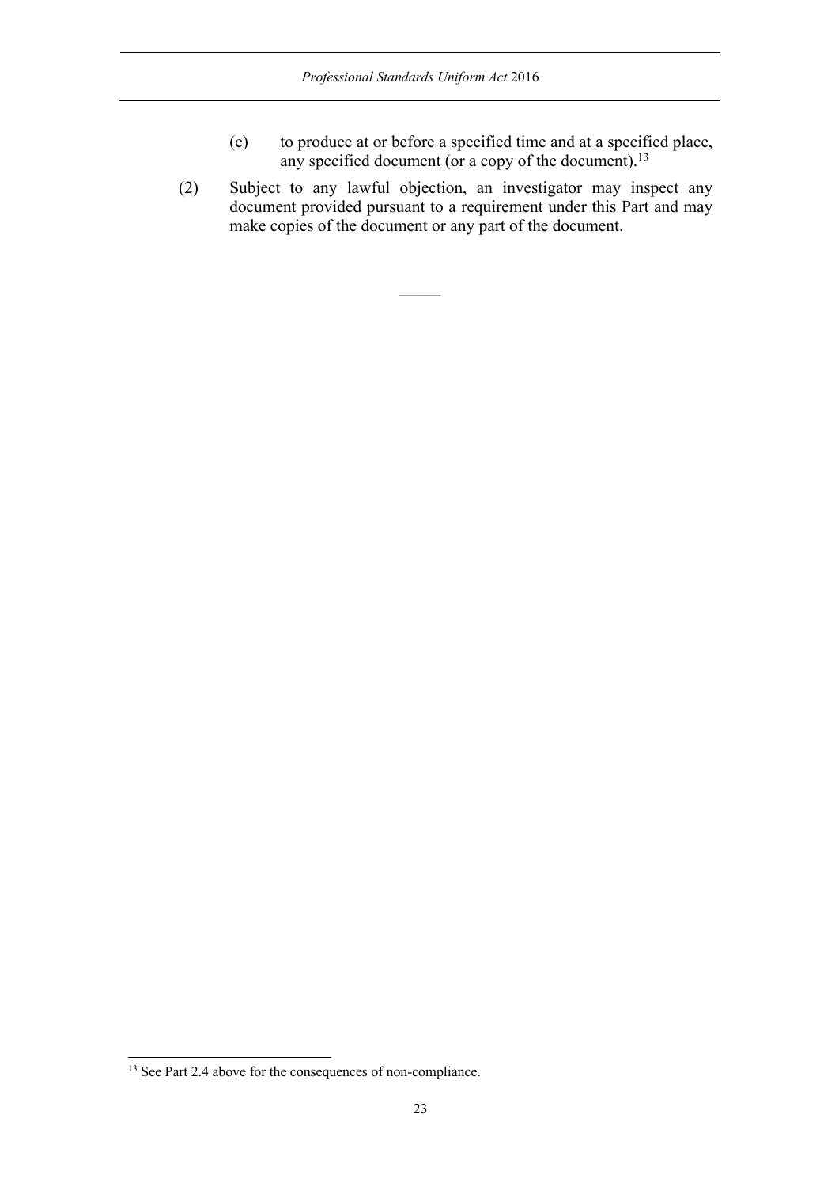(e) to produce at or before a specified time and at a specified place, any specified document (or a copy of the document).[13]

(2) Subject to any lawful objection, an investigator may inspect any document provided pursuant to a requirement under this Part and may make copies of the document or any part of the document.

———

[13] See Part 2.4 above for the consequences of non-compliance.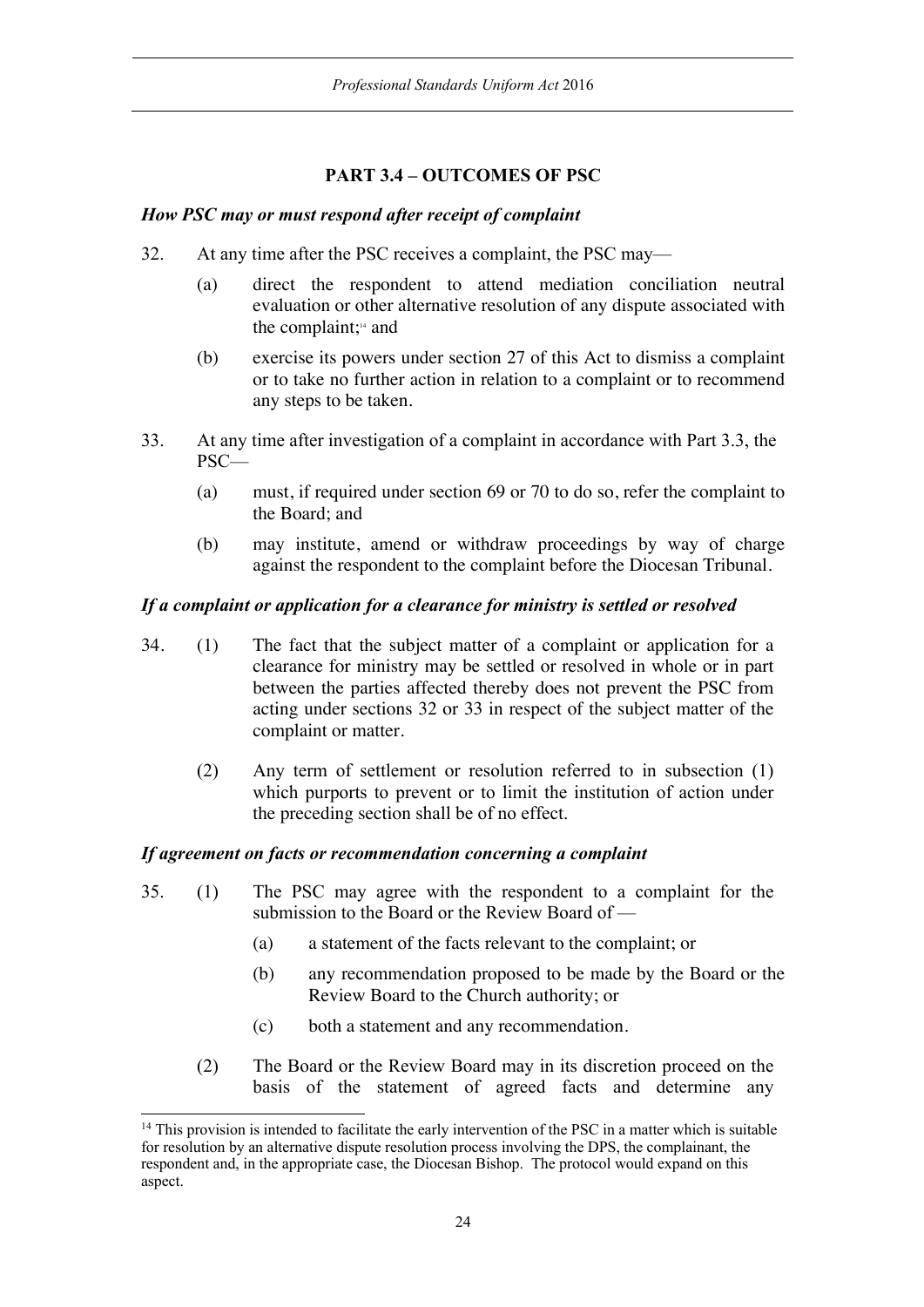## PART 3.4 – OUTCOMES OF PSC

### *How PSC may or must respond after receipt of complaint*

32. At any time after the PSC receives a complaint, the PSC may—

    (a) direct the respondent to attend mediation conciliation neutral evaluation or other alternative resolution of any dispute associated with the complaint;[14] and

    (b) exercise its powers under section 27 of this Act to dismiss a complaint or to take no further action in relation to a complaint or to recommend any steps to be taken.

33. At any time after investigation of a complaint in accordance with Part 3.3, the PSC—

    (a) must, if required under section 69 or 70 to do so, refer the complaint to the Board; and

    (b) may institute, amend or withdraw proceedings by way of charge against the respondent to the complaint before the Diocesan Tribunal.

### *If a complaint or application for a clearance for ministry is settled or resolved*

34. (1) The fact that the subject matter of a complaint or application for a clearance for ministry may be settled or resolved in whole or in part between the parties affected thereby does not prevent the PSC from acting under sections 32 or 33 in respect of the subject matter of the complaint or matter.

    (2) Any term of settlement or resolution referred to in subsection (1) which purports to prevent or to limit the institution of action under the preceding section shall be of no effect.

### *If agreement on facts or recommendation concerning a complaint*

35. (1) The PSC may agree with the respondent to a complaint for the submission to the Board or the Review Board of —

    (a) a statement of the facts relevant to the complaint; or

    (b) any recommendation proposed to be made by the Board or the Review Board to the Church authority; or

    (c) both a statement and any recommendation.

    (2) The Board or the Review Board may in its discretion proceed on the basis of the statement of agreed facts and determine any

---

[14] This provision is intended to facilitate the early intervention of the PSC in a matter which is suitable for resolution by an alternative dispute resolution process involving the DPS, the complainant, the respondent and, in the appropriate case, the Diocesan Bishop. The protocol would expand on this aspect.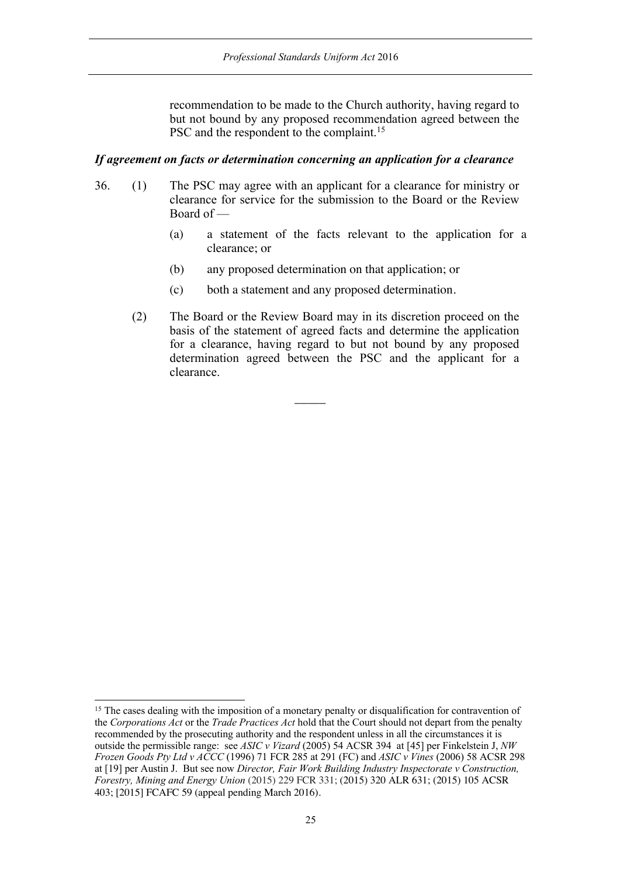recommendation to be made to the Church authority, having regard to but not bound by any proposed recommendation agreed between the PSC and the respondent to the complaint.[15]

***If agreement on facts or determination concerning an application for a clearance***

36. (1) The PSC may agree with an applicant for a clearance for ministry or clearance for service for the submission to the Board or the Review Board of —

   (a) a statement of the facts relevant to the application for a clearance; or

   (b) any proposed determination on that application; or

   (c) both a statement and any proposed determination.

(2) The Board or the Review Board may in its discretion proceed on the basis of the statement of agreed facts and determine the application for a clearance, having regard to but not bound by any proposed determination agreed between the PSC and the applicant for a clearance.

―――

[15] The cases dealing with the imposition of a monetary penalty or disqualification for contravention of the *Corporations Act* or the *Trade Practices Act* hold that the Court should not depart from the penalty recommended by the prosecuting authority and the respondent unless in all the circumstances it is outside the permissible range: see *ASIC v Vizard* (2005) 54 ACSR 394 at [45] per Finkelstein J, *NW Frozen Goods Pty Ltd v ACCC* (1996) 71 FCR 285 at 291 (FC) and *ASIC v Vines* (2006) 58 ACSR 298 at [19] per Austin J. But see now *Director, Fair Work Building Industry Inspectorate v Construction, Forestry, Mining and Energy Union* (2015) 229 FCR 331; (2015) 320 ALR 631; (2015) 105 ACSR 403; [2015] FCAFC 59 (appeal pending March 2016).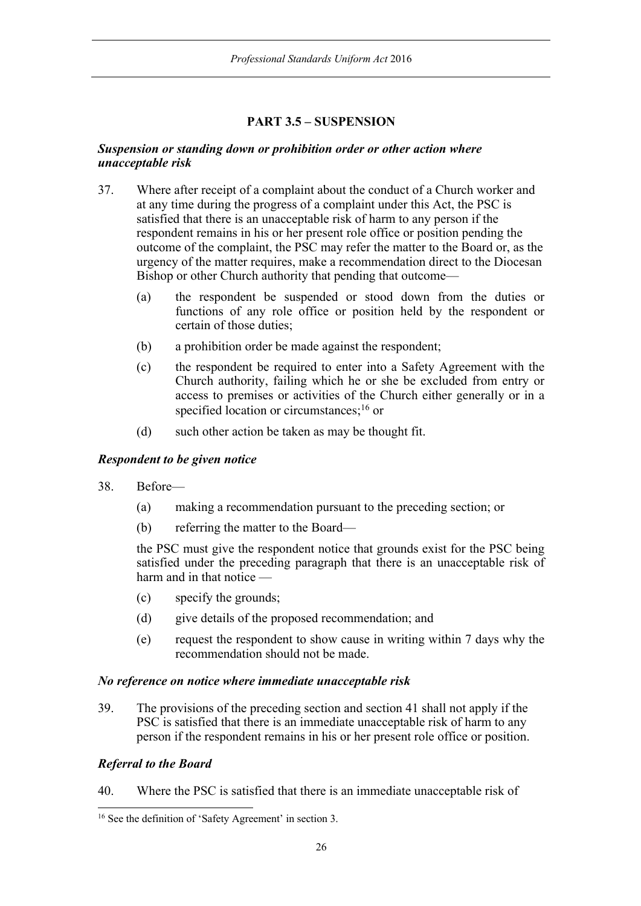## PART 3.5 – SUSPENSION

***Suspension or standing down or prohibition order or other action where unacceptable risk***

37. Where after receipt of a complaint about the conduct of a Church worker and at any time during the progress of a complaint under this Act, the PSC is satisfied that there is an unacceptable risk of harm to any person if the respondent remains in his or her present role office or position pending the outcome of the complaint, the PSC may refer the matter to the Board or, as the urgency of the matter requires, make a recommendation direct to the Diocesan Bishop or other Church authority that pending that outcome—

    (a) the respondent be suspended or stood down from the duties or functions of any role office or position held by the respondent or certain of those duties;

    (b) a prohibition order be made against the respondent;

    (c) the respondent be required to enter into a Safety Agreement with the Church authority, failing which he or she be excluded from entry or access to premises or activities of the Church either generally or in a specified location or circumstances;[16] or

    (d) such other action be taken as may be thought fit.

***Respondent to be given notice***

38. Before—

    (a) making a recommendation pursuant to the preceding section; or

    (b) referring the matter to the Board—

    the PSC must give the respondent notice that grounds exist for the PSC being satisfied under the preceding paragraph that there is an unacceptable risk of harm and in that notice —

    (c) specify the grounds;

    (d) give details of the proposed recommendation; and

    (e) request the respondent to show cause in writing within 7 days why the recommendation should not be made.

***No reference on notice where immediate unacceptable risk***

39. The provisions of the preceding section and section 41 shall not apply if the PSC is satisfied that there is an immediate unacceptable risk of harm to any person if the respondent remains in his or her present role office or position.

***Referral to the Board***

40. Where the PSC is satisfied that there is an immediate unacceptable risk of

---

[16] See the definition of 'Safety Agreement' in section 3.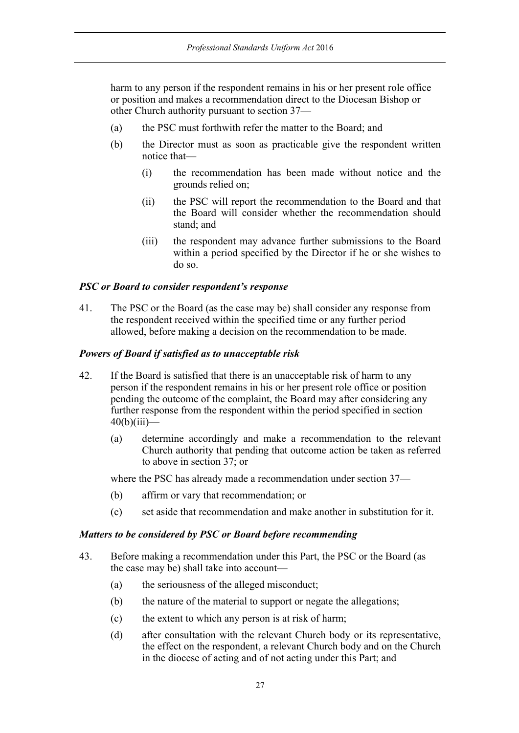harm to any person if the respondent remains in his or her present role office or position and makes a recommendation direct to the Diocesan Bishop or other Church authority pursuant to section 37—

- (a) the PSC must forthwith refer the matter to the Board; and
- (b) the Director must as soon as practicable give the respondent written notice that—
  - (i) the recommendation has been made without notice and the grounds relied on;
  - (ii) the PSC will report the recommendation to the Board and that the Board will consider whether the recommendation should stand; and
  - (iii) the respondent may advance further submissions to the Board within a period specified by the Director if he or she wishes to do so.

***PSC or Board to consider respondent's response***

41. The PSC or the Board (as the case may be) shall consider any response from the respondent received within the specified time or any further period allowed, before making a decision on the recommendation to be made.

***Powers of Board if satisfied as to unacceptable risk***

42. If the Board is satisfied that there is an unacceptable risk of harm to any person if the respondent remains in his or her present role office or position pending the outcome of the complaint, the Board may after considering any further response from the respondent within the period specified in section 40(b)(iii)—

- (a) determine accordingly and make a recommendation to the relevant Church authority that pending that outcome action be taken as referred to above in section 37; or

where the PSC has already made a recommendation under section 37—

- (b) affirm or vary that recommendation; or
- (c) set aside that recommendation and make another in substitution for it.

***Matters to be considered by PSC or Board before recommending***

43. Before making a recommendation under this Part, the PSC or the Board (as the case may be) shall take into account—

- (a) the seriousness of the alleged misconduct;
- (b) the nature of the material to support or negate the allegations;
- (c) the extent to which any person is at risk of harm;
- (d) after consultation with the relevant Church body or its representative, the effect on the respondent, a relevant Church body and on the Church in the diocese of acting and of not acting under this Part; and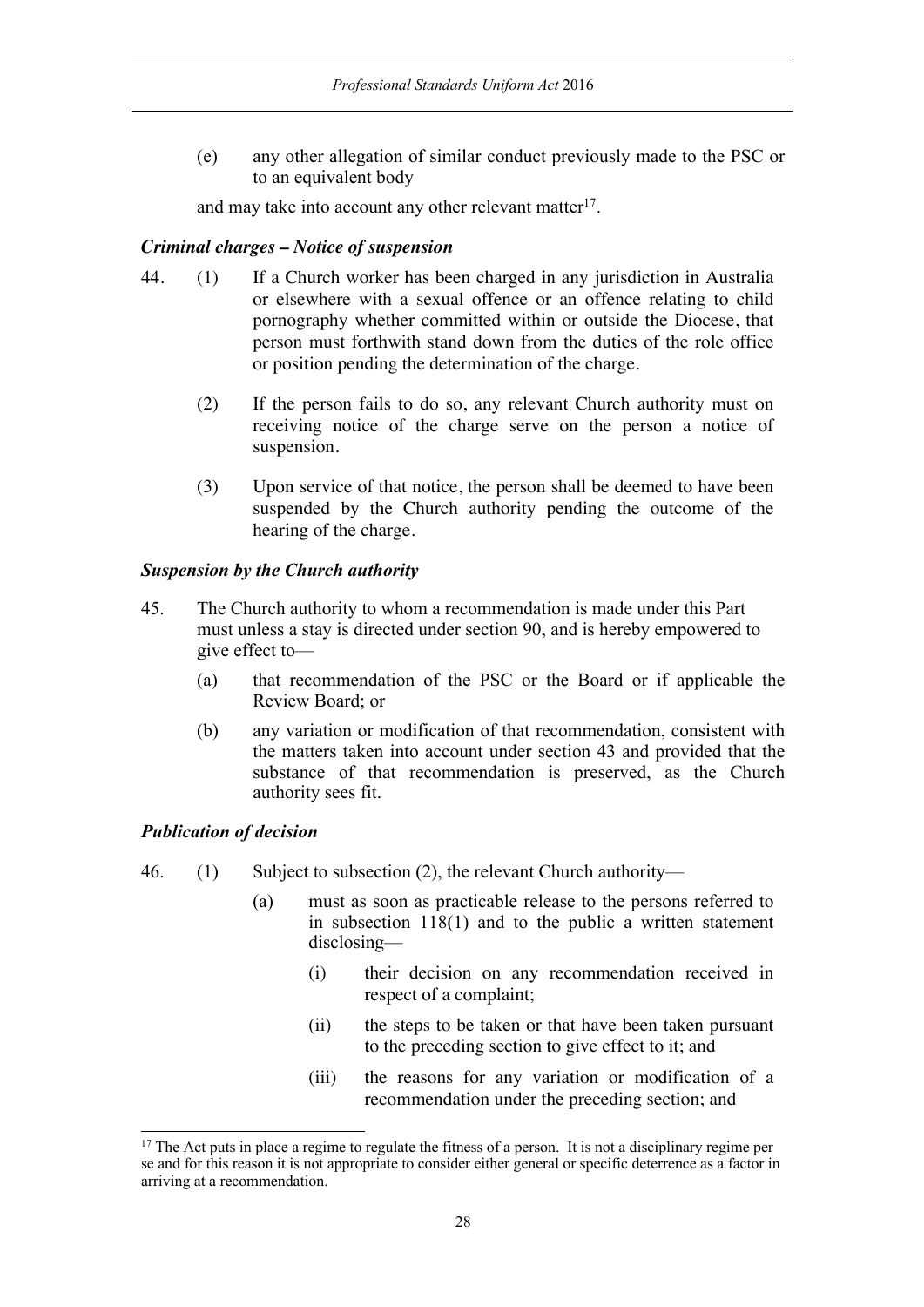(e) any other allegation of similar conduct previously made to the PSC or to an equivalent body

and may take into account any other relevant matter[17].

### *Criminal charges – Notice of suspension*

44. (1) If a Church worker has been charged in any jurisdiction in Australia or elsewhere with a sexual offence or an offence relating to child pornography whether committed within or outside the Diocese, that person must forthwith stand down from the duties of the role office or position pending the determination of the charge.

(2) If the person fails to do so, any relevant Church authority must on receiving notice of the charge serve on the person a notice of suspension.

(3) Upon service of that notice, the person shall be deemed to have been suspended by the Church authority pending the outcome of the hearing of the charge.

### *Suspension by the Church authority*

45. The Church authority to whom a recommendation is made under this Part must unless a stay is directed under section 90, and is hereby empowered to give effect to—

(a) that recommendation of the PSC or the Board or if applicable the Review Board; or

(b) any variation or modification of that recommendation, consistent with the matters taken into account under section 43 and provided that the substance of that recommendation is preserved, as the Church authority sees fit.

### *Publication of decision*

46. (1) Subject to subsection (2), the relevant Church authority—

(a) must as soon as practicable release to the persons referred to in subsection 118(1) and to the public a written statement disclosing—

(i) their decision on any recommendation received in respect of a complaint;

(ii) the steps to be taken or that have been taken pursuant to the preceding section to give effect to it; and

(iii) the reasons for any variation or modification of a recommendation under the preceding section; and

---

[17] The Act puts in place a regime to regulate the fitness of a person. It is not a disciplinary regime per se and for this reason it is not appropriate to consider either general or specific deterrence as a factor in arriving at a recommendation.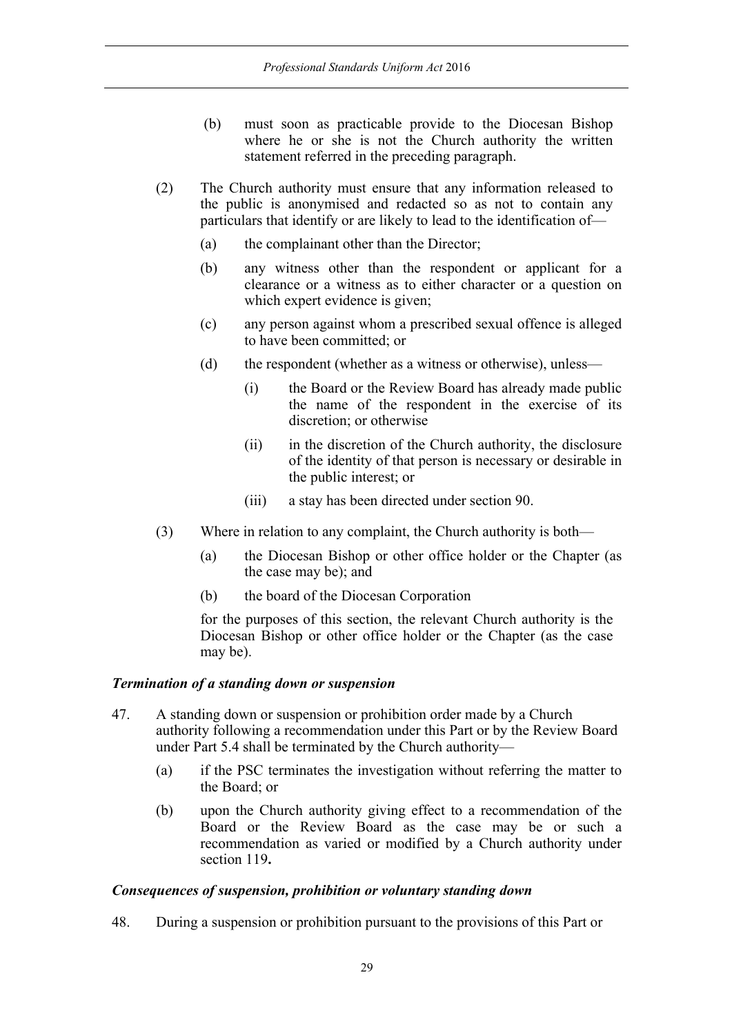(b) must soon as practicable provide to the Diocesan Bishop where he or she is not the Church authority the written statement referred in the preceding paragraph.

(2) The Church authority must ensure that any information released to the public is anonymised and redacted so as not to contain any particulars that identify or are likely to lead to the identification of—

(a) the complainant other than the Director;

(b) any witness other than the respondent or applicant for a clearance or a witness as to either character or a question on which expert evidence is given;

(c) any person against whom a prescribed sexual offence is alleged to have been committed; or

(d) the respondent (whether as a witness or otherwise), unless—

(i) the Board or the Review Board has already made public the name of the respondent in the exercise of its discretion; or otherwise

(ii) in the discretion of the Church authority, the disclosure of the identity of that person is necessary or desirable in the public interest; or

(iii) a stay has been directed under section 90.

(3) Where in relation to any complaint, the Church authority is both—

(a) the Diocesan Bishop or other office holder or the Chapter (as the case may be); and

(b) the board of the Diocesan Corporation

for the purposes of this section, the relevant Church authority is the Diocesan Bishop or other office holder or the Chapter (as the case may be).

***Termination of a standing down or suspension***

47. A standing down or suspension or prohibition order made by a Church authority following a recommendation under this Part or by the Review Board under Part 5.4 shall be terminated by the Church authority—

(a) if the PSC terminates the investigation without referring the matter to the Board; or

(b) upon the Church authority giving effect to a recommendation of the Board or the Review Board as the case may be or such a recommendation as varied or modified by a Church authority under section 119**.**

***Consequences of suspension, prohibition or voluntary standing down***

48. During a suspension or prohibition pursuant to the provisions of this Part or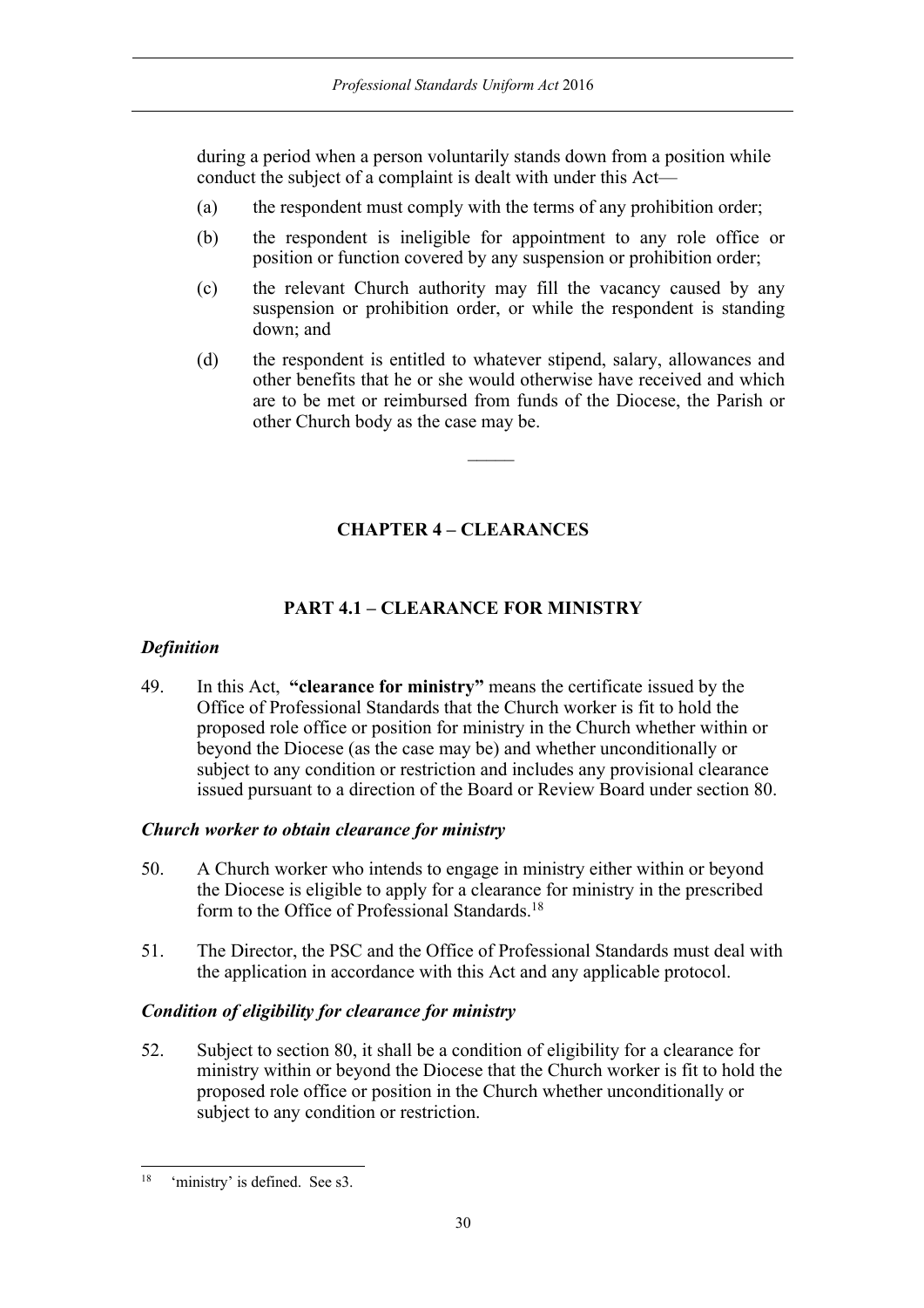during a period when a person voluntarily stands down from a position while conduct the subject of a complaint is dealt with under this Act—

(a) the respondent must comply with the terms of any prohibition order;

(b) the respondent is ineligible for appointment to any role office or position or function covered by any suspension or prohibition order;

(c) the relevant Church authority may fill the vacancy caused by any suspension or prohibition order, or while the respondent is standing down; and

(d) the respondent is entitled to whatever stipend, salary, allowances and other benefits that he or she would otherwise have received and which are to be met or reimbursed from funds of the Diocese, the Parish or other Church body as the case may be.

———

## CHAPTER 4 – CLEARANCES

### PART 4.1 – CLEARANCE FOR MINISTRY

#### *Definition*

49. In this Act, **"clearance for ministry"** means the certificate issued by the Office of Professional Standards that the Church worker is fit to hold the proposed role office or position for ministry in the Church whether within or beyond the Diocese (as the case may be) and whether unconditionally or subject to any condition or restriction and includes any provisional clearance issued pursuant to a direction of the Board or Review Board under section 80.

#### *Church worker to obtain clearance for ministry*

50. A Church worker who intends to engage in ministry either within or beyond the Diocese is eligible to apply for a clearance for ministry in the prescribed form to the Office of Professional Standards.[18]

51. The Director, the PSC and the Office of Professional Standards must deal with the application in accordance with this Act and any applicable protocol.

#### *Condition of eligibility for clearance for ministry*

52. Subject to section 80, it shall be a condition of eligibility for a clearance for ministry within or beyond the Diocese that the Church worker is fit to hold the proposed role office or position in the Church whether unconditionally or subject to any condition or restriction.

---

[18] 'ministry' is defined. See s3.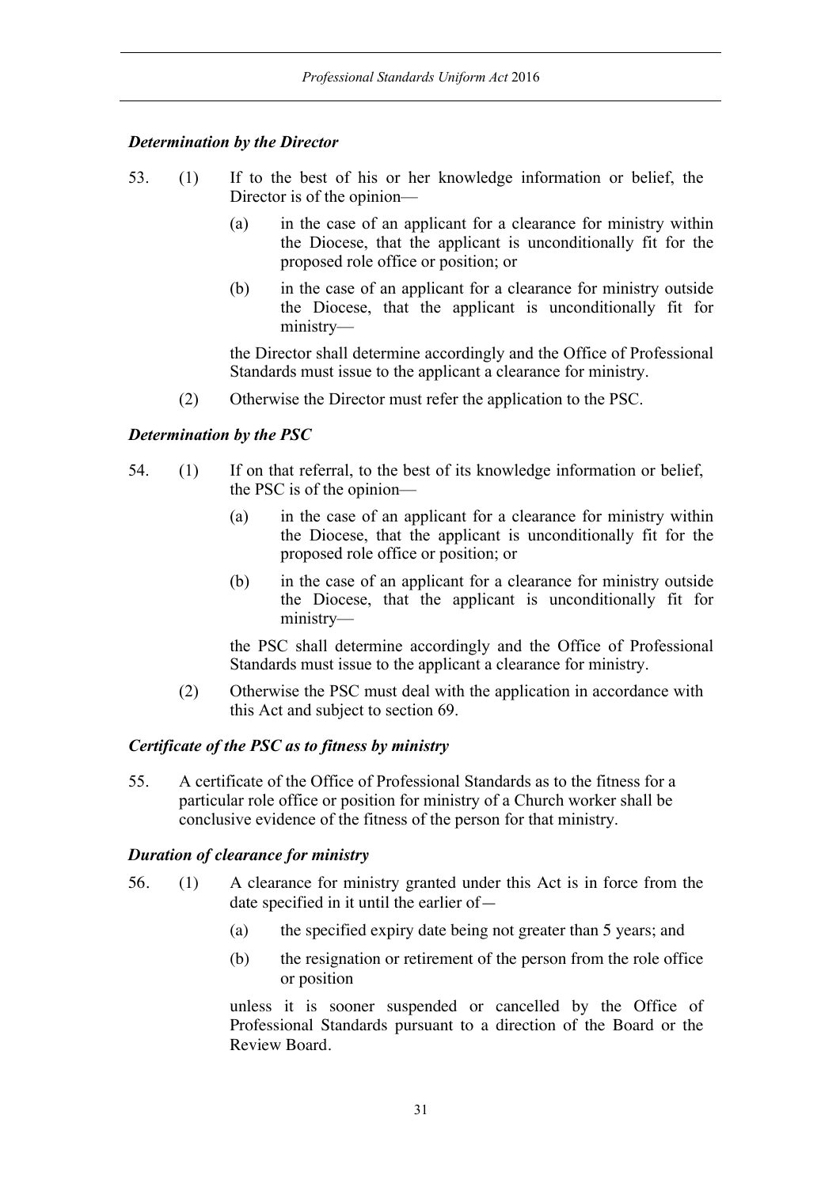### *Determination by the Director*

53. (1) If to the best of his or her knowledge information or belief, the Director is of the opinion—

    (a) in the case of an applicant for a clearance for ministry within the Diocese, that the applicant is unconditionally fit for the proposed role office or position; or

    (b) in the case of an applicant for a clearance for ministry outside the Diocese, that the applicant is unconditionally fit for ministry—

    the Director shall determine accordingly and the Office of Professional Standards must issue to the applicant a clearance for ministry.

    (2) Otherwise the Director must refer the application to the PSC.

### *Determination by the PSC*

54. (1) If on that referral, to the best of its knowledge information or belief, the PSC is of the opinion—

    (a) in the case of an applicant for a clearance for ministry within the Diocese, that the applicant is unconditionally fit for the proposed role office or position; or

    (b) in the case of an applicant for a clearance for ministry outside the Diocese, that the applicant is unconditionally fit for ministry—

    the PSC shall determine accordingly and the Office of Professional Standards must issue to the applicant a clearance for ministry.

    (2) Otherwise the PSC must deal with the application in accordance with this Act and subject to section 69.

### *Certificate of the PSC as to fitness by ministry*

55. A certificate of the Office of Professional Standards as to the fitness for a particular role office or position for ministry of a Church worker shall be conclusive evidence of the fitness of the person for that ministry.

### *Duration of clearance for ministry*

56. (1) A clearance for ministry granted under this Act is in force from the date specified in it until the earlier of—

    (a) the specified expiry date being not greater than 5 years; and

    (b) the resignation or retirement of the person from the role office or position

    unless it is sooner suspended or cancelled by the Office of Professional Standards pursuant to a direction of the Board or the Review Board.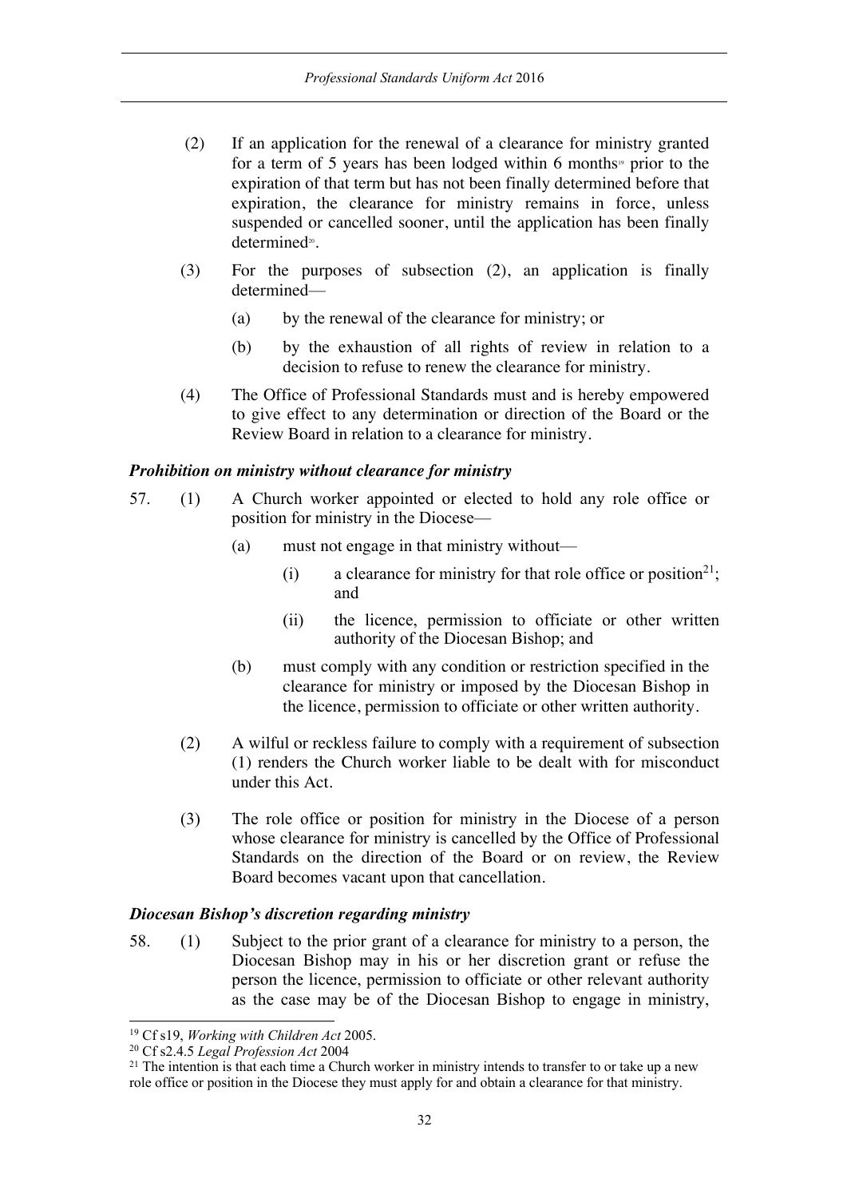(2) If an application for the renewal of a clearance for ministry granted for a term of 5 years has been lodged within 6 months[19] prior to the expiration of that term but has not been finally determined before that expiration, the clearance for ministry remains in force, unless suspended or cancelled sooner, until the application has been finally determined[20].

(3) For the purposes of subsection (2), an application is finally determined—

(a) by the renewal of the clearance for ministry; or

(b) by the exhaustion of all rights of review in relation to a decision to refuse to renew the clearance for ministry.

(4) The Office of Professional Standards must and is hereby empowered to give effect to any determination or direction of the Board or the Review Board in relation to a clearance for ministry.

***Prohibition on ministry without clearance for ministry***

57. (1) A Church worker appointed or elected to hold any role office or position for ministry in the Diocese—

(a) must not engage in that ministry without—

(i) a clearance for ministry for that role office or position[21]; and

(ii) the licence, permission to officiate or other written authority of the Diocesan Bishop; and

(b) must comply with any condition or restriction specified in the clearance for ministry or imposed by the Diocesan Bishop in the licence, permission to officiate or other written authority.

(2) A wilful or reckless failure to comply with a requirement of subsection (1) renders the Church worker liable to be dealt with for misconduct under this Act.

(3) The role office or position for ministry in the Diocese of a person whose clearance for ministry is cancelled by the Office of Professional Standards on the direction of the Board or on review, the Review Board becomes vacant upon that cancellation.

***Diocesan Bishop's discretion regarding ministry***

58. (1) Subject to the prior grant of a clearance for ministry to a person, the Diocesan Bishop may in his or her discretion grant or refuse the person the licence, permission to officiate or other relevant authority as the case may be of the Diocesan Bishop to engage in ministry,

---

[19] Cf s19, *Working with Children Act* 2005.

[20] Cf s2.4.5 *Legal Profession Act* 2004

[21] The intention is that each time a Church worker in ministry intends to transfer to or take up a new role office or position in the Diocese they must apply for and obtain a clearance for that ministry.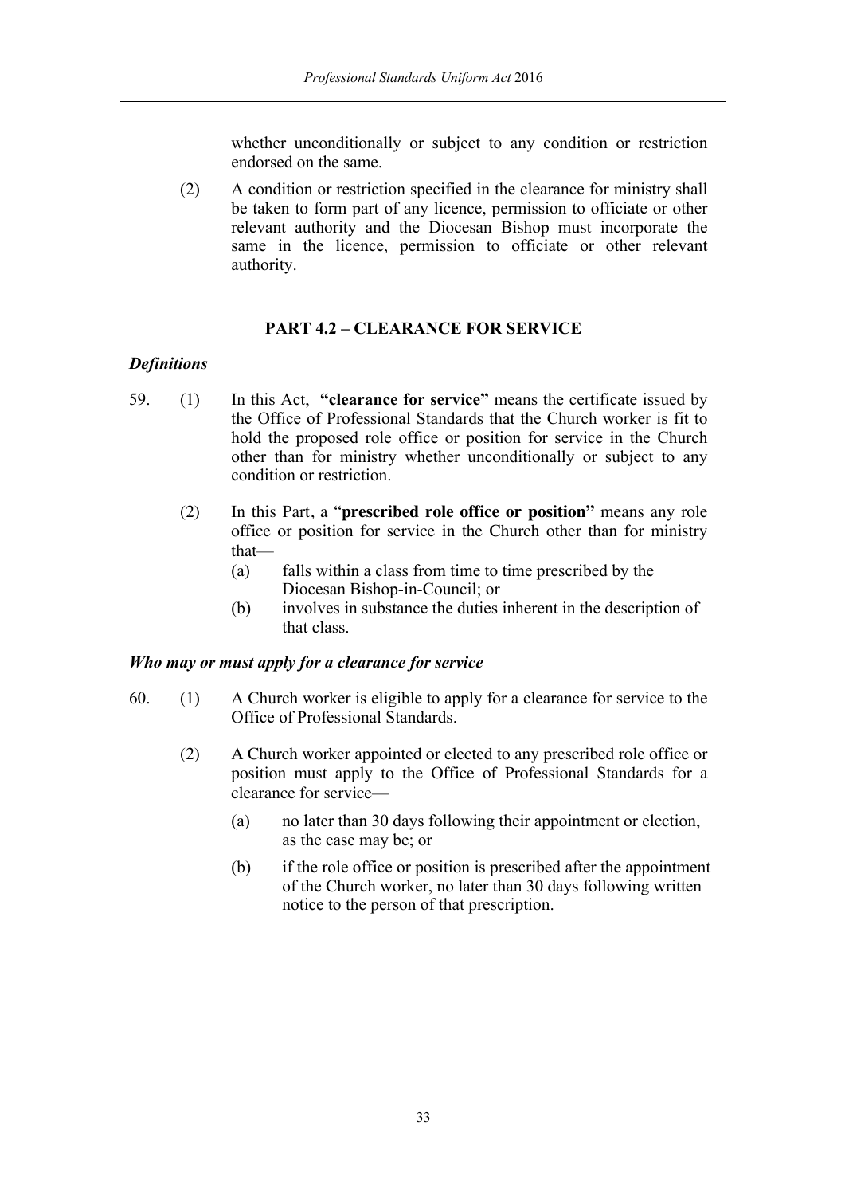whether unconditionally or subject to any condition or restriction endorsed on the same.

(2) A condition or restriction specified in the clearance for ministry shall be taken to form part of any licence, permission to officiate or other relevant authority and the Diocesan Bishop must incorporate the same in the licence, permission to officiate or other relevant authority.

## PART 4.2 – CLEARANCE FOR SERVICE

### *Definitions*

59. (1) In this Act, **"clearance for service"** means the certificate issued by the Office of Professional Standards that the Church worker is fit to hold the proposed role office or position for service in the Church other than for ministry whether unconditionally or subject to any condition or restriction.

(2) In this Part, a "**prescribed role office or position"** means any role office or position for service in the Church other than for ministry that—

- (a) falls within a class from time to time prescribed by the Diocesan Bishop-in-Council; or
- (b) involves in substance the duties inherent in the description of that class.

### *Who may or must apply for a clearance for service*

60. (1) A Church worker is eligible to apply for a clearance for service to the Office of Professional Standards.

(2) A Church worker appointed or elected to any prescribed role office or position must apply to the Office of Professional Standards for a clearance for service—

- (a) no later than 30 days following their appointment or election, as the case may be; or
- (b) if the role office or position is prescribed after the appointment of the Church worker, no later than 30 days following written notice to the person of that prescription.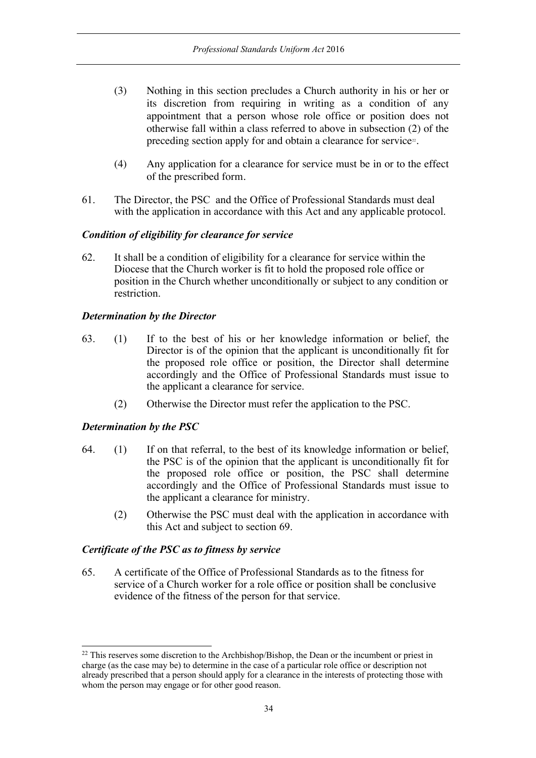(3) Nothing in this section precludes a Church authority in his or her or its discretion from requiring in writing as a condition of any appointment that a person whose role office or position does not otherwise fall within a class referred to above in subsection (2) of the preceding section apply for and obtain a clearance for service[22].

(4) Any application for a clearance for service must be in or to the effect of the prescribed form.

61. The Director, the PSC and the Office of Professional Standards must deal with the application in accordance with this Act and any applicable protocol.

***Condition of eligibility for clearance for service***

62. It shall be a condition of eligibility for a clearance for service within the Diocese that the Church worker is fit to hold the proposed role office or position in the Church whether unconditionally or subject to any condition or restriction.

***Determination by the Director***

63. (1) If to the best of his or her knowledge information or belief, the Director is of the opinion that the applicant is unconditionally fit for the proposed role office or position, the Director shall determine accordingly and the Office of Professional Standards must issue to the applicant a clearance for service.

(2) Otherwise the Director must refer the application to the PSC.

***Determination by the PSC***

64. (1) If on that referral, to the best of its knowledge information or belief, the PSC is of the opinion that the applicant is unconditionally fit for the proposed role office or position, the PSC shall determine accordingly and the Office of Professional Standards must issue to the applicant a clearance for ministry.

(2) Otherwise the PSC must deal with the application in accordance with this Act and subject to section 69.

***Certificate of the PSC as to fitness by service***

65. A certificate of the Office of Professional Standards as to the fitness for service of a Church worker for a role office or position shall be conclusive evidence of the fitness of the person for that service.

---

[22] This reserves some discretion to the Archbishop/Bishop, the Dean or the incumbent or priest in charge (as the case may be) to determine in the case of a particular role office or description not already prescribed that a person should apply for a clearance in the interests of protecting those with whom the person may engage or for other good reason.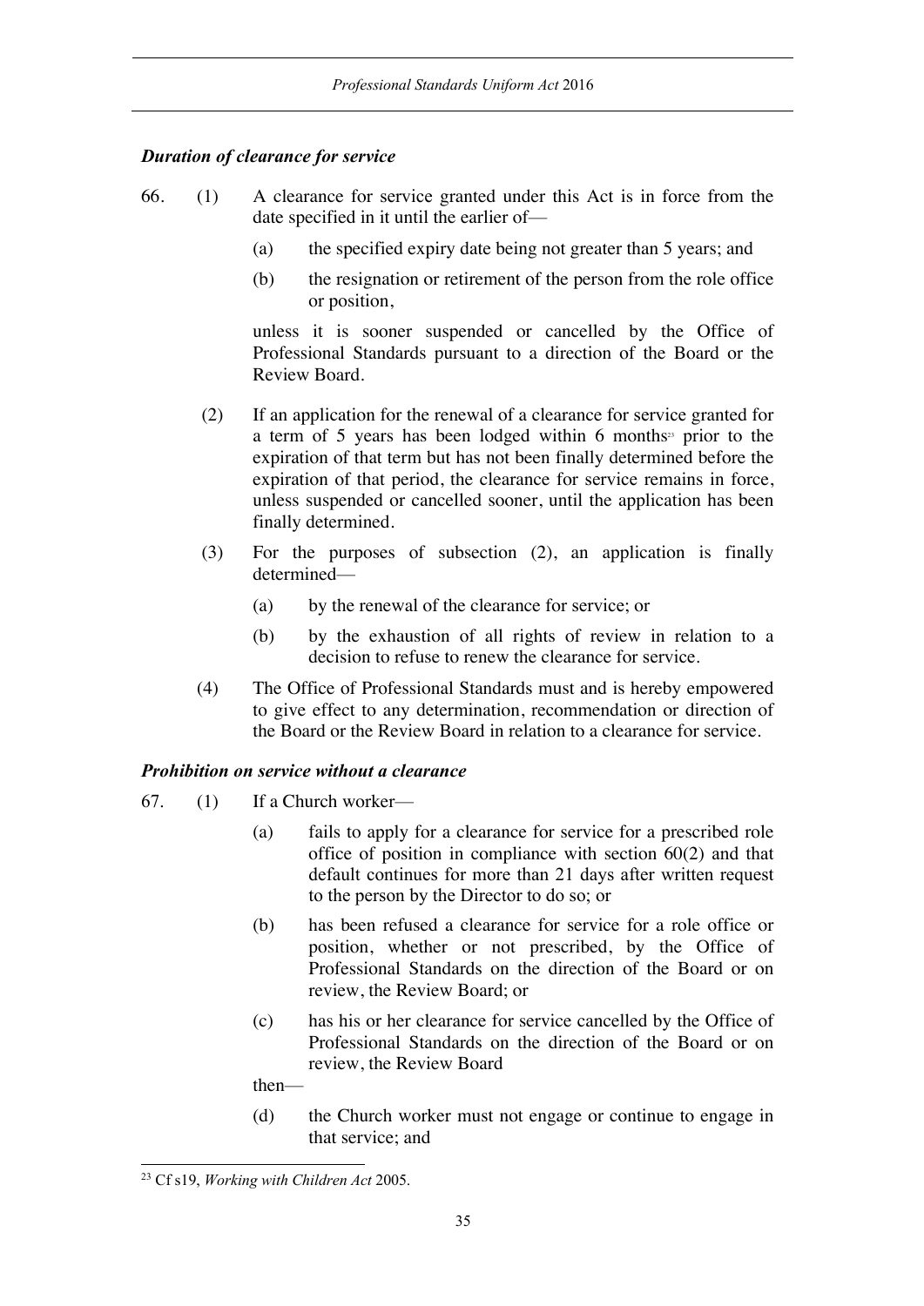### *Duration of clearance for service*

66. (1) A clearance for service granted under this Act is in force from the date specified in it until the earlier of—

 (a) the specified expiry date being not greater than 5 years; and

 (b) the resignation or retirement of the person from the role office or position,

 unless it is sooner suspended or cancelled by the Office of Professional Standards pursuant to a direction of the Board or the Review Board.

 (2) If an application for the renewal of a clearance for service granted for a term of 5 years has been lodged within 6 months[23] prior to the expiration of that term but has not been finally determined before the expiration of that period, the clearance for service remains in force, unless suspended or cancelled sooner, until the application has been finally determined.

 (3) For the purposes of subsection (2), an application is finally determined—

 (a) by the renewal of the clearance for service; or

 (b) by the exhaustion of all rights of review in relation to a decision to refuse to renew the clearance for service.

 (4) The Office of Professional Standards must and is hereby empowered to give effect to any determination, recommendation or direction of the Board or the Review Board in relation to a clearance for service.

### *Prohibition on service without a clearance*

67. (1) If a Church worker—

 (a) fails to apply for a clearance for service for a prescribed role office of position in compliance with section 60(2) and that default continues for more than 21 days after written request to the person by the Director to do so; or

 (b) has been refused a clearance for service for a role office or position, whether or not prescribed, by the Office of Professional Standards on the direction of the Board or on review, the Review Board; or

 (c) has his or her clearance for service cancelled by the Office of Professional Standards on the direction of the Board or on review, the Review Board

 then—

 (d) the Church worker must not engage or continue to engage in that service; and

---

[23] Cf s19, *Working with Children Act* 2005.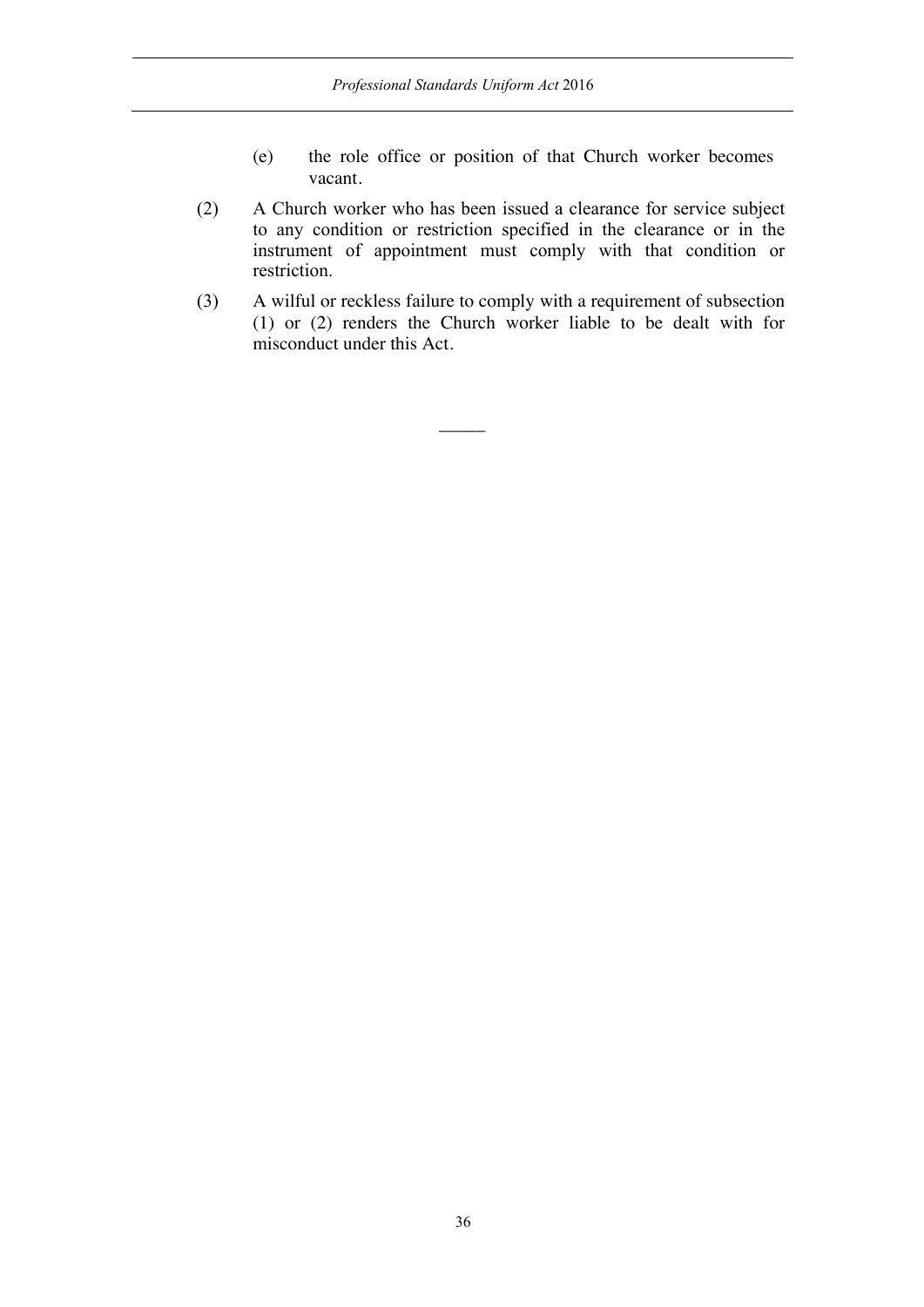(e) the role office or position of that Church worker becomes vacant.

(2) A Church worker who has been issued a clearance for service subject to any condition or restriction specified in the clearance or in the instrument of appointment must comply with that condition or restriction.

(3) A wilful or reckless failure to comply with a requirement of subsection (1) or (2) renders the Church worker liable to be dealt with for misconduct under this Act.

———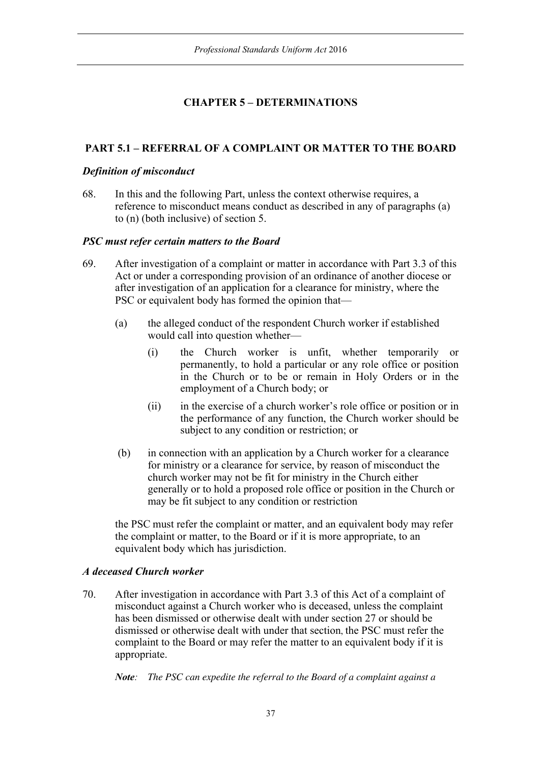# CHAPTER 5 – DETERMINATIONS

## PART 5.1 – REFERRAL OF A COMPLAINT OR MATTER TO THE BOARD

### *Definition of misconduct*

68. In this and the following Part, unless the context otherwise requires, a reference to misconduct means conduct as described in any of paragraphs (a) to (n) (both inclusive) of section 5.

### *PSC must refer certain matters to the Board*

69. After investigation of a complaint or matter in accordance with Part 3.3 of this Act or under a corresponding provision of an ordinance of another diocese or after investigation of an application for a clearance for ministry, where the PSC or equivalent body has formed the opinion that—

    (a) the alleged conduct of the respondent Church worker if established would call into question whether—

        (i) the Church worker is unfit, whether temporarily or permanently, to hold a particular or any role office or position in the Church or to be or remain in Holy Orders or in the employment of a Church body; or

        (ii) in the exercise of a church worker's role office or position or in the performance of any function, the Church worker should be subject to any condition or restriction; or

    (b) in connection with an application by a Church worker for a clearance for ministry or a clearance for service, by reason of misconduct the church worker may not be fit for ministry in the Church either generally or to hold a proposed role office or position in the Church or may be fit subject to any condition or restriction

    the PSC must refer the complaint or matter, and an equivalent body may refer the complaint or matter, to the Board or if it is more appropriate, to an equivalent body which has jurisdiction.

### *A deceased Church worker*

70. After investigation in accordance with Part 3.3 of this Act of a complaint of misconduct against a Church worker who is deceased, unless the complaint has been dismissed or otherwise dealt with under section 27 or should be dismissed or otherwise dealt with under that section, the PSC must refer the complaint to the Board or may refer the matter to an equivalent body if it is appropriate.

    ***Note**: The PSC can expedite the referral to the Board of a complaint against a*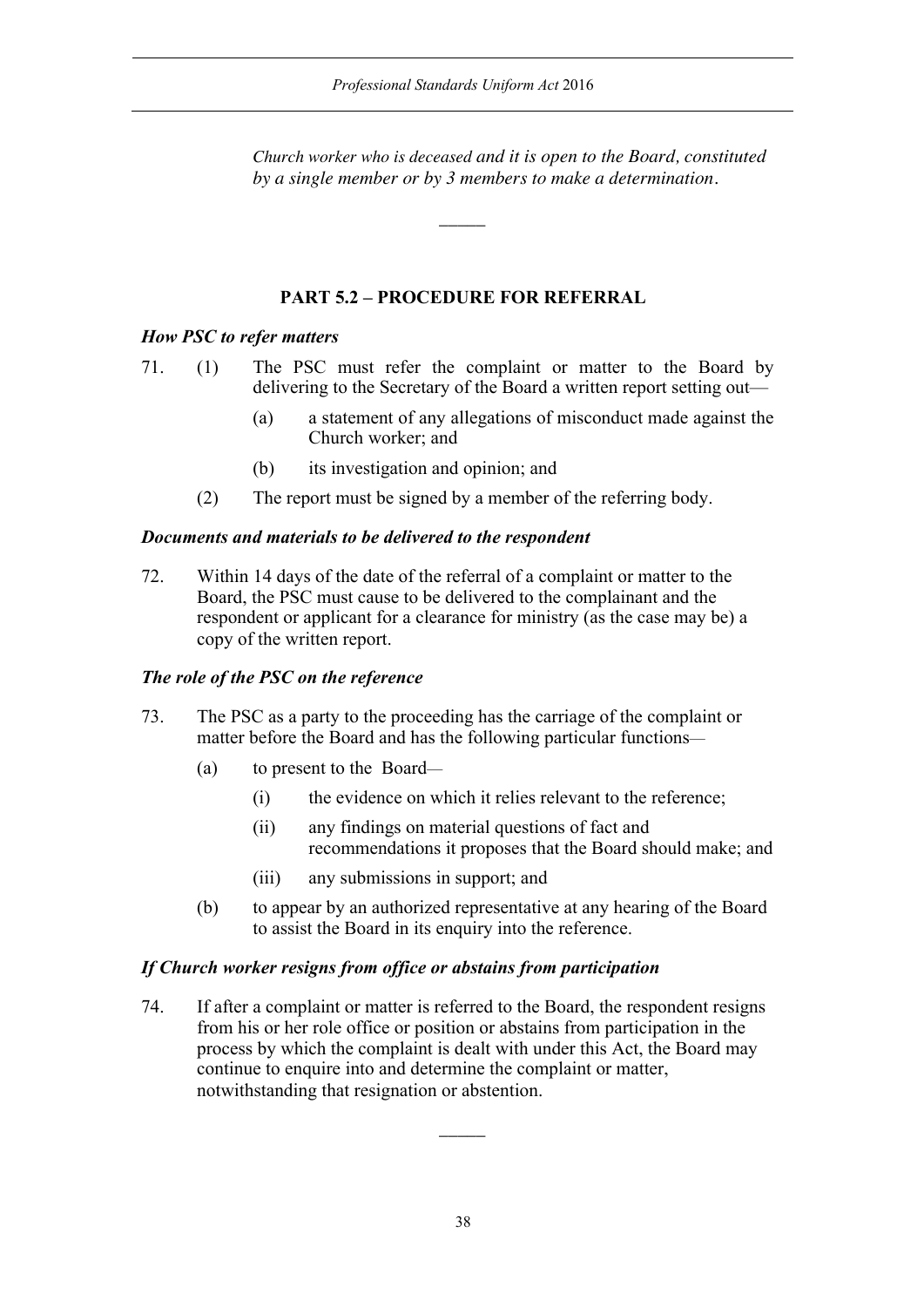*Church worker who is deceased and it is open to the Board, constituted by a single member or by 3 members to make a determination.*

---

## PART 5.2 – PROCEDURE FOR REFERRAL

***How PSC to refer matters***

71. (1) The PSC must refer the complaint or matter to the Board by delivering to the Secretary of the Board a written report setting out—

    (a) a statement of any allegations of misconduct made against the Church worker; and

    (b) its investigation and opinion; and

    (2) The report must be signed by a member of the referring body.

***Documents and materials to be delivered to the respondent***

72. Within 14 days of the date of the referral of a complaint or matter to the Board, the PSC must cause to be delivered to the complainant and the respondent or applicant for a clearance for ministry (as the case may be) a copy of the written report.

***The role of the PSC on the reference***

73. The PSC as a party to the proceeding has the carriage of the complaint or matter before the Board and has the following particular functions—

    (a) to present to the Board—

        (i) the evidence on which it relies relevant to the reference;

        (ii) any findings on material questions of fact and recommendations it proposes that the Board should make; and

        (iii) any submissions in support; and

    (b) to appear by an authorized representative at any hearing of the Board to assist the Board in its enquiry into the reference.

***If Church worker resigns from office or abstains from participation***

74. If after a complaint or matter is referred to the Board, the respondent resigns from his or her role office or position or abstains from participation in the process by which the complaint is dealt with under this Act, the Board may continue to enquire into and determine the complaint or matter, notwithstanding that resignation or abstention.

---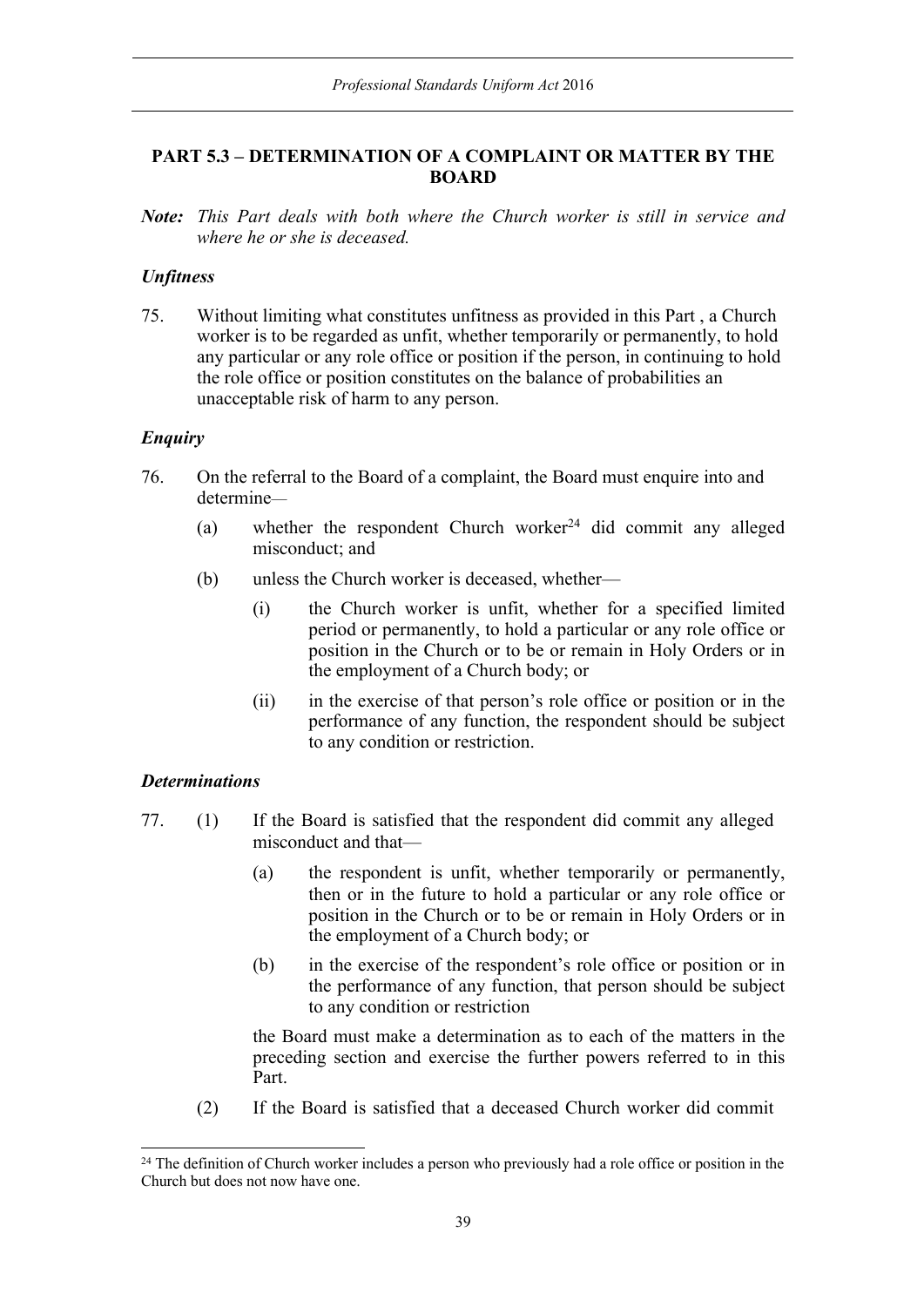## PART 5.3 – DETERMINATION OF A COMPLAINT OR MATTER BY THE BOARD

***Note:*** *This Part deals with both where the Church worker is still in service and where he or she is deceased.*

### *Unfitness*

75. Without limiting what constitutes unfitness as provided in this Part , a Church worker is to be regarded as unfit, whether temporarily or permanently, to hold any particular or any role office or position if the person, in continuing to hold the role office or position constitutes on the balance of probabilities an unacceptable risk of harm to any person.

### *Enquiry*

76. On the referral to the Board of a complaint, the Board must enquire into and determine—

    (a) whether the respondent Church worker[24] did commit any alleged misconduct; and

    (b) unless the Church worker is deceased, whether—

        (i) the Church worker is unfit, whether for a specified limited period or permanently, to hold a particular or any role office or position in the Church or to be or remain in Holy Orders or in the employment of a Church body; or

        (ii) in the exercise of that person's role office or position or in the performance of any function, the respondent should be subject to any condition or restriction.

### *Determinations*

77. (1) If the Board is satisfied that the respondent did commit any alleged misconduct and that—

    (a) the respondent is unfit, whether temporarily or permanently, then or in the future to hold a particular or any role office or position in the Church or to be or remain in Holy Orders or in the employment of a Church body; or

    (b) in the exercise of the respondent's role office or position or in the performance of any function, that person should be subject to any condition or restriction

    the Board must make a determination as to each of the matters in the preceding section and exercise the further powers referred to in this Part.

    (2) If the Board is satisfied that a deceased Church worker did commit

[24] The definition of Church worker includes a person who previously had a role office or position in the Church but does not now have one.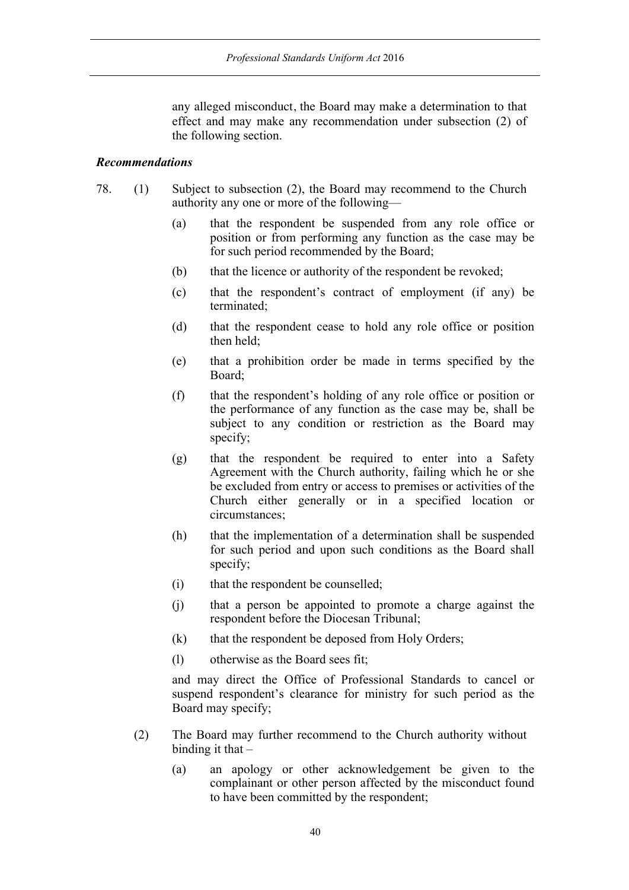any alleged misconduct, the Board may make a determination to that effect and may make any recommendation under subsection (2) of the following section.

***Recommendations***

78. (1) Subject to subsection (2), the Board may recommend to the Church authority any one or more of the following—

(a) that the respondent be suspended from any role office or position or from performing any function as the case may be for such period recommended by the Board;

(b) that the licence or authority of the respondent be revoked;

(c) that the respondent's contract of employment (if any) be terminated;

(d) that the respondent cease to hold any role office or position then held;

(e) that a prohibition order be made in terms specified by the Board;

(f) that the respondent's holding of any role office or position or the performance of any function as the case may be, shall be subject to any condition or restriction as the Board may specify;

(g) that the respondent be required to enter into a Safety Agreement with the Church authority, failing which he or she be excluded from entry or access to premises or activities of the Church either generally or in a specified location or circumstances;

(h) that the implementation of a determination shall be suspended for such period and upon such conditions as the Board shall specify;

(i) that the respondent be counselled;

(j) that a person be appointed to promote a charge against the respondent before the Diocesan Tribunal;

(k) that the respondent be deposed from Holy Orders;

(l) otherwise as the Board sees fit;

and may direct the Office of Professional Standards to cancel or suspend respondent's clearance for ministry for such period as the Board may specify;

(2) The Board may further recommend to the Church authority without binding it that –

(a) an apology or other acknowledgement be given to the complainant or other person affected by the misconduct found to have been committed by the respondent;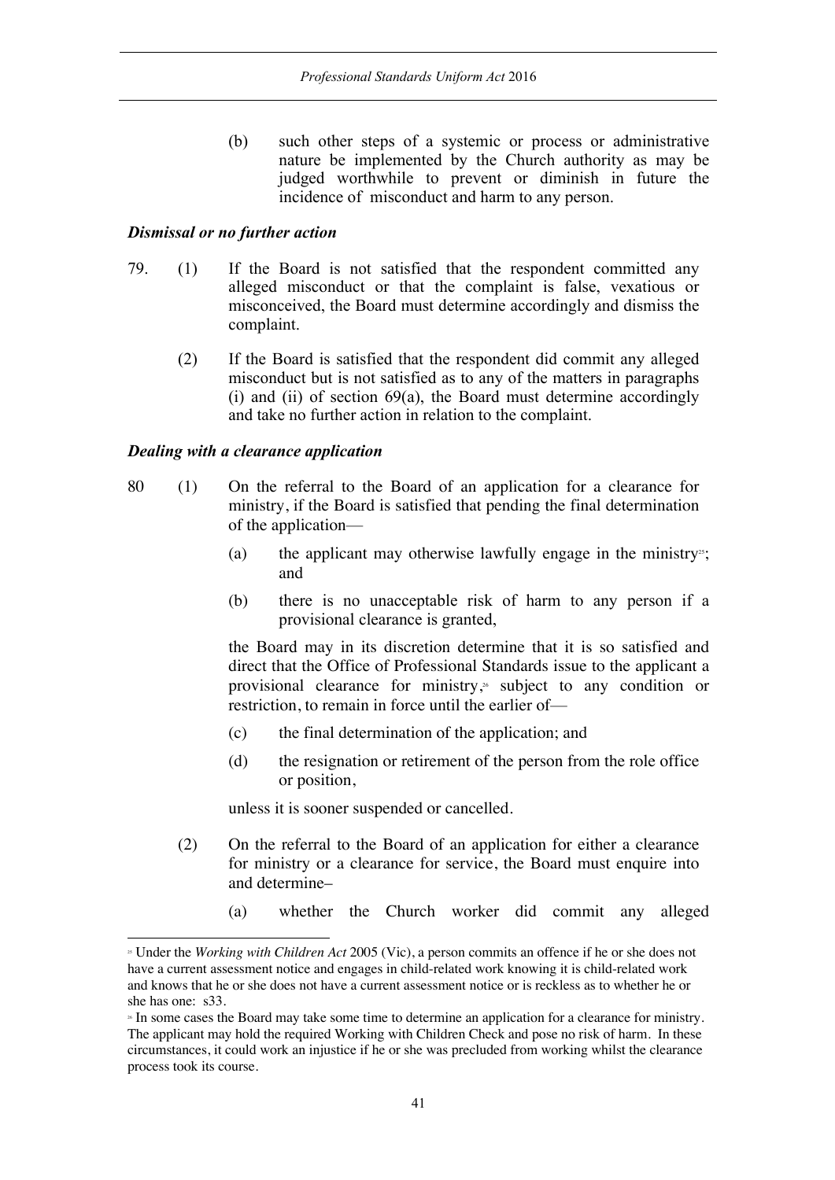(b) such other steps of a systemic or process or administrative nature be implemented by the Church authority as may be judged worthwhile to prevent or diminish in future the incidence of misconduct and harm to any person.

***Dismissal or no further action***

79. (1) If the Board is not satisfied that the respondent committed any alleged misconduct or that the complaint is false, vexatious or misconceived, the Board must determine accordingly and dismiss the complaint.

(2) If the Board is satisfied that the respondent did commit any alleged misconduct but is not satisfied as to any of the matters in paragraphs (i) and (ii) of section 69(a), the Board must determine accordingly and take no further action in relation to the complaint.

***Dealing with a clearance application***

80 (1) On the referral to the Board of an application for a clearance for ministry, if the Board is satisfied that pending the final determination of the application—

(a) the applicant may otherwise lawfully engage in the ministry[25]; and

(b) there is no unacceptable risk of harm to any person if a provisional clearance is granted,

the Board may in its discretion determine that it is so satisfied and direct that the Office of Professional Standards issue to the applicant a provisional clearance for ministry,[26] subject to any condition or restriction, to remain in force until the earlier of—

(c) the final determination of the application; and

(d) the resignation or retirement of the person from the role office or position,

unless it is sooner suspended or cancelled.

(2) On the referral to the Board of an application for either a clearance for ministry or a clearance for service, the Board must enquire into and determine–

(a) whether the Church worker did commit any alleged

---

[25] Under the *Working with Children Act* 2005 (Vic), a person commits an offence if he or she does not have a current assessment notice and engages in child-related work knowing it is child-related work and knows that he or she does not have a current assessment notice or is reckless as to whether he or she has one: s33.

[26] In some cases the Board may take some time to determine an application for a clearance for ministry. The applicant may hold the required Working with Children Check and pose no risk of harm. In these circumstances, it could work an injustice if he or she was precluded from working whilst the clearance process took its course.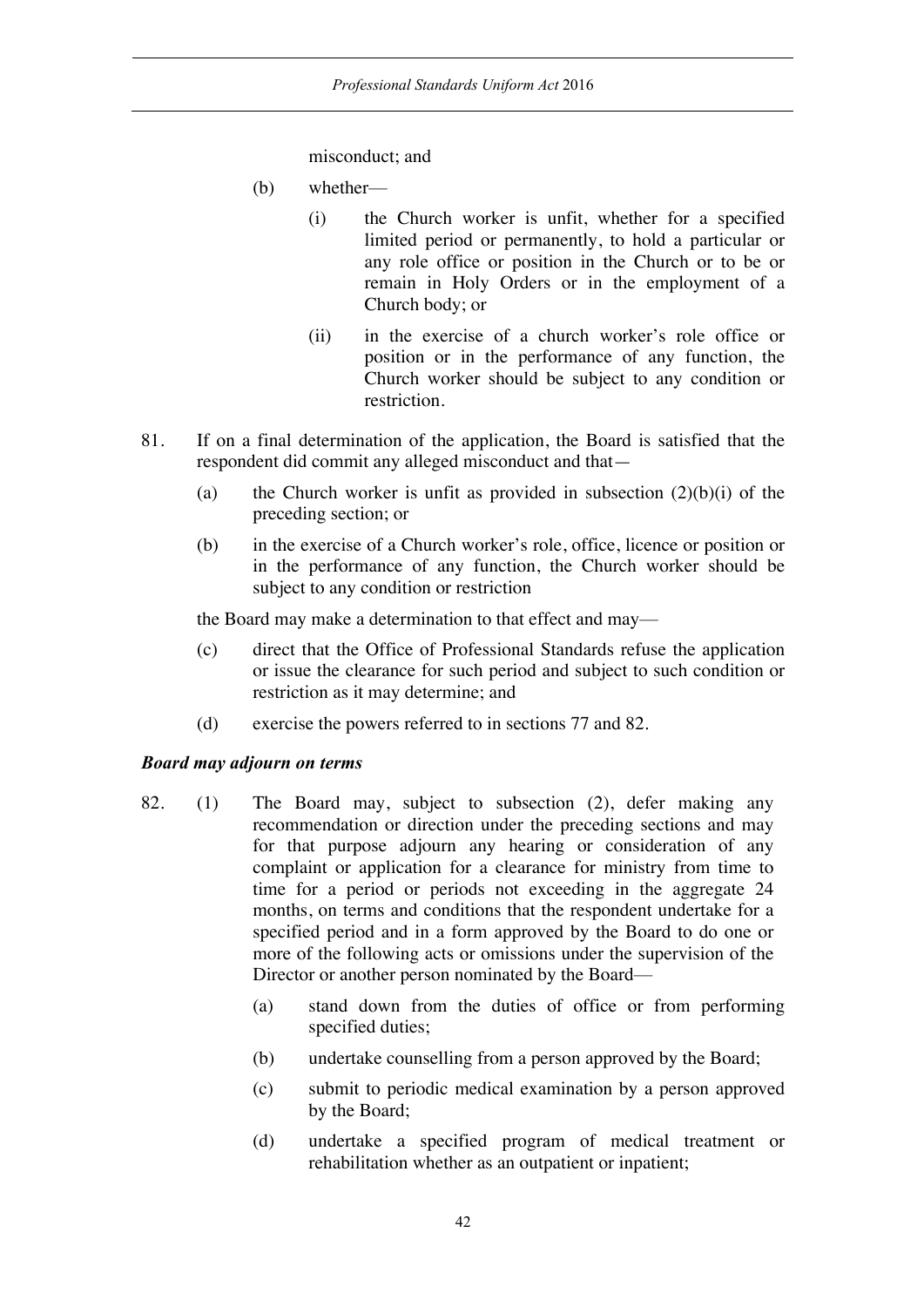misconduct; and

(b) whether—

(i) the Church worker is unfit, whether for a specified limited period or permanently, to hold a particular or any role office or position in the Church or to be or remain in Holy Orders or in the employment of a Church body; or

(ii) in the exercise of a church worker's role office or position or in the performance of any function, the Church worker should be subject to any condition or restriction.

81. If on a final determination of the application, the Board is satisfied that the respondent did commit any alleged misconduct and that—

(a) the Church worker is unfit as provided in subsection (2)(b)(i) of the preceding section; or

(b) in the exercise of a Church worker's role, office, licence or position or in the performance of any function, the Church worker should be subject to any condition or restriction

the Board may make a determination to that effect and may—

(c) direct that the Office of Professional Standards refuse the application or issue the clearance for such period and subject to such condition or restriction as it may determine; and

(d) exercise the powers referred to in sections 77 and 82.

***Board may adjourn on terms***

82. (1) The Board may, subject to subsection (2), defer making any recommendation or direction under the preceding sections and may for that purpose adjourn any hearing or consideration of any complaint or application for a clearance for ministry from time to time for a period or periods not exceeding in the aggregate 24 months, on terms and conditions that the respondent undertake for a specified period and in a form approved by the Board to do one or more of the following acts or omissions under the supervision of the Director or another person nominated by the Board—

(a) stand down from the duties of office or from performing specified duties;

(b) undertake counselling from a person approved by the Board;

(c) submit to periodic medical examination by a person approved by the Board;

(d) undertake a specified program of medical treatment or rehabilitation whether as an outpatient or inpatient;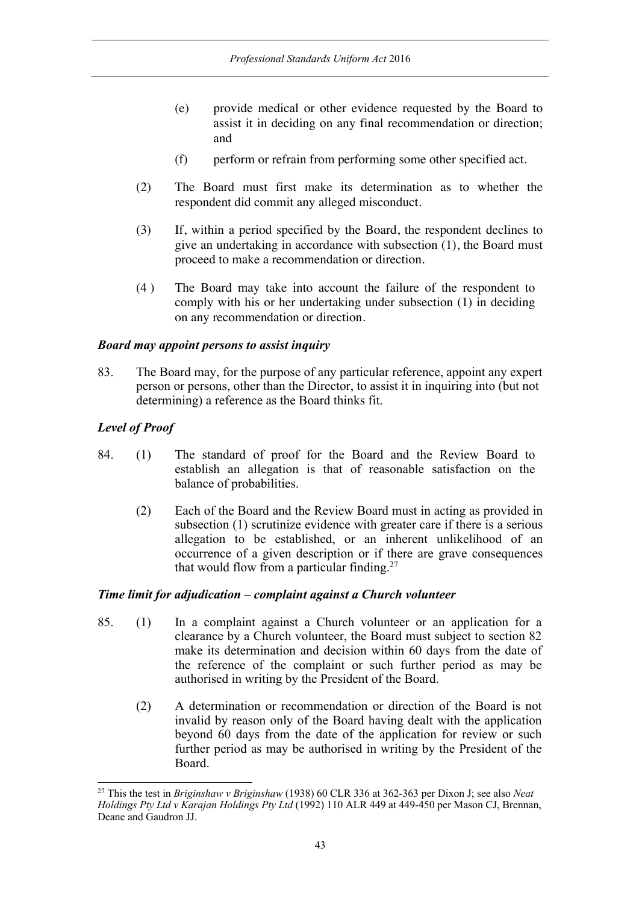(e) provide medical or other evidence requested by the Board to assist it in deciding on any final recommendation or direction; and

(f) perform or refrain from performing some other specified act.

(2) The Board must first make its determination as to whether the respondent did commit any alleged misconduct.

(3) If, within a period specified by the Board, the respondent declines to give an undertaking in accordance with subsection (1), the Board must proceed to make a recommendation or direction.

(4 ) The Board may take into account the failure of the respondent to comply with his or her undertaking under subsection (1) in deciding on any recommendation or direction.

***Board may appoint persons to assist inquiry***

83. The Board may, for the purpose of any particular reference, appoint any expert person or persons, other than the Director, to assist it in inquiring into (but not determining) a reference as the Board thinks fit.

***Level of Proof***

84. (1) The standard of proof for the Board and the Review Board to establish an allegation is that of reasonable satisfaction on the balance of probabilities.

(2) Each of the Board and the Review Board must in acting as provided in subsection (1) scrutinize evidence with greater care if there is a serious allegation to be established, or an inherent unlikelihood of an occurrence of a given description or if there are grave consequences that would flow from a particular finding.[27]

***Time limit for adjudication – complaint against a Church volunteer***

85. (1) In a complaint against a Church volunteer or an application for a clearance by a Church volunteer, the Board must subject to section 82 make its determination and decision within 60 days from the date of the reference of the complaint or such further period as may be authorised in writing by the President of the Board.

(2) A determination or recommendation or direction of the Board is not invalid by reason only of the Board having dealt with the application beyond 60 days from the date of the application for review or such further period as may be authorised in writing by the President of the Board.

---

[27] This the test in *Briginshaw v Briginshaw* (1938) 60 CLR 336 at 362-363 per Dixon J; see also *Neat Holdings Pty Ltd v Karajan Holdings Pty Ltd* (1992) 110 ALR 449 at 449-450 per Mason CJ, Brennan, Deane and Gaudron JJ.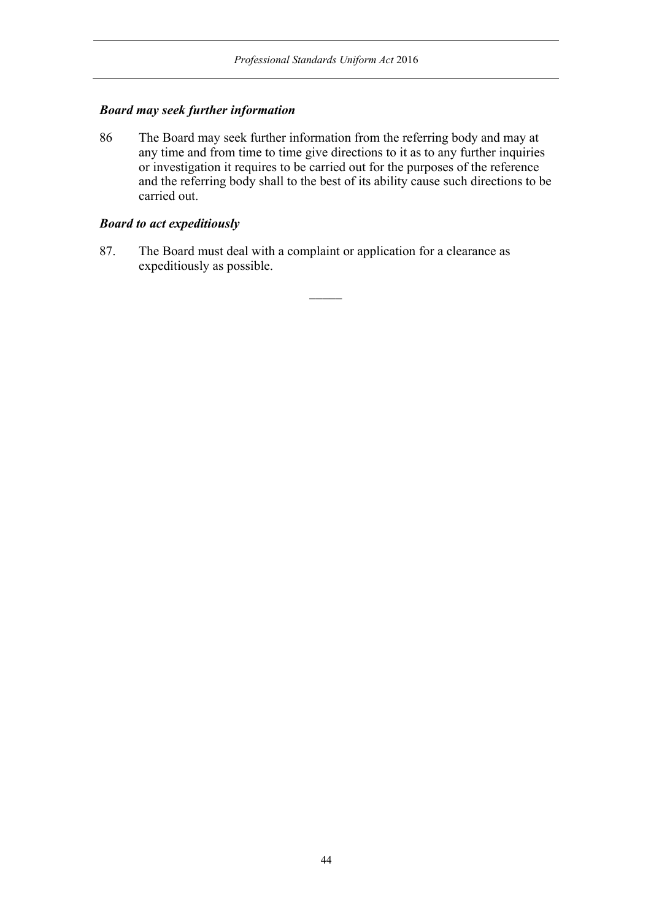***Board may seek further information***

86 The Board may seek further information from the referring body and may at any time and from time to time give directions to it as to any further inquiries or investigation it requires to be carried out for the purposes of the reference and the referring body shall to the best of its ability cause such directions to be carried out.

***Board to act expeditiously***

87. The Board must deal with a complaint or application for a clearance as expeditiously as possible.

\_\_\_\_\_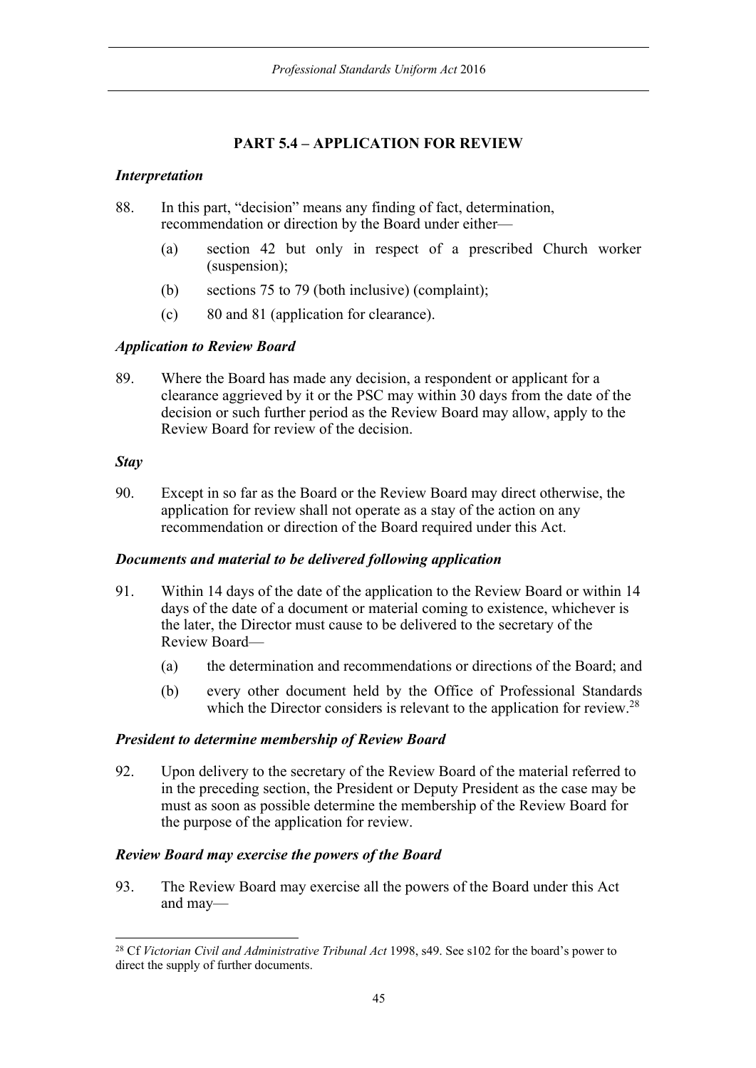## PART 5.4 – APPLICATION FOR REVIEW

### *Interpretation*

88. In this part, "decision" means any finding of fact, determination, recommendation or direction by the Board under either—

    (a) section 42 but only in respect of a prescribed Church worker (suspension);

    (b) sections 75 to 79 (both inclusive) (complaint);

    (c) 80 and 81 (application for clearance).

### *Application to Review Board*

89. Where the Board has made any decision, a respondent or applicant for a clearance aggrieved by it or the PSC may within 30 days from the date of the decision or such further period as the Review Board may allow, apply to the Review Board for review of the decision.

### *Stay*

90. Except in so far as the Board or the Review Board may direct otherwise, the application for review shall not operate as a stay of the action on any recommendation or direction of the Board required under this Act.

### *Documents and material to be delivered following application*

91. Within 14 days of the date of the application to the Review Board or within 14 days of the date of a document or material coming to existence, whichever is the later, the Director must cause to be delivered to the secretary of the Review Board—

    (a) the determination and recommendations or directions of the Board; and

    (b) every other document held by the Office of Professional Standards which the Director considers is relevant to the application for review.[28]

### *President to determine membership of Review Board*

92. Upon delivery to the secretary of the Review Board of the material referred to in the preceding section, the President or Deputy President as the case may be must as soon as possible determine the membership of the Review Board for the purpose of the application for review.

### *Review Board may exercise the powers of the Board*

93. The Review Board may exercise all the powers of the Board under this Act and may—

---

[28] Cf *Victorian Civil and Administrative Tribunal Act* 1998, s49. See s102 for the board's power to direct the supply of further documents.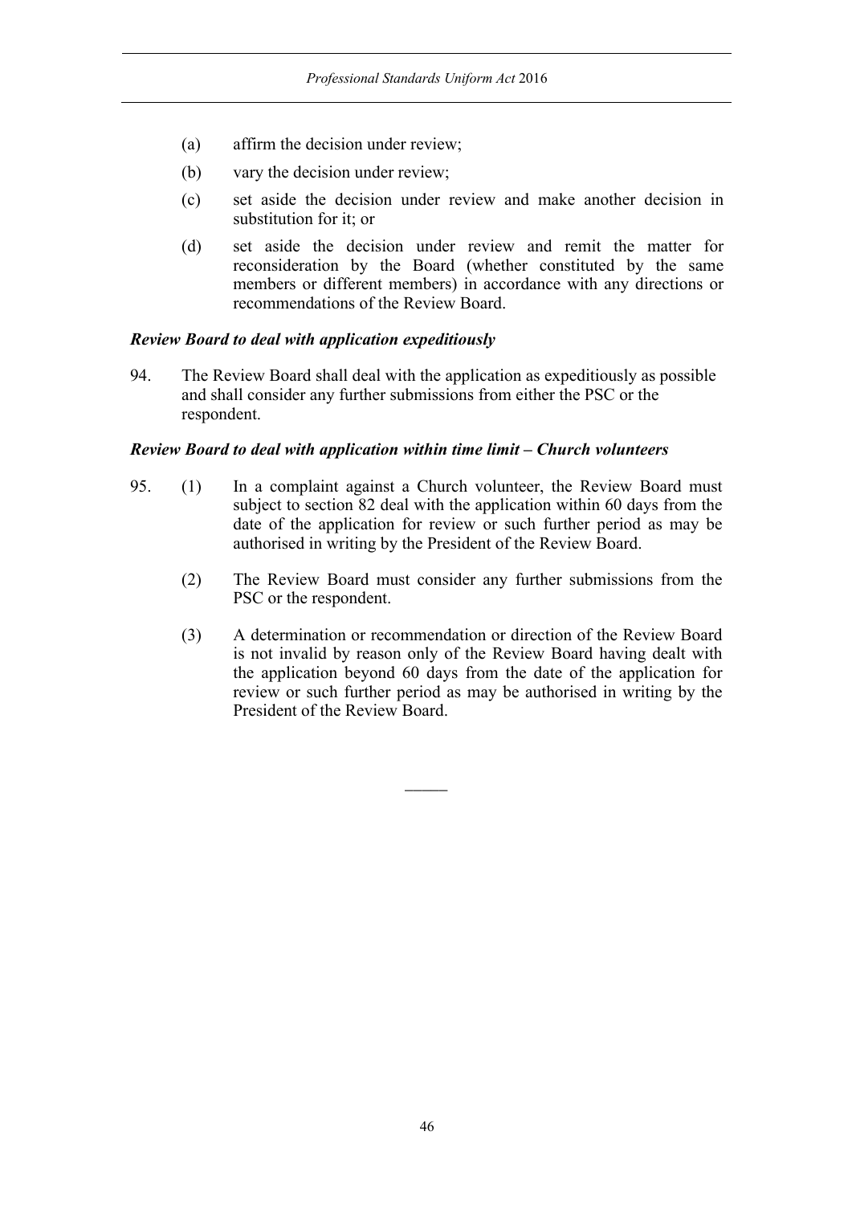(a) affirm the decision under review;

(b) vary the decision under review;

(c) set aside the decision under review and make another decision in substitution for it; or

(d) set aside the decision under review and remit the matter for reconsideration by the Board (whether constituted by the same members or different members) in accordance with any directions or recommendations of the Review Board.

***Review Board to deal with application expeditiously***

94. The Review Board shall deal with the application as expeditiously as possible and shall consider any further submissions from either the PSC or the respondent.

***Review Board to deal with application within time limit – Church volunteers***

95. (1) In a complaint against a Church volunteer, the Review Board must subject to section 82 deal with the application within 60 days from the date of the application for review or such further period as may be authorised in writing by the President of the Review Board.

(2) The Review Board must consider any further submissions from the PSC or the respondent.

(3) A determination or recommendation or direction of the Review Board is not invalid by reason only of the Review Board having dealt with the application beyond 60 days from the date of the application for review or such further period as may be authorised in writing by the President of the Review Board.

―――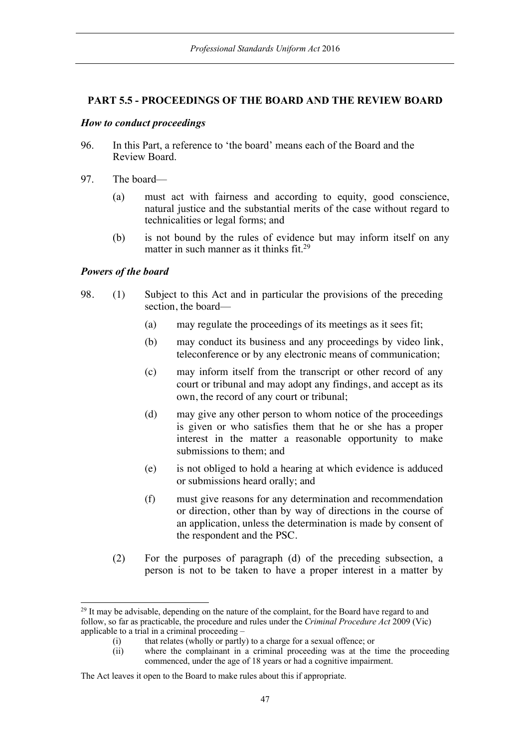## PART 5.5 - PROCEEDINGS OF THE BOARD AND THE REVIEW BOARD

### *How to conduct proceedings*

96. In this Part, a reference to 'the board' means each of the Board and the Review Board.

97. The board—

    (a) must act with fairness and according to equity, good conscience, natural justice and the substantial merits of the case without regard to technicalities or legal forms; and

    (b) is not bound by the rules of evidence but may inform itself on any matter in such manner as it thinks fit.[29]

### *Powers of the board*

98. (1) Subject to this Act and in particular the provisions of the preceding section, the board—

    (a) may regulate the proceedings of its meetings as it sees fit;

    (b) may conduct its business and any proceedings by video link, teleconference or by any electronic means of communication;

    (c) may inform itself from the transcript or other record of any court or tribunal and may adopt any findings, and accept as its own, the record of any court or tribunal;

    (d) may give any other person to whom notice of the proceedings is given or who satisfies them that he or she has a proper interest in the matter a reasonable opportunity to make submissions to them; and

    (e) is not obliged to hold a hearing at which evidence is adduced or submissions heard orally; and

    (f) must give reasons for any determination and recommendation or direction, other than by way of directions in the course of an application, unless the determination is made by consent of the respondent and the PSC.

    (2) For the purposes of paragraph (d) of the preceding subsection, a person is not to be taken to have a proper interest in a matter by

---

[29] It may be advisable, depending on the nature of the complaint, for the Board have regard to and follow, so far as practicable, the procedure and rules under the *Criminal Procedure Act* 2009 (Vic) applicable to a trial in a criminal proceeding –

(i) that relates (wholly or partly) to a charge for a sexual offence; or

(ii) where the complainant in a criminal proceeding was at the time the proceeding commenced, under the age of 18 years or had a cognitive impairment.

The Act leaves it open to the Board to make rules about this if appropriate.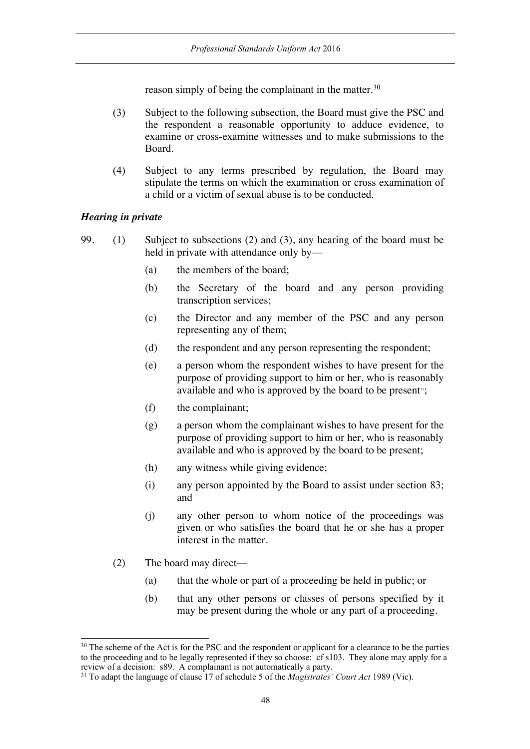reason simply of being the complainant in the matter.[30]

(3) Subject to the following subsection, the Board must give the PSC and the respondent a reasonable opportunity to adduce evidence, to examine or cross-examine witnesses and to make submissions to the Board.

(4) Subject to any terms prescribed by regulation, the Board may stipulate the terms on which the examination or cross examination of a child or a victim of sexual abuse is to be conducted.

***Hearing in private***

99. (1) Subject to subsections (2) and (3), any hearing of the board must be held in private with attendance only by—

(a) the members of the board;

(b) the Secretary of the board and any person providing transcription services;

(c) the Director and any member of the PSC and any person representing any of them;

(d) the respondent and any person representing the respondent;

(e) a person whom the respondent wishes to have present for the purpose of providing support to him or her, who is reasonably available and who is approved by the board to be present[31];

(f) the complainant;

(g) a person whom the complainant wishes to have present for the purpose of providing support to him or her, who is reasonably available and who is approved by the board to be present;

(h) any witness while giving evidence;

(i) any person appointed by the Board to assist under section 83; and

(j) any other person to whom notice of the proceedings was given or who satisfies the board that he or she has a proper interest in the matter.

(2) The board may direct—

(a) that the whole or part of a proceeding be held in public; or

(b) that any other persons or classes of persons specified by it may be present during the whole or any part of a proceeding.

---

[30] The scheme of the Act is for the PSC and the respondent or applicant for a clearance to be the parties to the proceeding and to be legally represented if they so choose: cf s103. They alone may apply for a review of a decision: s89. A complainant is not automatically a party.

[31] To adapt the language of clause 17 of schedule 5 of the *Magistrates' Court Act* 1989 (Vic).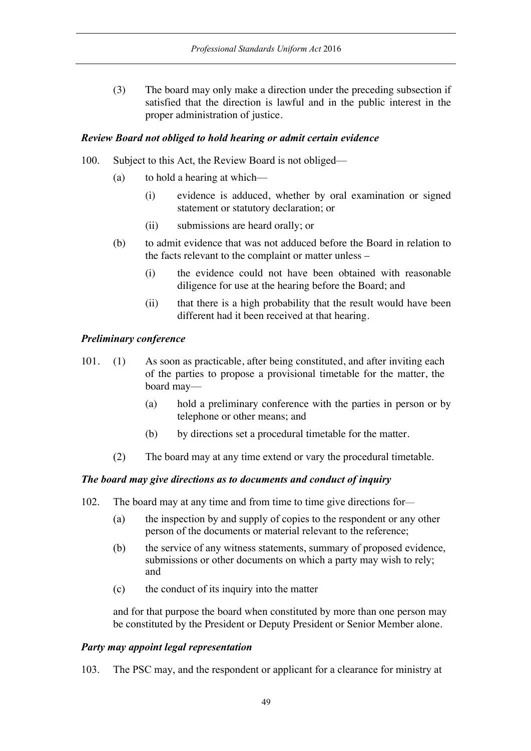(3) The board may only make a direction under the preceding subsection if satisfied that the direction is lawful and in the public interest in the proper administration of justice.

***Review Board not obliged to hold hearing or admit certain evidence***

100. Subject to this Act, the Review Board is not obliged—

(a) to hold a hearing at which—

(i) evidence is adduced, whether by oral examination or signed statement or statutory declaration; or

(ii) submissions are heard orally; or

(b) to admit evidence that was not adduced before the Board in relation to the facts relevant to the complaint or matter unless –

(i) the evidence could not have been obtained with reasonable diligence for use at the hearing before the Board; and

(ii) that there is a high probability that the result would have been different had it been received at that hearing.

***Preliminary conference***

101. (1) As soon as practicable, after being constituted, and after inviting each of the parties to propose a provisional timetable for the matter, the board may—

(a) hold a preliminary conference with the parties in person or by telephone or other means; and

(b) by directions set a procedural timetable for the matter.

(2) The board may at any time extend or vary the procedural timetable.

***The board may give directions as to documents and conduct of inquiry***

102. The board may at any time and from time to time give directions for—

(a) the inspection by and supply of copies to the respondent or any other person of the documents or material relevant to the reference;

(b) the service of any witness statements, summary of proposed evidence, submissions or other documents on which a party may wish to rely; and

(c) the conduct of its inquiry into the matter

and for that purpose the board when constituted by more than one person may be constituted by the President or Deputy President or Senior Member alone.

***Party may appoint legal representation***

103. The PSC may, and the respondent or applicant for a clearance for ministry at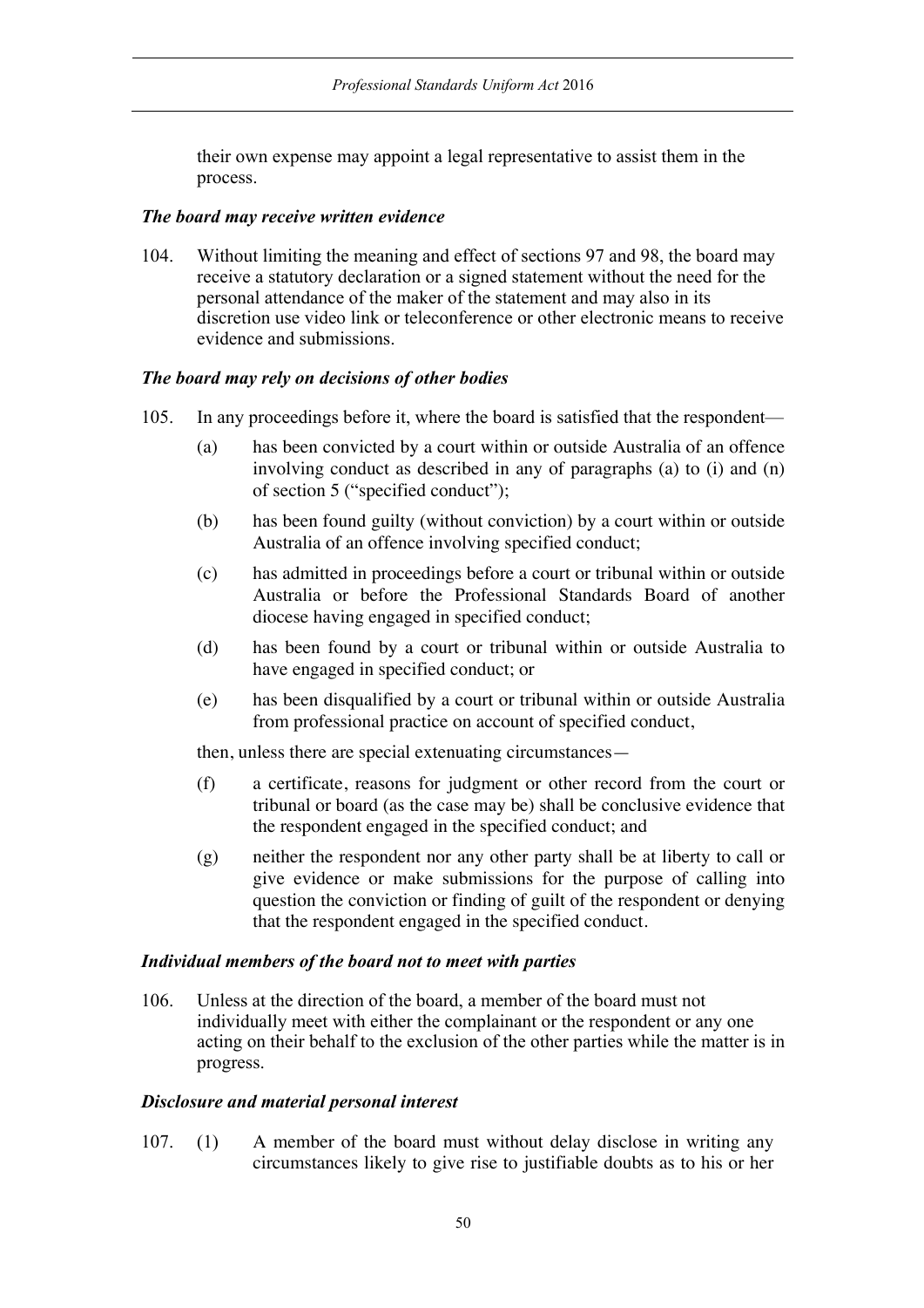their own expense may appoint a legal representative to assist them in the process.

***The board may receive written evidence***

104. Without limiting the meaning and effect of sections 97 and 98, the board may receive a statutory declaration or a signed statement without the need for the personal attendance of the maker of the statement and may also in its discretion use video link or teleconference or other electronic means to receive evidence and submissions.

***The board may rely on decisions of other bodies***

105. In any proceedings before it, where the board is satisfied that the respondent—

   (a) has been convicted by a court within or outside Australia of an offence involving conduct as described in any of paragraphs (a) to (i) and (n) of section 5 ("specified conduct");

   (b) has been found guilty (without conviction) by a court within or outside Australia of an offence involving specified conduct;

   (c) has admitted in proceedings before a court or tribunal within or outside Australia or before the Professional Standards Board of another diocese having engaged in specified conduct;

   (d) has been found by a court or tribunal within or outside Australia to have engaged in specified conduct; or

   (e) has been disqualified by a court or tribunal within or outside Australia from professional practice on account of specified conduct,

   then, unless there are special extenuating circumstances—

   (f) a certificate, reasons for judgment or other record from the court or tribunal or board (as the case may be) shall be conclusive evidence that the respondent engaged in the specified conduct; and

   (g) neither the respondent nor any other party shall be at liberty to call or give evidence or make submissions for the purpose of calling into question the conviction or finding of guilt of the respondent or denying that the respondent engaged in the specified conduct.

***Individual members of the board not to meet with parties***

106. Unless at the direction of the board, a member of the board must not individually meet with either the complainant or the respondent or any one acting on their behalf to the exclusion of the other parties while the matter is in progress.

***Disclosure and material personal interest***

107. (1) A member of the board must without delay disclose in writing any circumstances likely to give rise to justifiable doubts as to his or her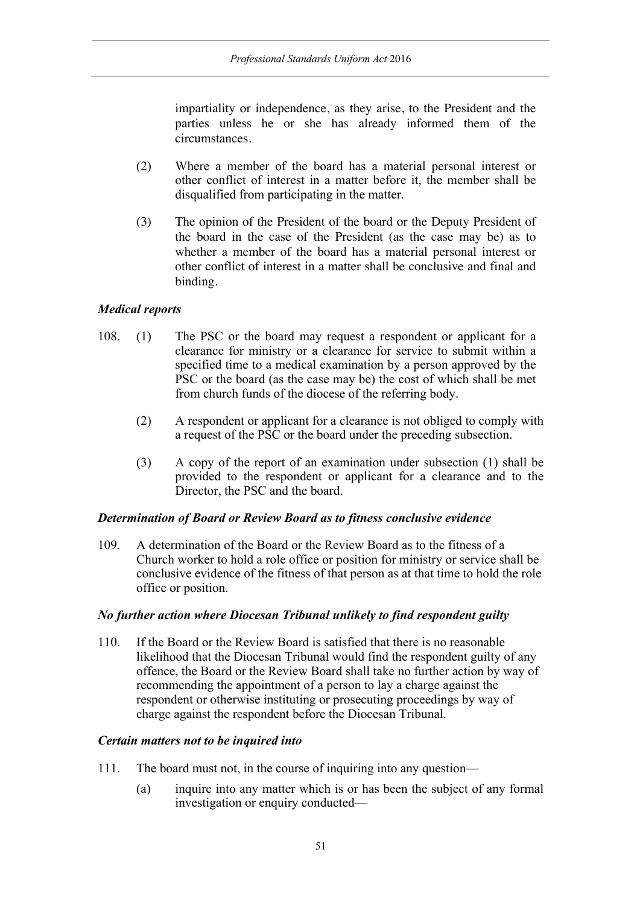impartiality or independence, as they arise, to the President and the parties unless he or she has already informed them of the circumstances.

(2) Where a member of the board has a material personal interest or other conflict of interest in a matter before it, the member shall be disqualified from participating in the matter.

(3) The opinion of the President of the board or the Deputy President of the board in the case of the President (as the case may be) as to whether a member of the board has a material personal interest or other conflict of interest in a matter shall be conclusive and final and binding.

### *Medical reports*

108. (1) The PSC or the board may request a respondent or applicant for a clearance for ministry or a clearance for service to submit within a specified time to a medical examination by a person approved by the PSC or the board (as the case may be) the cost of which shall be met from church funds of the diocese of the referring body.

(2) A respondent or applicant for a clearance is not obliged to comply with a request of the PSC or the board under the preceding subsection.

(3) A copy of the report of an examination under subsection (1) shall be provided to the respondent or applicant for a clearance and to the Director, the PSC and the board.

### *Determination of Board or Review Board as to fitness conclusive evidence*

109. A determination of the Board or the Review Board as to the fitness of a Church worker to hold a role office or position for ministry or service shall be conclusive evidence of the fitness of that person as at that time to hold the role office or position.

### *No further action where Diocesan Tribunal unlikely to find respondent guilty*

110. If the Board or the Review Board is satisfied that there is no reasonable likelihood that the Diocesan Tribunal would find the respondent guilty of any offence, the Board or the Review Board shall take no further action by way of recommending the appointment of a person to lay a charge against the respondent or otherwise instituting or prosecuting proceedings by way of charge against the respondent before the Diocesan Tribunal.

### *Certain matters not to be inquired into*

111. The board must not, in the course of inquiring into any question—

(a) inquire into any matter which is or has been the subject of any formal investigation or enquiry conducted—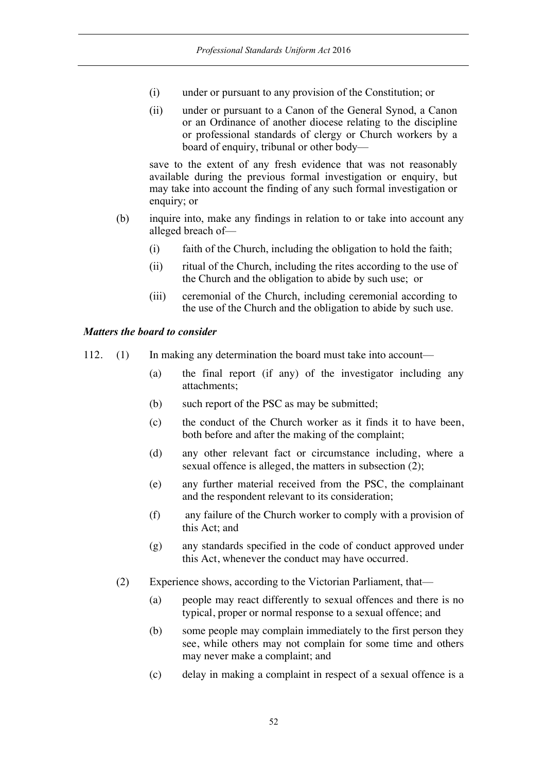(i) under or pursuant to any provision of the Constitution; or

(ii) under or pursuant to a Canon of the General Synod, a Canon or an Ordinance of another diocese relating to the discipline or professional standards of clergy or Church workers by a board of enquiry, tribunal or other body—

save to the extent of any fresh evidence that was not reasonably available during the previous formal investigation or enquiry, but may take into account the finding of any such formal investigation or enquiry; or

(b) inquire into, make any findings in relation to or take into account any alleged breach of—

(i) faith of the Church, including the obligation to hold the faith;

(ii) ritual of the Church, including the rites according to the use of the Church and the obligation to abide by such use; or

(iii) ceremonial of the Church, including ceremonial according to the use of the Church and the obligation to abide by such use.

***Matters the board to consider***

112. (1) In making any determination the board must take into account—

(a) the final report (if any) of the investigator including any attachments;

(b) such report of the PSC as may be submitted;

(c) the conduct of the Church worker as it finds it to have been, both before and after the making of the complaint;

(d) any other relevant fact or circumstance including, where a sexual offence is alleged, the matters in subsection (2);

(e) any further material received from the PSC, the complainant and the respondent relevant to its consideration;

(f) any failure of the Church worker to comply with a provision of this Act; and

(g) any standards specified in the code of conduct approved under this Act, whenever the conduct may have occurred.

(2) Experience shows, according to the Victorian Parliament, that—

(a) people may react differently to sexual offences and there is no typical, proper or normal response to a sexual offence; and

(b) some people may complain immediately to the first person they see, while others may not complain for some time and others may never make a complaint; and

(c) delay in making a complaint in respect of a sexual offence is a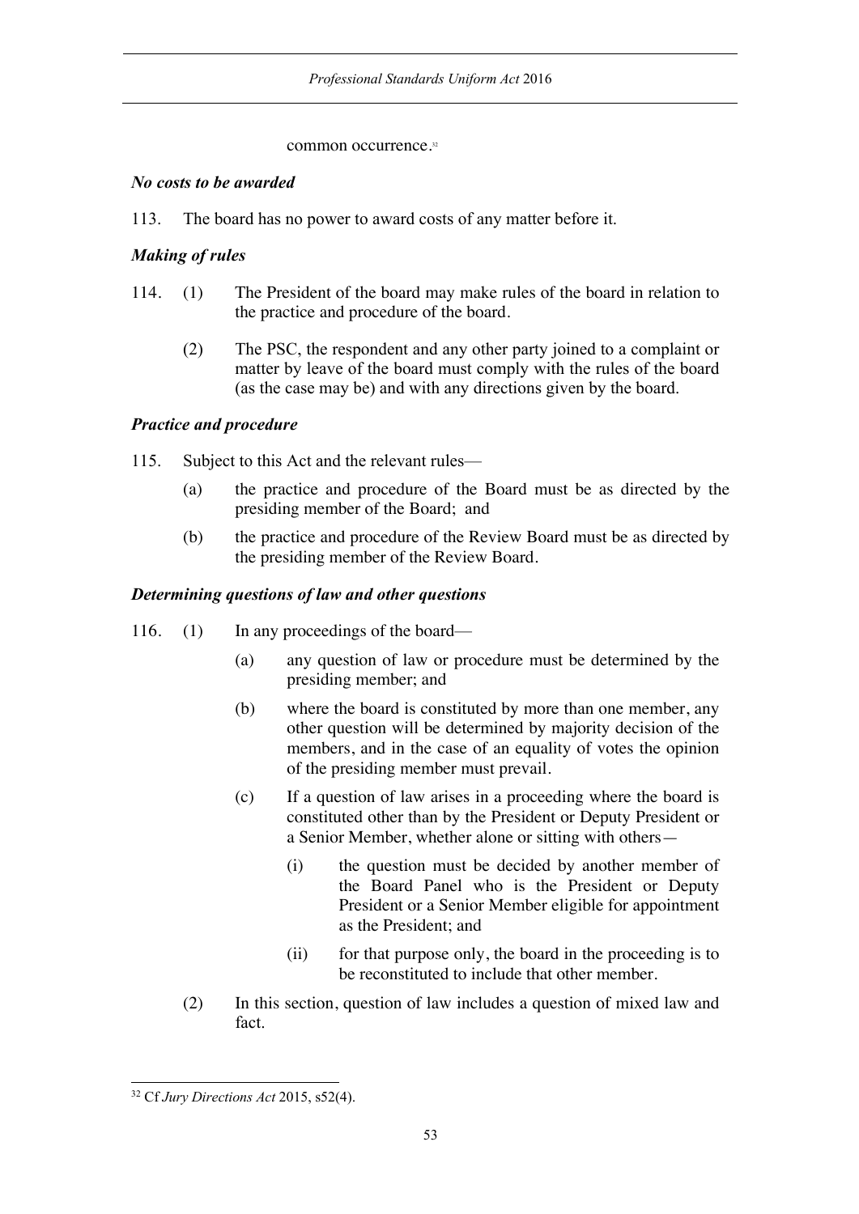common occurrence.[32]

*No costs to be awarded*

113. The board has no power to award costs of any matter before it.

*Making of rules*

114. (1) The President of the board may make rules of the board in relation to the practice and procedure of the board.

(2) The PSC, the respondent and any other party joined to a complaint or matter by leave of the board must comply with the rules of the board (as the case may be) and with any directions given by the board.

*Practice and procedure*

115. Subject to this Act and the relevant rules—

(a) the practice and procedure of the Board must be as directed by the presiding member of the Board; and

(b) the practice and procedure of the Review Board must be as directed by the presiding member of the Review Board.

*Determining questions of law and other questions*

116. (1) In any proceedings of the board—

(a) any question of law or procedure must be determined by the presiding member; and

(b) where the board is constituted by more than one member, any other question will be determined by majority decision of the members, and in the case of an equality of votes the opinion of the presiding member must prevail.

(c) If a question of law arises in a proceeding where the board is constituted other than by the President or Deputy President or a Senior Member, whether alone or sitting with others—

(i) the question must be decided by another member of the Board Panel who is the President or Deputy President or a Senior Member eligible for appointment as the President; and

(ii) for that purpose only, the board in the proceeding is to be reconstituted to include that other member.

(2) In this section, question of law includes a question of mixed law and fact.

---

[32] Cf *Jury Directions Act* 2015, s52(4).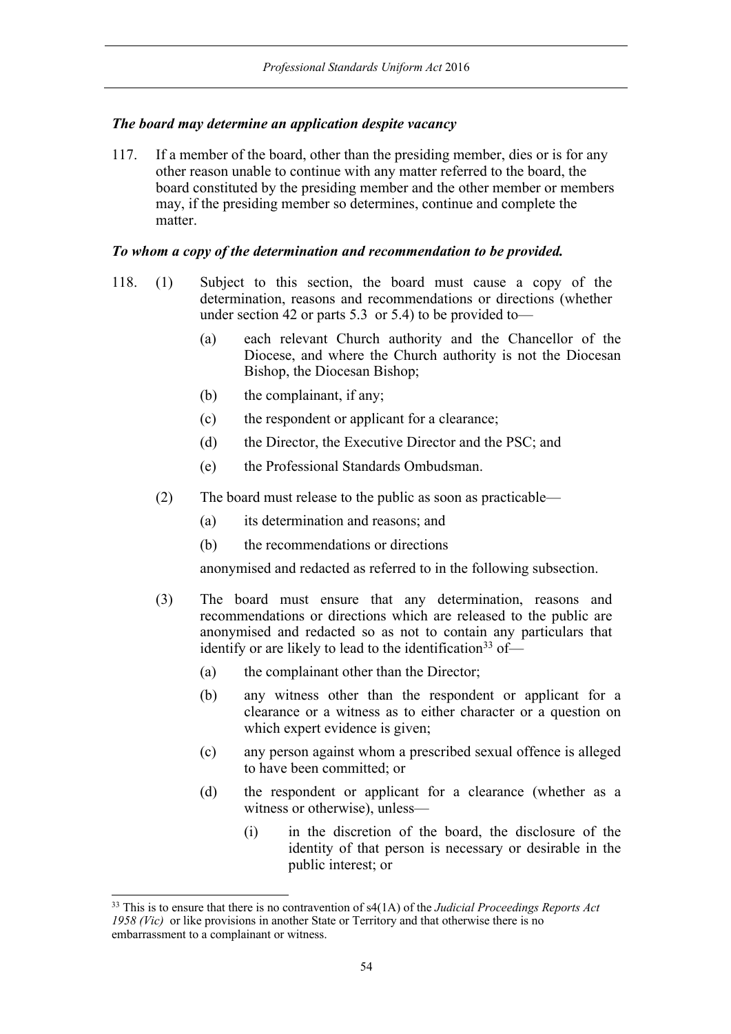*The board may determine an application despite vacancy*

117. If a member of the board, other than the presiding member, dies or is for any other reason unable to continue with any matter referred to the board, the board constituted by the presiding member and the other member or members may, if the presiding member so determines, continue and complete the matter.

***To whom a copy of the determination and recommendation to be provided.***

118. (1) Subject to this section, the board must cause a copy of the determination, reasons and recommendations or directions (whether under section 42 or parts 5.3 or 5.4) to be provided to—

 (a) each relevant Church authority and the Chancellor of the Diocese, and where the Church authority is not the Diocesan Bishop, the Diocesan Bishop;

 (b) the complainant, if any;

 (c) the respondent or applicant for a clearance;

 (d) the Director, the Executive Director and the PSC; and

 (e) the Professional Standards Ombudsman.

(2) The board must release to the public as soon as practicable—

 (a) its determination and reasons; and

 (b) the recommendations or directions

 anonymised and redacted as referred to in the following subsection.

(3) The board must ensure that any determination, reasons and recommendations or directions which are released to the public are anonymised and redacted so as not to contain any particulars that identify or are likely to lead to the identification[33] of—

 (a) the complainant other than the Director;

 (b) any witness other than the respondent or applicant for a clearance or a witness as to either character or a question on which expert evidence is given;

 (c) any person against whom a prescribed sexual offence is alleged to have been committed; or

 (d) the respondent or applicant for a clearance (whether as a witness or otherwise), unless—

  (i) in the discretion of the board, the disclosure of the identity of that person is necessary or desirable in the public interest; or

[33] This is to ensure that there is no contravention of s4(1A) of the *Judicial Proceedings Reports Act 1958 (Vic)* or like provisions in another State or Territory and that otherwise there is no embarrassment to a complainant or witness.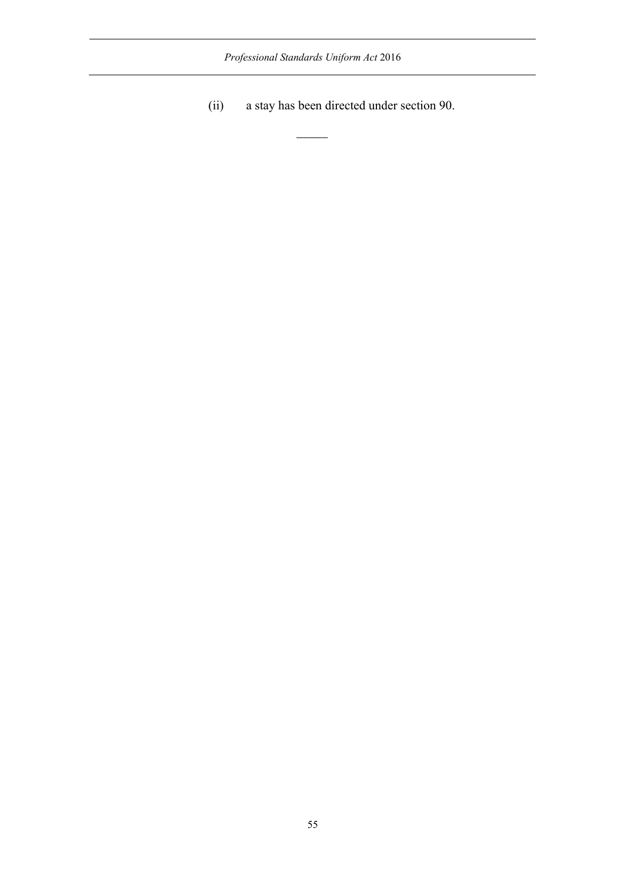(ii) a stay has been directed under section 90.

———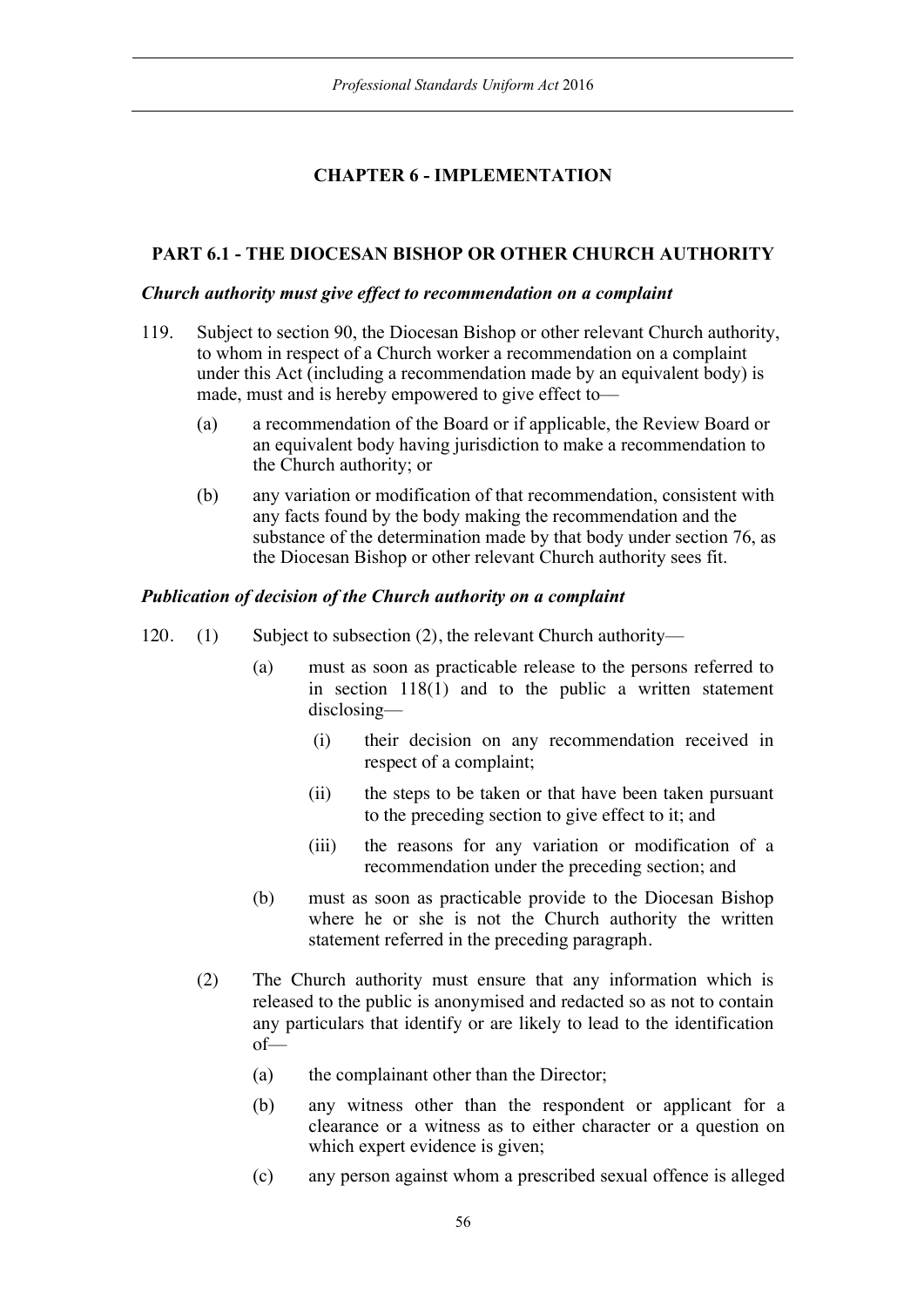## CHAPTER 6 - IMPLEMENTATION

### PART 6.1 - THE DIOCESAN BISHOP OR OTHER CHURCH AUTHORITY

***Church authority must give effect to recommendation on a complaint***

119. Subject to section 90, the Diocesan Bishop or other relevant Church authority, to whom in respect of a Church worker a recommendation on a complaint under this Act (including a recommendation made by an equivalent body) is made, must and is hereby empowered to give effect to—

    (a) a recommendation of the Board or if applicable, the Review Board or an equivalent body having jurisdiction to make a recommendation to the Church authority; or

    (b) any variation or modification of that recommendation, consistent with any facts found by the body making the recommendation and the substance of the determination made by that body under section 76, as the Diocesan Bishop or other relevant Church authority sees fit.

***Publication of decision of the Church authority on a complaint***

120. (1) Subject to subsection (2), the relevant Church authority—

    (a) must as soon as practicable release to the persons referred to in section 118(1) and to the public a written statement disclosing—

        (i) their decision on any recommendation received in respect of a complaint;

        (ii) the steps to be taken or that have been taken pursuant to the preceding section to give effect to it; and

        (iii) the reasons for any variation or modification of a recommendation under the preceding section; and

    (b) must as soon as practicable provide to the Diocesan Bishop where he or she is not the Church authority the written statement referred in the preceding paragraph.

(2) The Church authority must ensure that any information which is released to the public is anonymised and redacted so as not to contain any particulars that identify or are likely to lead to the identification of—

    (a) the complainant other than the Director;

    (b) any witness other than the respondent or applicant for a clearance or a witness as to either character or a question on which expert evidence is given;

    (c) any person against whom a prescribed sexual offence is alleged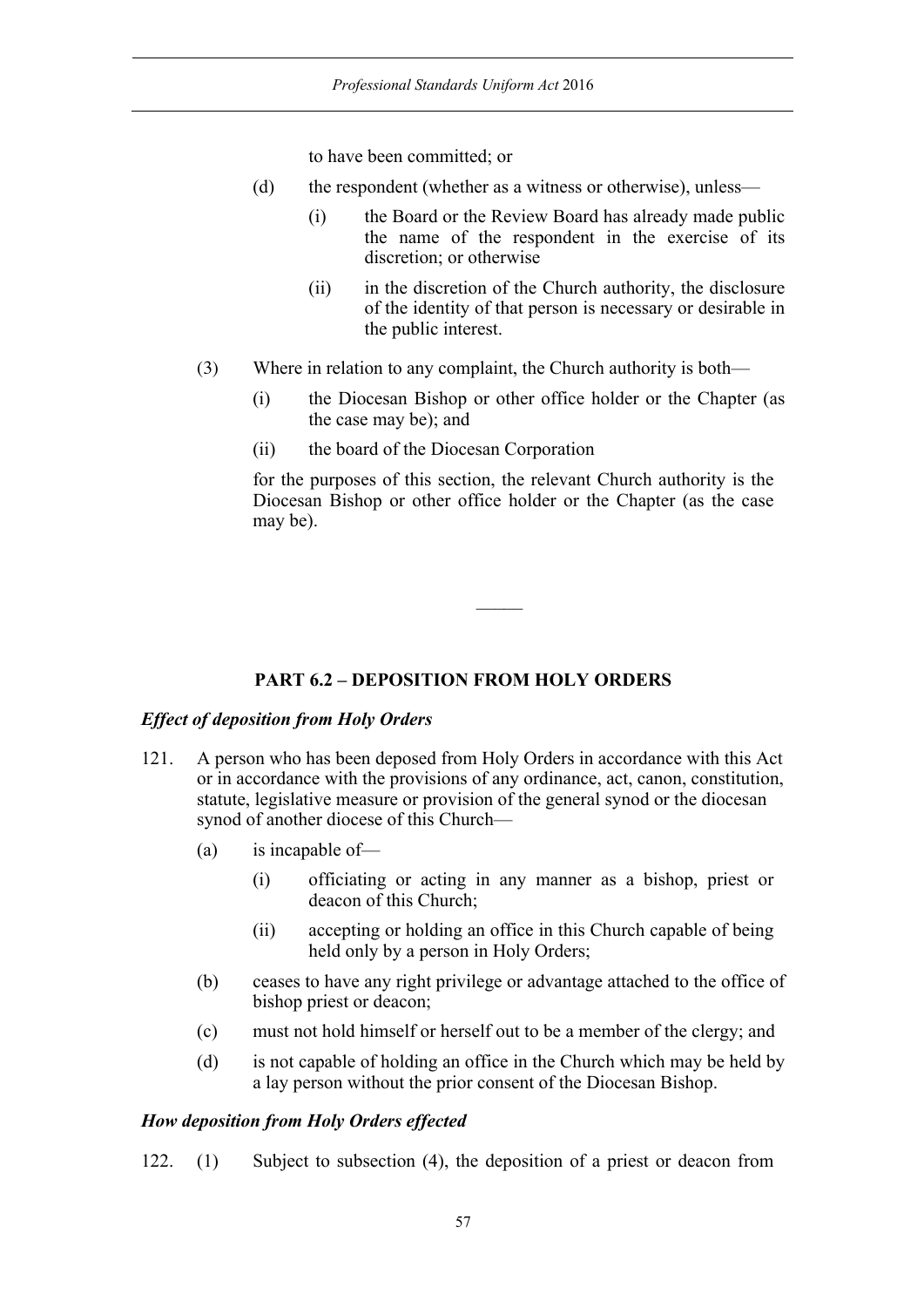to have been committed; or

(d) the respondent (whether as a witness or otherwise), unless—

(i) the Board or the Review Board has already made public the name of the respondent in the exercise of its discretion; or otherwise

(ii) in the discretion of the Church authority, the disclosure of the identity of that person is necessary or desirable in the public interest.

(3) Where in relation to any complaint, the Church authority is both—

(i) the Diocesan Bishop or other office holder or the Chapter (as the case may be); and

(ii) the board of the Diocesan Corporation

for the purposes of this section, the relevant Church authority is the Diocesan Bishop or other office holder or the Chapter (as the case may be).

———

## PART 6.2 – DEPOSITION FROM HOLY ORDERS

### *Effect of deposition from Holy Orders*

121. A person who has been deposed from Holy Orders in accordance with this Act or in accordance with the provisions of any ordinance, act, canon, constitution, statute, legislative measure or provision of the general synod or the diocesan synod of another diocese of this Church—

(a) is incapable of—

(i) officiating or acting in any manner as a bishop, priest or deacon of this Church;

(ii) accepting or holding an office in this Church capable of being held only by a person in Holy Orders;

(b) ceases to have any right privilege or advantage attached to the office of bishop priest or deacon;

(c) must not hold himself or herself out to be a member of the clergy; and

(d) is not capable of holding an office in the Church which may be held by a lay person without the prior consent of the Diocesan Bishop.

### *How deposition from Holy Orders effected*

122. (1) Subject to subsection (4), the deposition of a priest or deacon from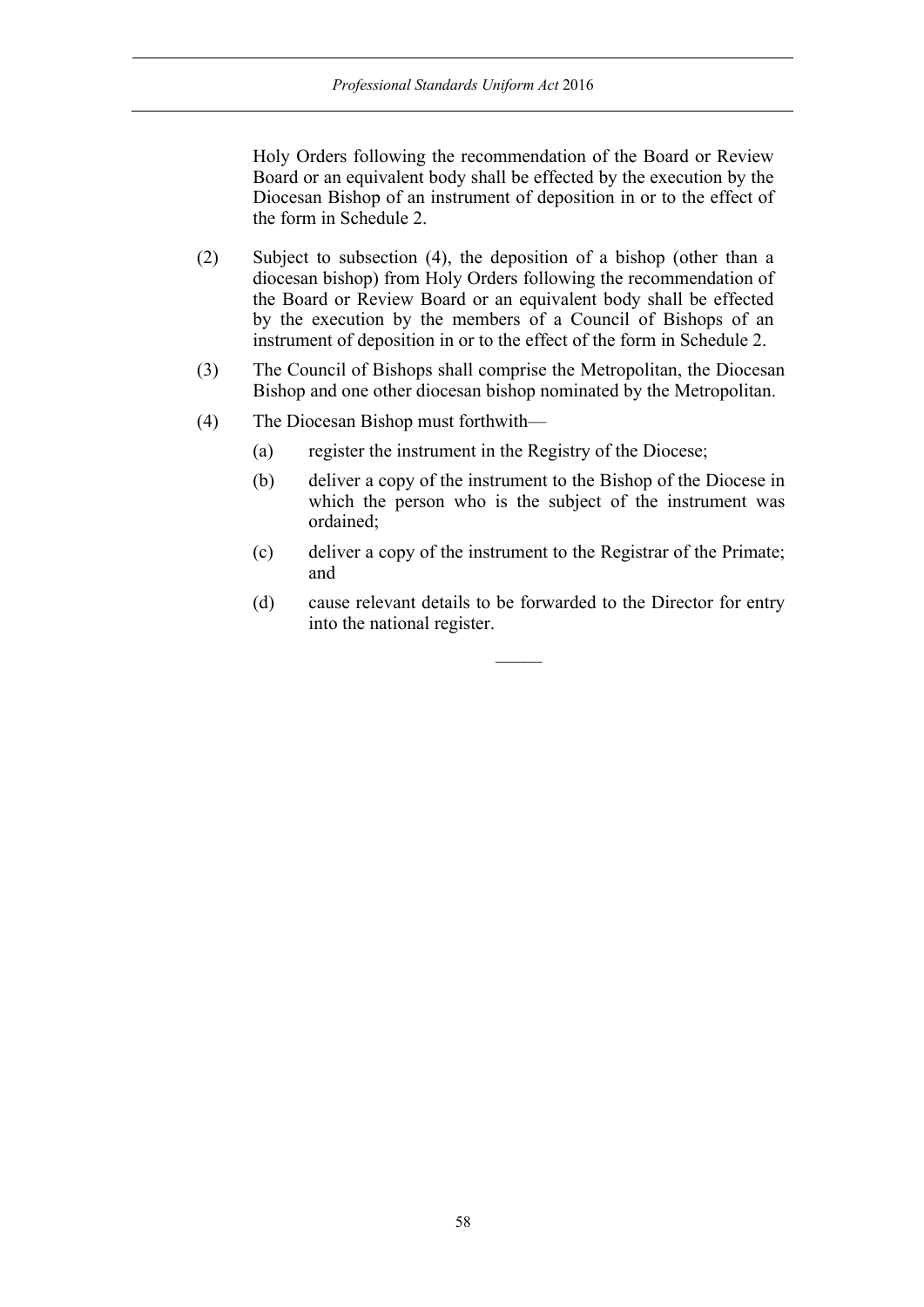Holy Orders following the recommendation of the Board or Review Board or an equivalent body shall be effected by the execution by the Diocesan Bishop of an instrument of deposition in or to the effect of the form in Schedule 2.

(2) Subject to subsection (4), the deposition of a bishop (other than a diocesan bishop) from Holy Orders following the recommendation of the Board or Review Board or an equivalent body shall be effected by the execution by the members of a Council of Bishops of an instrument of deposition in or to the effect of the form in Schedule 2.

(3) The Council of Bishops shall comprise the Metropolitan, the Diocesan Bishop and one other diocesan bishop nominated by the Metropolitan.

(4) The Diocesan Bishop must forthwith—

- (a) register the instrument in the Registry of the Diocese;
- (b) deliver a copy of the instrument to the Bishop of the Diocese in which the person who is the subject of the instrument was ordained;
- (c) deliver a copy of the instrument to the Registrar of the Primate; and
- (d) cause relevant details to be forwarded to the Director for entry into the national register.

———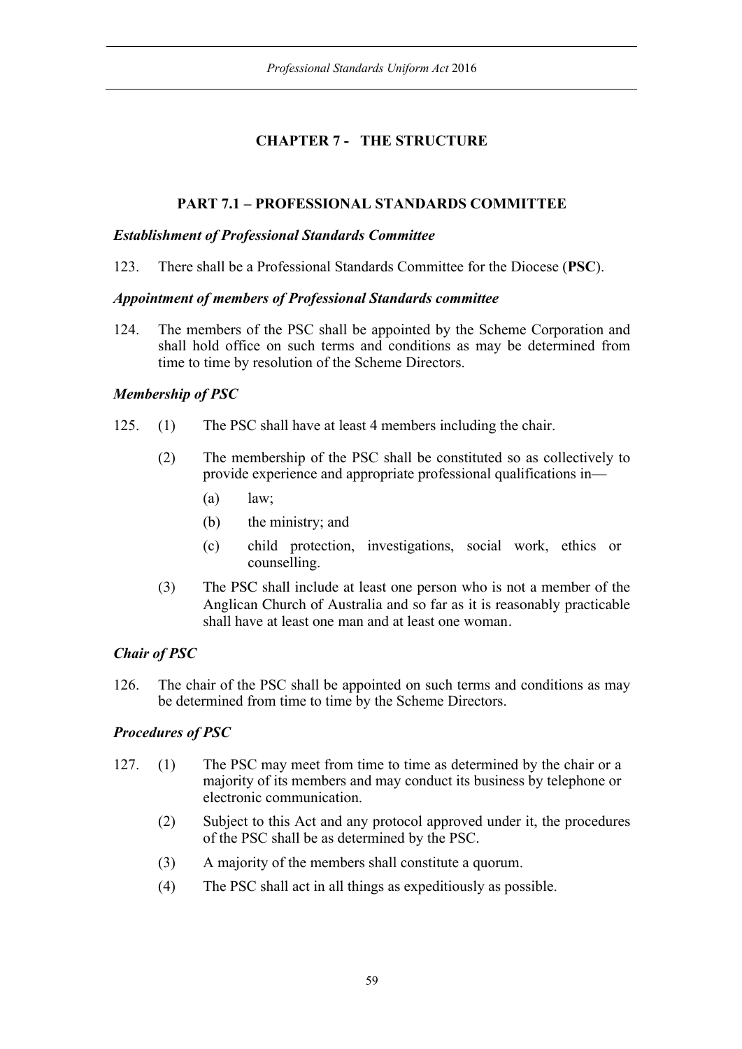# CHAPTER 7 - THE STRUCTURE

## PART 7.1 – PROFESSIONAL STANDARDS COMMITTEE

### *Establishment of Professional Standards Committee*

123. There shall be a Professional Standards Committee for the Diocese (**PSC**).

### *Appointment of members of Professional Standards committee*

124. The members of the PSC shall be appointed by the Scheme Corporation and shall hold office on such terms and conditions as may be determined from time to time by resolution of the Scheme Directors.

### *Membership of PSC*

125. (1) The PSC shall have at least 4 members including the chair.

(2) The membership of the PSC shall be constituted so as collectively to provide experience and appropriate professional qualifications in—

(a) law;

(b) the ministry; and

(c) child protection, investigations, social work, ethics or counselling.

(3) The PSC shall include at least one person who is not a member of the Anglican Church of Australia and so far as it is reasonably practicable shall have at least one man and at least one woman.

### *Chair of PSC*

126. The chair of the PSC shall be appointed on such terms and conditions as may be determined from time to time by the Scheme Directors.

### *Procedures of PSC*

127. (1) The PSC may meet from time to time as determined by the chair or a majority of its members and may conduct its business by telephone or electronic communication.

(2) Subject to this Act and any protocol approved under it, the procedures of the PSC shall be as determined by the PSC.

(3) A majority of the members shall constitute a quorum.

(4) The PSC shall act in all things as expeditiously as possible.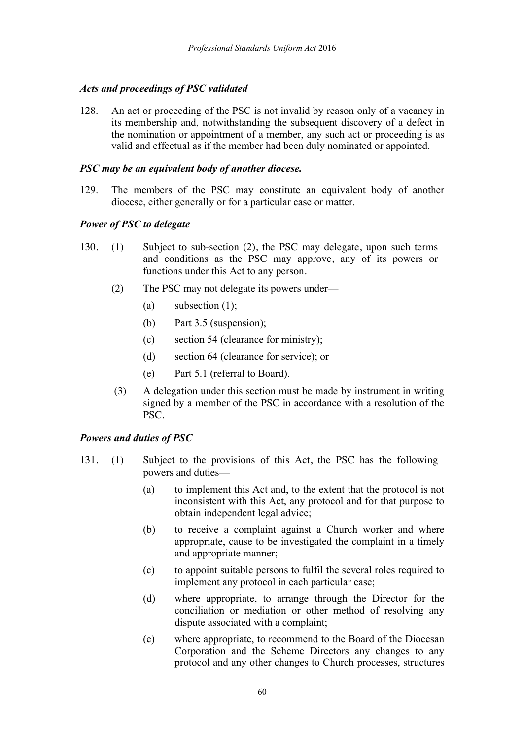### *Acts and proceedings of PSC validated*

128. An act or proceeding of the PSC is not invalid by reason only of a vacancy in its membership and, notwithstanding the subsequent discovery of a defect in the nomination or appointment of a member, any such act or proceeding is as valid and effectual as if the member had been duly nominated or appointed.

### *PSC may be an equivalent body of another diocese.*

129. The members of the PSC may constitute an equivalent body of another diocese, either generally or for a particular case or matter.

### *Power of PSC to delegate*

130. (1) Subject to sub-section (2), the PSC may delegate, upon such terms and conditions as the PSC may approve, any of its powers or functions under this Act to any person.

(2) The PSC may not delegate its powers under—

(a) subsection (1);

(b) Part 3.5 (suspension);

(c) section 54 (clearance for ministry);

(d) section 64 (clearance for service); or

(e) Part 5.1 (referral to Board).

(3) A delegation under this section must be made by instrument in writing signed by a member of the PSC in accordance with a resolution of the PSC.

### *Powers and duties of PSC*

131. (1) Subject to the provisions of this Act, the PSC has the following powers and duties—

(a) to implement this Act and, to the extent that the protocol is not inconsistent with this Act, any protocol and for that purpose to obtain independent legal advice;

(b) to receive a complaint against a Church worker and where appropriate, cause to be investigated the complaint in a timely and appropriate manner;

(c) to appoint suitable persons to fulfil the several roles required to implement any protocol in each particular case;

(d) where appropriate, to arrange through the Director for the conciliation or mediation or other method of resolving any dispute associated with a complaint;

(e) where appropriate, to recommend to the Board of the Diocesan Corporation and the Scheme Directors any changes to any protocol and any other changes to Church processes, structures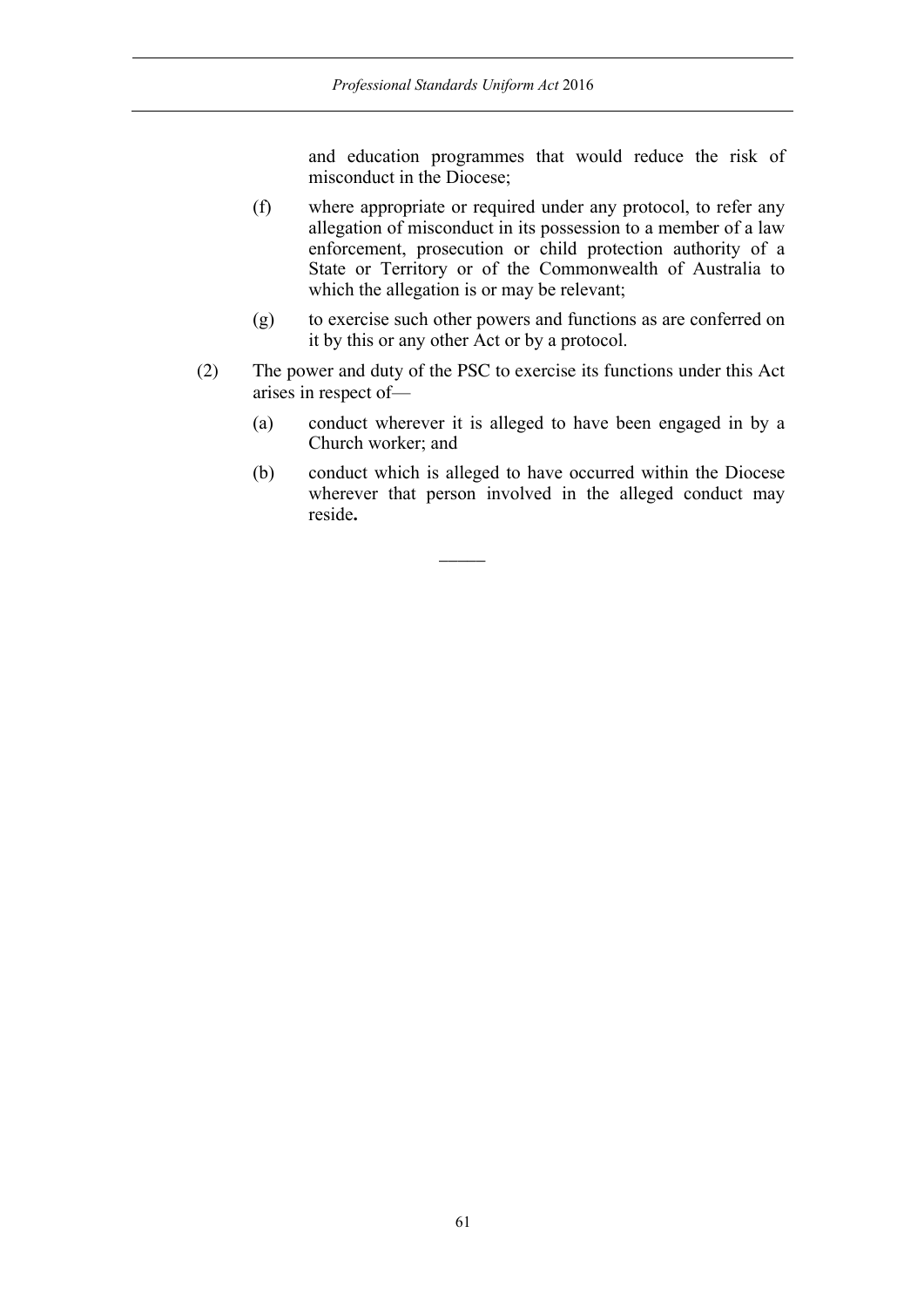and education programmes that would reduce the risk of misconduct in the Diocese;

(f) where appropriate or required under any protocol, to refer any allegation of misconduct in its possession to a member of a law enforcement, prosecution or child protection authority of a State or Territory or of the Commonwealth of Australia to which the allegation is or may be relevant;

(g) to exercise such other powers and functions as are conferred on it by this or any other Act or by a protocol.

(2) The power and duty of the PSC to exercise its functions under this Act arises in respect of—

(a) conduct wherever it is alleged to have been engaged in by a Church worker; and

(b) conduct which is alleged to have occurred within the Diocese wherever that person involved in the alleged conduct may reside**.**

———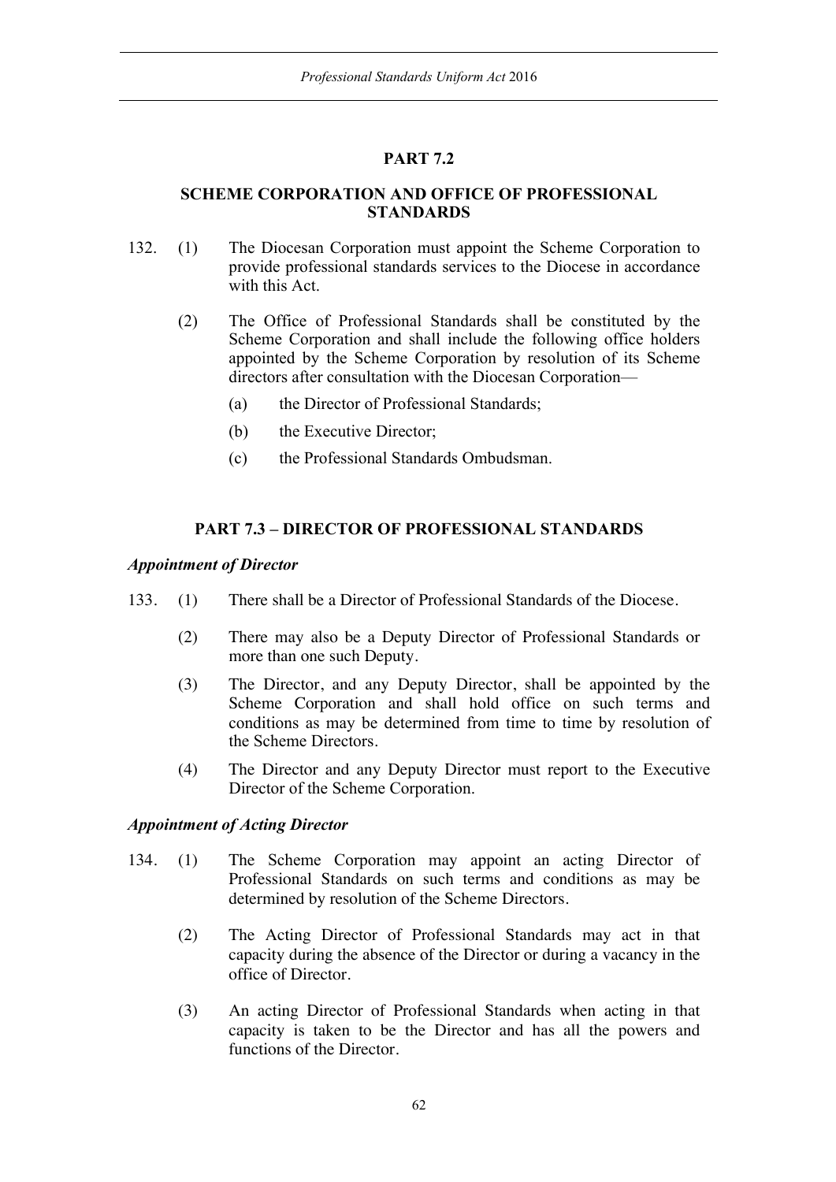## PART 7.2

## SCHEME CORPORATION AND OFFICE OF PROFESSIONAL STANDARDS

132. (1) The Diocesan Corporation must appoint the Scheme Corporation to provide professional standards services to the Diocese in accordance with this Act.

(2) The Office of Professional Standards shall be constituted by the Scheme Corporation and shall include the following office holders appointed by the Scheme Corporation by resolution of its Scheme directors after consultation with the Diocesan Corporation—

(a) the Director of Professional Standards;

(b) the Executive Director;

(c) the Professional Standards Ombudsman.

## PART 7.3 – DIRECTOR OF PROFESSIONAL STANDARDS

***Appointment of Director***

133. (1) There shall be a Director of Professional Standards of the Diocese.

(2) There may also be a Deputy Director of Professional Standards or more than one such Deputy.

(3) The Director, and any Deputy Director, shall be appointed by the Scheme Corporation and shall hold office on such terms and conditions as may be determined from time to time by resolution of the Scheme Directors.

(4) The Director and any Deputy Director must report to the Executive Director of the Scheme Corporation.

***Appointment of Acting Director***

134. (1) The Scheme Corporation may appoint an acting Director of Professional Standards on such terms and conditions as may be determined by resolution of the Scheme Directors.

(2) The Acting Director of Professional Standards may act in that capacity during the absence of the Director or during a vacancy in the office of Director.

(3) An acting Director of Professional Standards when acting in that capacity is taken to be the Director and has all the powers and functions of the Director.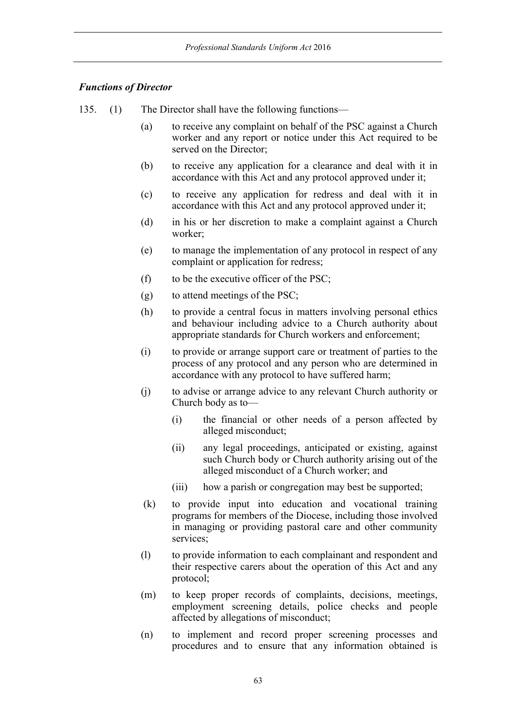***Functions of Director***

135. (1) The Director shall have the following functions—

(a) to receive any complaint on behalf of the PSC against a Church worker and any report or notice under this Act required to be served on the Director;

(b) to receive any application for a clearance and deal with it in accordance with this Act and any protocol approved under it;

(c) to receive any application for redress and deal with it in accordance with this Act and any protocol approved under it;

(d) in his or her discretion to make a complaint against a Church worker;

(e) to manage the implementation of any protocol in respect of any complaint or application for redress;

(f) to be the executive officer of the PSC;

(g) to attend meetings of the PSC;

(h) to provide a central focus in matters involving personal ethics and behaviour including advice to a Church authority about appropriate standards for Church workers and enforcement;

(i) to provide or arrange support care or treatment of parties to the process of any protocol and any person who are determined in accordance with any protocol to have suffered harm;

(j) to advise or arrange advice to any relevant Church authority or Church body as to—

   (i) the financial or other needs of a person affected by alleged misconduct;

   (ii) any legal proceedings, anticipated or existing, against such Church body or Church authority arising out of the alleged misconduct of a Church worker; and

   (iii) how a parish or congregation may best be supported;

(k) to provide input into education and vocational training programs for members of the Diocese, including those involved in managing or providing pastoral care and other community services;

(l) to provide information to each complainant and respondent and their respective carers about the operation of this Act and any protocol;

(m) to keep proper records of complaints, decisions, meetings, employment screening details, police checks and people affected by allegations of misconduct;

(n) to implement and record proper screening processes and procedures and to ensure that any information obtained is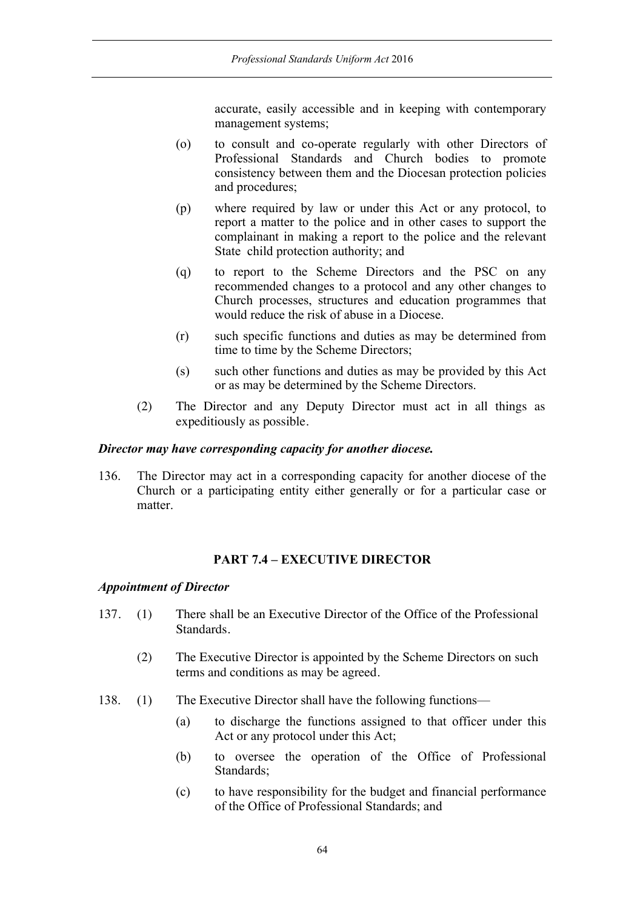accurate, easily accessible and in keeping with contemporary management systems;

(o) to consult and co-operate regularly with other Directors of Professional Standards and Church bodies to promote consistency between them and the Diocesan protection policies and procedures;

(p) where required by law or under this Act or any protocol, to report a matter to the police and in other cases to support the complainant in making a report to the police and the relevant State child protection authority; and

(q) to report to the Scheme Directors and the PSC on any recommended changes to a protocol and any other changes to Church processes, structures and education programmes that would reduce the risk of abuse in a Diocese.

(r) such specific functions and duties as may be determined from time to time by the Scheme Directors;

(s) such other functions and duties as may be provided by this Act or as may be determined by the Scheme Directors.

(2) The Director and any Deputy Director must act in all things as expeditiously as possible.

***Director may have corresponding capacity for another diocese.***

136. The Director may act in a corresponding capacity for another diocese of the Church or a participating entity either generally or for a particular case or matter.

## PART 7.4 – EXECUTIVE DIRECTOR

***Appointment of Director***

137. (1) There shall be an Executive Director of the Office of the Professional Standards.

(2) The Executive Director is appointed by the Scheme Directors on such terms and conditions as may be agreed.

138. (1) The Executive Director shall have the following functions—

(a) to discharge the functions assigned to that officer under this Act or any protocol under this Act;

(b) to oversee the operation of the Office of Professional Standards;

(c) to have responsibility for the budget and financial performance of the Office of Professional Standards; and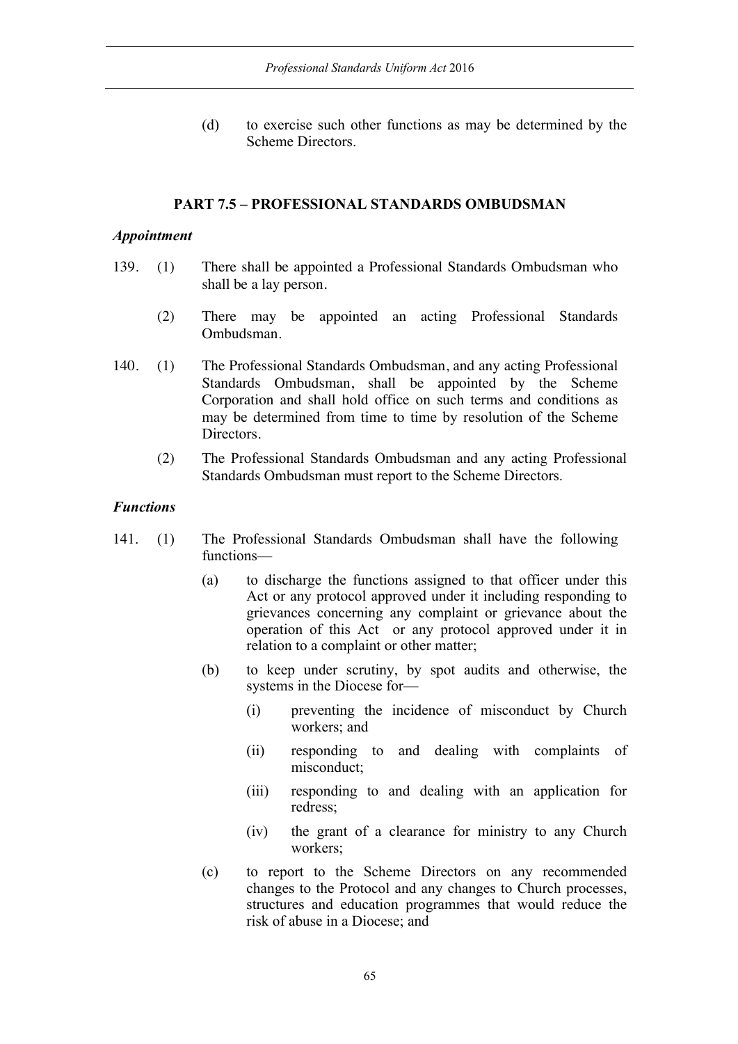(d) to exercise such other functions as may be determined by the Scheme Directors.

## PART 7.5 – PROFESSIONAL STANDARDS OMBUDSMAN

***Appointment***

139. (1) There shall be appointed a Professional Standards Ombudsman who shall be a lay person.

(2) There may be appointed an acting Professional Standards Ombudsman.

140. (1) The Professional Standards Ombudsman, and any acting Professional Standards Ombudsman, shall be appointed by the Scheme Corporation and shall hold office on such terms and conditions as may be determined from time to time by resolution of the Scheme Directors.

(2) The Professional Standards Ombudsman and any acting Professional Standards Ombudsman must report to the Scheme Directors.

***Functions***

141. (1) The Professional Standards Ombudsman shall have the following functions—

(a) to discharge the functions assigned to that officer under this Act or any protocol approved under it including responding to grievances concerning any complaint or grievance about the operation of this Act or any protocol approved under it in relation to a complaint or other matter;

(b) to keep under scrutiny, by spot audits and otherwise, the systems in the Diocese for—

(i) preventing the incidence of misconduct by Church workers; and

(ii) responding to and dealing with complaints of misconduct;

(iii) responding to and dealing with an application for redress;

(iv) the grant of a clearance for ministry to any Church workers;

(c) to report to the Scheme Directors on any recommended changes to the Protocol and any changes to Church processes, structures and education programmes that would reduce the risk of abuse in a Diocese; and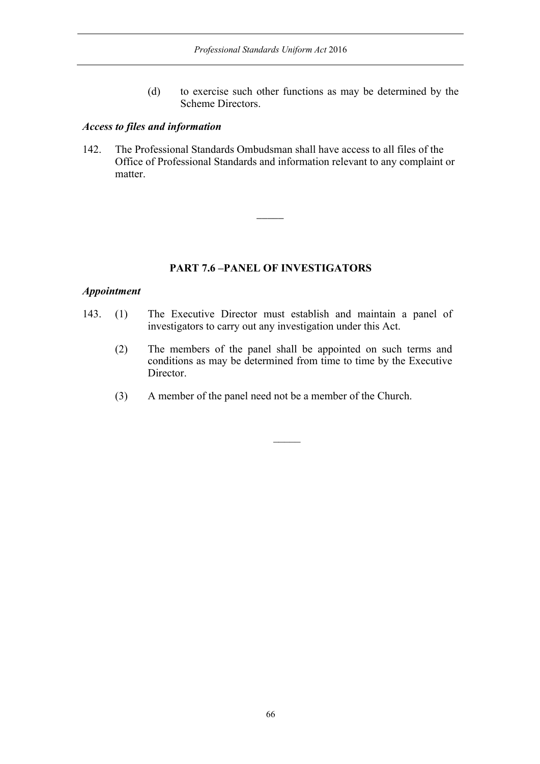(d) to exercise such other functions as may be determined by the Scheme Directors.

### *Access to files and information*

142. The Professional Standards Ombudsman shall have access to all files of the Office of Professional Standards and information relevant to any complaint or matter.

---

## PART 7.6 –PANEL OF INVESTIGATORS

### *Appointment*

143. (1) The Executive Director must establish and maintain a panel of investigators to carry out any investigation under this Act.

(2) The members of the panel shall be appointed on such terms and conditions as may be determined from time to time by the Executive Director.

(3) A member of the panel need not be a member of the Church.

---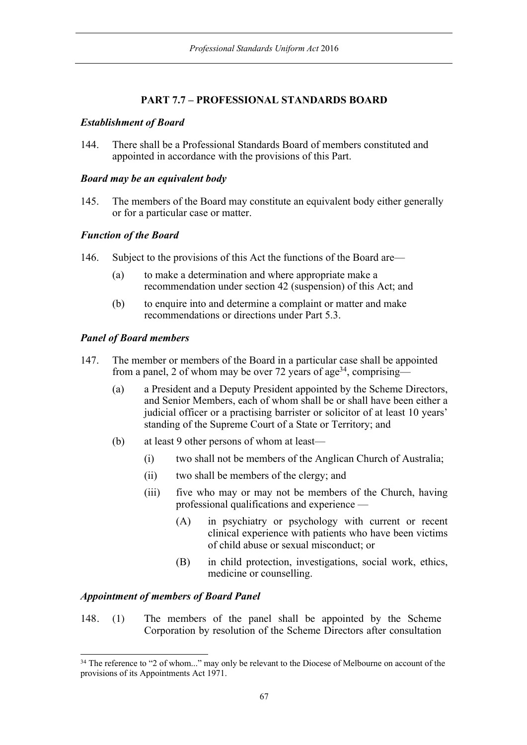## PART 7.7 – PROFESSIONAL STANDARDS BOARD

### *Establishment of Board*

144. There shall be a Professional Standards Board of members constituted and appointed in accordance with the provisions of this Part.

### *Board may be an equivalent body*

145. The members of the Board may constitute an equivalent body either generally or for a particular case or matter.

### *Function of the Board*

146. Subject to the provisions of this Act the functions of the Board are—

   (a) to make a determination and where appropriate make a recommendation under section 42 (suspension) of this Act; and

   (b) to enquire into and determine a complaint or matter and make recommendations or directions under Part 5.3.

### *Panel of Board members*

147. The member or members of the Board in a particular case shall be appointed from a panel, 2 of whom may be over 72 years of age[34], comprising—

   (a) a President and a Deputy President appointed by the Scheme Directors, and Senior Members, each of whom shall be or shall have been either a judicial officer or a practising barrister or solicitor of at least 10 years' standing of the Supreme Court of a State or Territory; and

   (b) at least 9 other persons of whom at least—

      (i) two shall not be members of the Anglican Church of Australia;

      (ii) two shall be members of the clergy; and

      (iii) five who may or may not be members of the Church, having professional qualifications and experience —

         (A) in psychiatry or psychology with current or recent clinical experience with patients who have been victims of child abuse or sexual misconduct; or

         (B) in child protection, investigations, social work, ethics, medicine or counselling.

### *Appointment of members of Board Panel*

148. (1) The members of the panel shall be appointed by the Scheme Corporation by resolution of the Scheme Directors after consultation

---

[34] The reference to "2 of whom..." may only be relevant to the Diocese of Melbourne on account of the provisions of its Appointments Act 1971.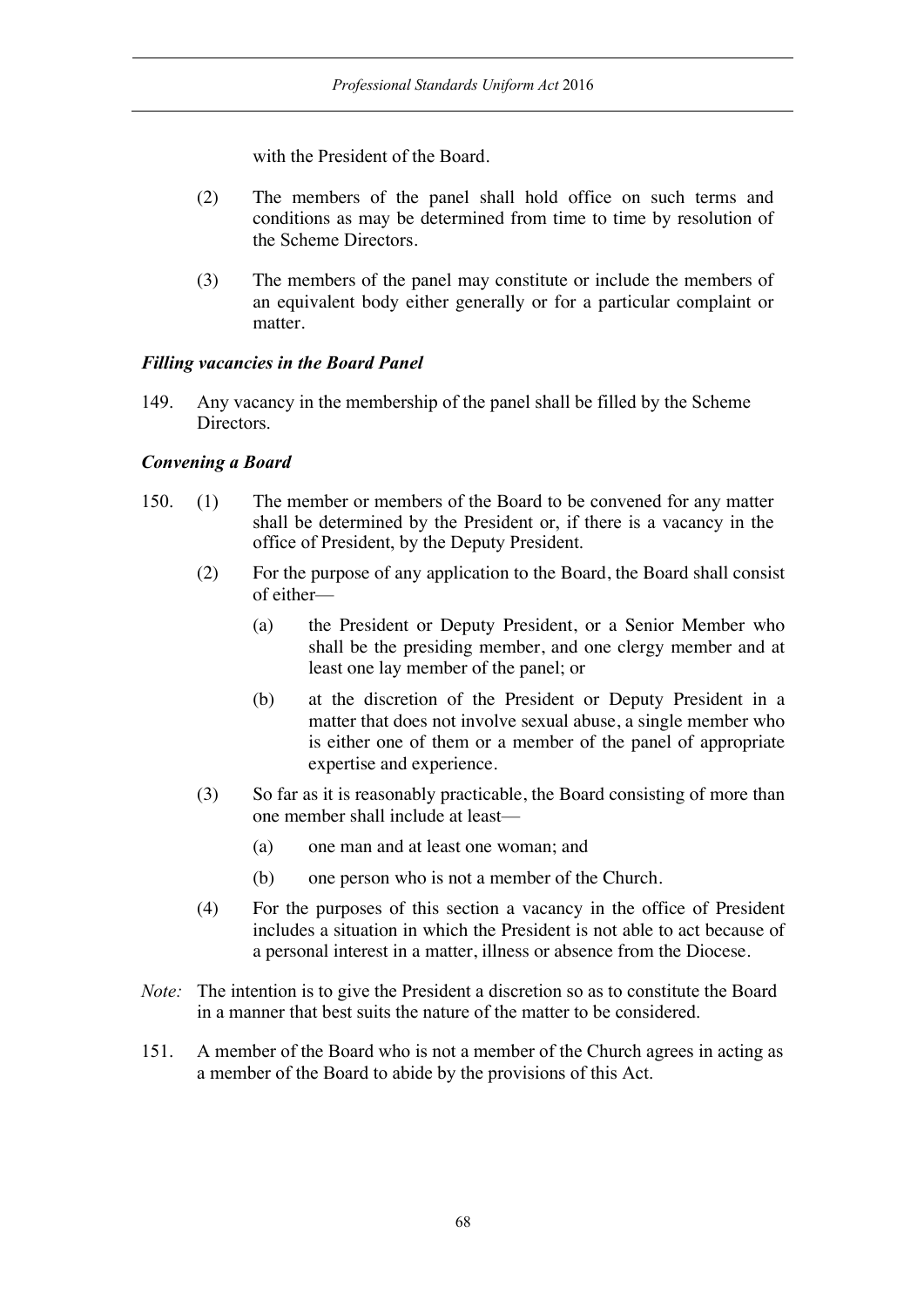with the President of the Board.

(2) The members of the panel shall hold office on such terms and conditions as may be determined from time to time by resolution of the Scheme Directors.

(3) The members of the panel may constitute or include the members of an equivalent body either generally or for a particular complaint or matter.

***Filling vacancies in the Board Panel***

149. Any vacancy in the membership of the panel shall be filled by the Scheme Directors.

***Convening a Board***

150. (1) The member or members of the Board to be convened for any matter shall be determined by the President or, if there is a vacancy in the office of President, by the Deputy President.

(2) For the purpose of any application to the Board, the Board shall consist of either—

(a) the President or Deputy President, or a Senior Member who shall be the presiding member, and one clergy member and at least one lay member of the panel; or

(b) at the discretion of the President or Deputy President in a matter that does not involve sexual abuse, a single member who is either one of them or a member of the panel of appropriate expertise and experience.

(3) So far as it is reasonably practicable, the Board consisting of more than one member shall include at least—

(a) one man and at least one woman; and

(b) one person who is not a member of the Church.

(4) For the purposes of this section a vacancy in the office of President includes a situation in which the President is not able to act because of a personal interest in a matter, illness or absence from the Diocese.

*Note:* The intention is to give the President a discretion so as to constitute the Board in a manner that best suits the nature of the matter to be considered.

151. A member of the Board who is not a member of the Church agrees in acting as a member of the Board to abide by the provisions of this Act.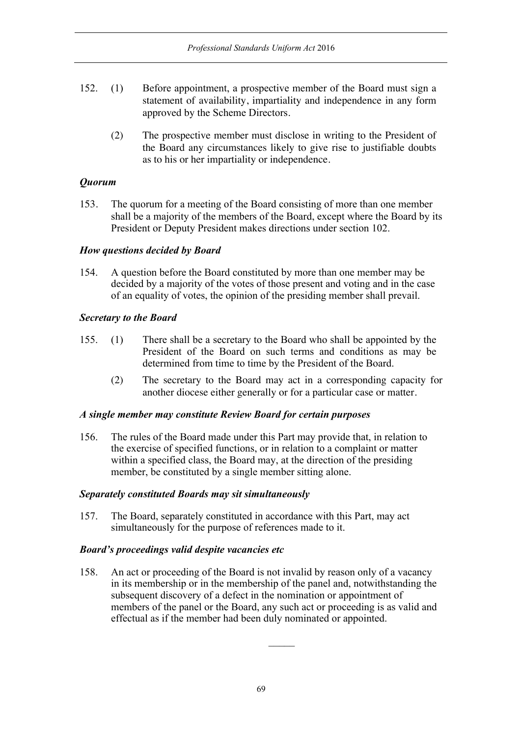152. (1) Before appointment, a prospective member of the Board must sign a statement of availability, impartiality and independence in any form approved by the Scheme Directors.

(2) The prospective member must disclose in writing to the President of the Board any circumstances likely to give rise to justifiable doubts as to his or her impartiality or independence.

### *Quorum*

153. The quorum for a meeting of the Board consisting of more than one member shall be a majority of the members of the Board, except where the Board by its President or Deputy President makes directions under section 102.

### *How questions decided by Board*

154. A question before the Board constituted by more than one member may be decided by a majority of the votes of those present and voting and in the case of an equality of votes, the opinion of the presiding member shall prevail.

### *Secretary to the Board*

155. (1) There shall be a secretary to the Board who shall be appointed by the President of the Board on such terms and conditions as may be determined from time to time by the President of the Board.

(2) The secretary to the Board may act in a corresponding capacity for another diocese either generally or for a particular case or matter.

### *A single member may constitute Review Board for certain purposes*

156. The rules of the Board made under this Part may provide that, in relation to the exercise of specified functions, or in relation to a complaint or matter within a specified class, the Board may, at the direction of the presiding member, be constituted by a single member sitting alone.

### *Separately constituted Boards may sit simultaneously*

157. The Board, separately constituted in accordance with this Part, may act simultaneously for the purpose of references made to it.

### *Board's proceedings valid despite vacancies etc*

158. An act or proceeding of the Board is not invalid by reason only of a vacancy in its membership or in the membership of the panel and, notwithstanding the subsequent discovery of a defect in the nomination or appointment of members of the panel or the Board, any such act or proceeding is as valid and effectual as if the member had been duly nominated or appointed.

———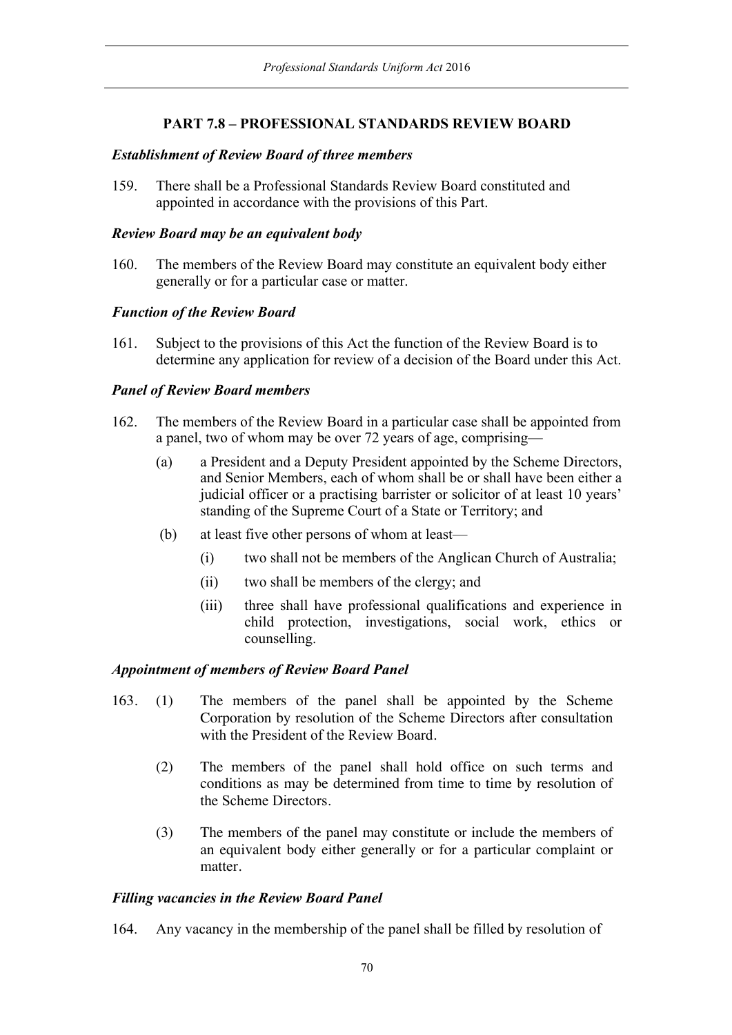## PART 7.8 – PROFESSIONAL STANDARDS REVIEW BOARD

### *Establishment of Review Board of three members*

159. There shall be a Professional Standards Review Board constituted and appointed in accordance with the provisions of this Part.

### *Review Board may be an equivalent body*

160. The members of the Review Board may constitute an equivalent body either generally or for a particular case or matter.

### *Function of the Review Board*

161. Subject to the provisions of this Act the function of the Review Board is to determine any application for review of a decision of the Board under this Act.

### *Panel of Review Board members*

162. The members of the Review Board in a particular case shall be appointed from a panel, two of whom may be over 72 years of age, comprising—

   (a) a President and a Deputy President appointed by the Scheme Directors, and Senior Members, each of whom shall be or shall have been either a judicial officer or a practising barrister or solicitor of at least 10 years' standing of the Supreme Court of a State or Territory; and

   (b) at least five other persons of whom at least—

      (i) two shall not be members of the Anglican Church of Australia;

      (ii) two shall be members of the clergy; and

      (iii) three shall have professional qualifications and experience in child protection, investigations, social work, ethics or counselling.

### *Appointment of members of Review Board Panel*

163. (1) The members of the panel shall be appointed by the Scheme Corporation by resolution of the Scheme Directors after consultation with the President of the Review Board.

   (2) The members of the panel shall hold office on such terms and conditions as may be determined from time to time by resolution of the Scheme Directors.

   (3) The members of the panel may constitute or include the members of an equivalent body either generally or for a particular complaint or matter.

### *Filling vacancies in the Review Board Panel*

164. Any vacancy in the membership of the panel shall be filled by resolution of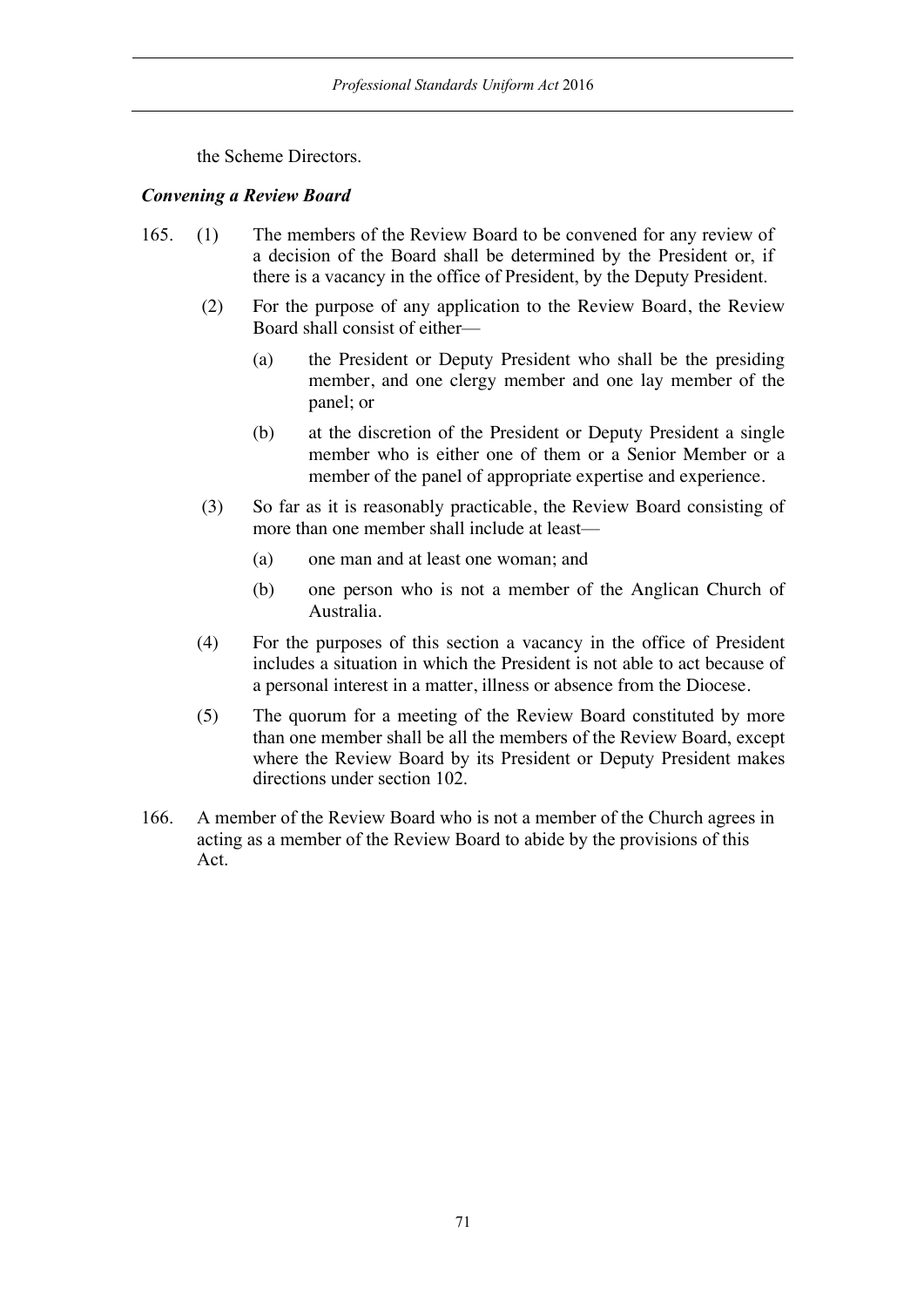the Scheme Directors.

***Convening a Review Board***

165. (1) The members of the Review Board to be convened for any review of a decision of the Board shall be determined by the President or, if there is a vacancy in the office of President, by the Deputy President.

(2) For the purpose of any application to the Review Board, the Review Board shall consist of either—

(a) the President or Deputy President who shall be the presiding member, and one clergy member and one lay member of the panel; or

(b) at the discretion of the President or Deputy President a single member who is either one of them or a Senior Member or a member of the panel of appropriate expertise and experience.

(3) So far as it is reasonably practicable, the Review Board consisting of more than one member shall include at least—

(a) one man and at least one woman; and

(b) one person who is not a member of the Anglican Church of Australia.

(4) For the purposes of this section a vacancy in the office of President includes a situation in which the President is not able to act because of a personal interest in a matter, illness or absence from the Diocese.

(5) The quorum for a meeting of the Review Board constituted by more than one member shall be all the members of the Review Board, except where the Review Board by its President or Deputy President makes directions under section 102.

166. A member of the Review Board who is not a member of the Church agrees in acting as a member of the Review Board to abide by the provisions of this Act.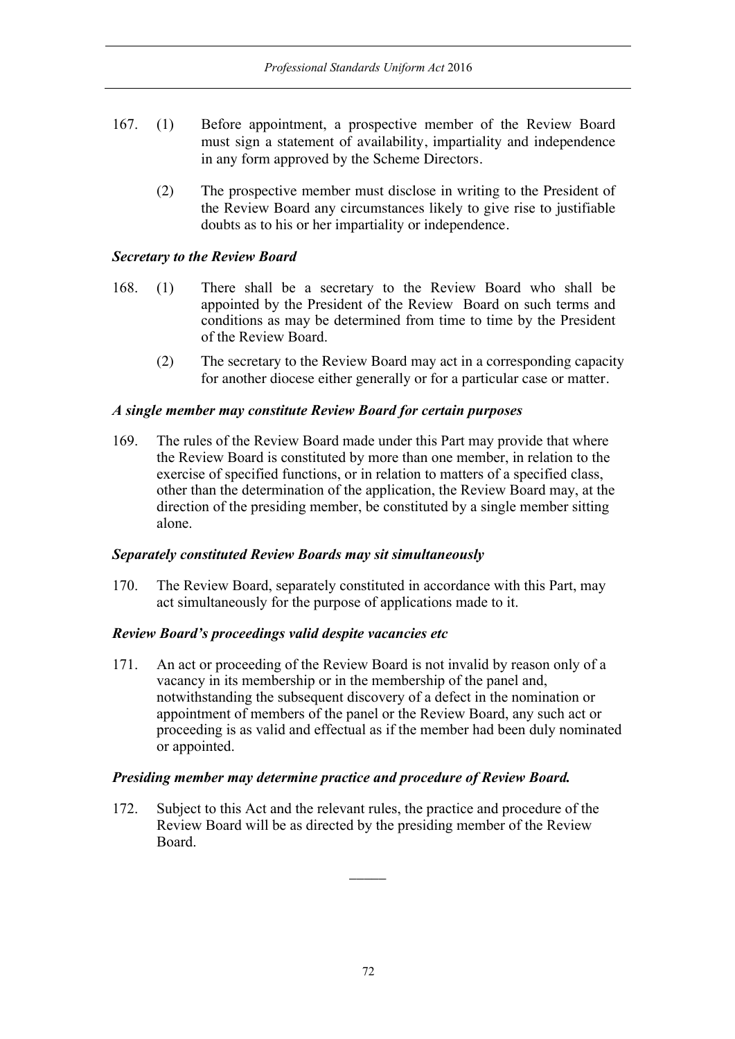167. (1) Before appointment, a prospective member of the Review Board must sign a statement of availability, impartiality and independence in any form approved by the Scheme Directors.

(2) The prospective member must disclose in writing to the President of the Review Board any circumstances likely to give rise to justifiable doubts as to his or her impartiality or independence.

***Secretary to the Review Board***

168. (1) There shall be a secretary to the Review Board who shall be appointed by the President of the Review Board on such terms and conditions as may be determined from time to time by the President of the Review Board.

(2) The secretary to the Review Board may act in a corresponding capacity for another diocese either generally or for a particular case or matter.

***A single member may constitute Review Board for certain purposes***

169. The rules of the Review Board made under this Part may provide that where the Review Board is constituted by more than one member, in relation to the exercise of specified functions, or in relation to matters of a specified class, other than the determination of the application, the Review Board may, at the direction of the presiding member, be constituted by a single member sitting alone.

***Separately constituted Review Boards may sit simultaneously***

170. The Review Board, separately constituted in accordance with this Part, may act simultaneously for the purpose of applications made to it.

***Review Board's proceedings valid despite vacancies etc***

171. An act or proceeding of the Review Board is not invalid by reason only of a vacancy in its membership or in the membership of the panel and, notwithstanding the subsequent discovery of a defect in the nomination or appointment of members of the panel or the Review Board, any such act or proceeding is as valid and effectual as if the member had been duly nominated or appointed.

***Presiding member may determine practice and procedure of Review Board.***

172. Subject to this Act and the relevant rules, the practice and procedure of the Review Board will be as directed by the presiding member of the Review Board.

\_\_\_\_\_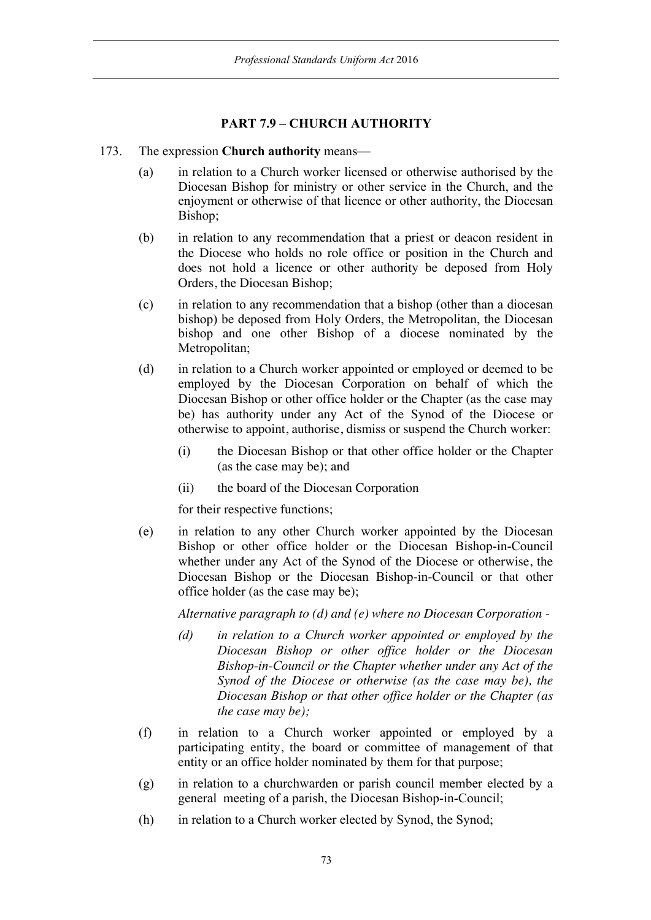## PART 7.9 – CHURCH AUTHORITY

173. The expression **Church authority** means—

   (a) in relation to a Church worker licensed or otherwise authorised by the Diocesan Bishop for ministry or other service in the Church, and the enjoyment or otherwise of that licence or other authority, the Diocesan Bishop;

   (b) in relation to any recommendation that a priest or deacon resident in the Diocese who holds no role office or position in the Church and does not hold a licence or other authority be deposed from Holy Orders, the Diocesan Bishop;

   (c) in relation to any recommendation that a bishop (other than a diocesan bishop) be deposed from Holy Orders, the Metropolitan, the Diocesan bishop and one other Bishop of a diocese nominated by the Metropolitan;

   (d) in relation to a Church worker appointed or employed or deemed to be employed by the Diocesan Corporation on behalf of which the Diocesan Bishop or other office holder or the Chapter (as the case may be) has authority under any Act of the Synod of the Diocese or otherwise to appoint, authorise, dismiss or suspend the Church worker:

      (i) the Diocesan Bishop or that other office holder or the Chapter (as the case may be); and

      (ii) the board of the Diocesan Corporation

   for their respective functions;

   (e) in relation to any other Church worker appointed by the Diocesan Bishop or other office holder or the Diocesan Bishop-in-Council whether under any Act of the Synod of the Diocese or otherwise, the Diocesan Bishop or the Diocesan Bishop-in-Council or that other office holder (as the case may be);

   *Alternative paragraph to (d) and (e) where no Diocesan Corporation -*

   *(d) in relation to a Church worker appointed or employed by the Diocesan Bishop or other office holder or the Diocesan Bishop-in-Council or the Chapter whether under any Act of the Synod of the Diocese or otherwise (as the case may be), the Diocesan Bishop or that other office holder or the Chapter (as the case may be);*

   (f) in relation to a Church worker appointed or employed by a participating entity, the board or committee of management of that entity or an office holder nominated by them for that purpose;

   (g) in relation to a churchwarden or parish council member elected by a general meeting of a parish, the Diocesan Bishop-in-Council;

   (h) in relation to a Church worker elected by Synod, the Synod;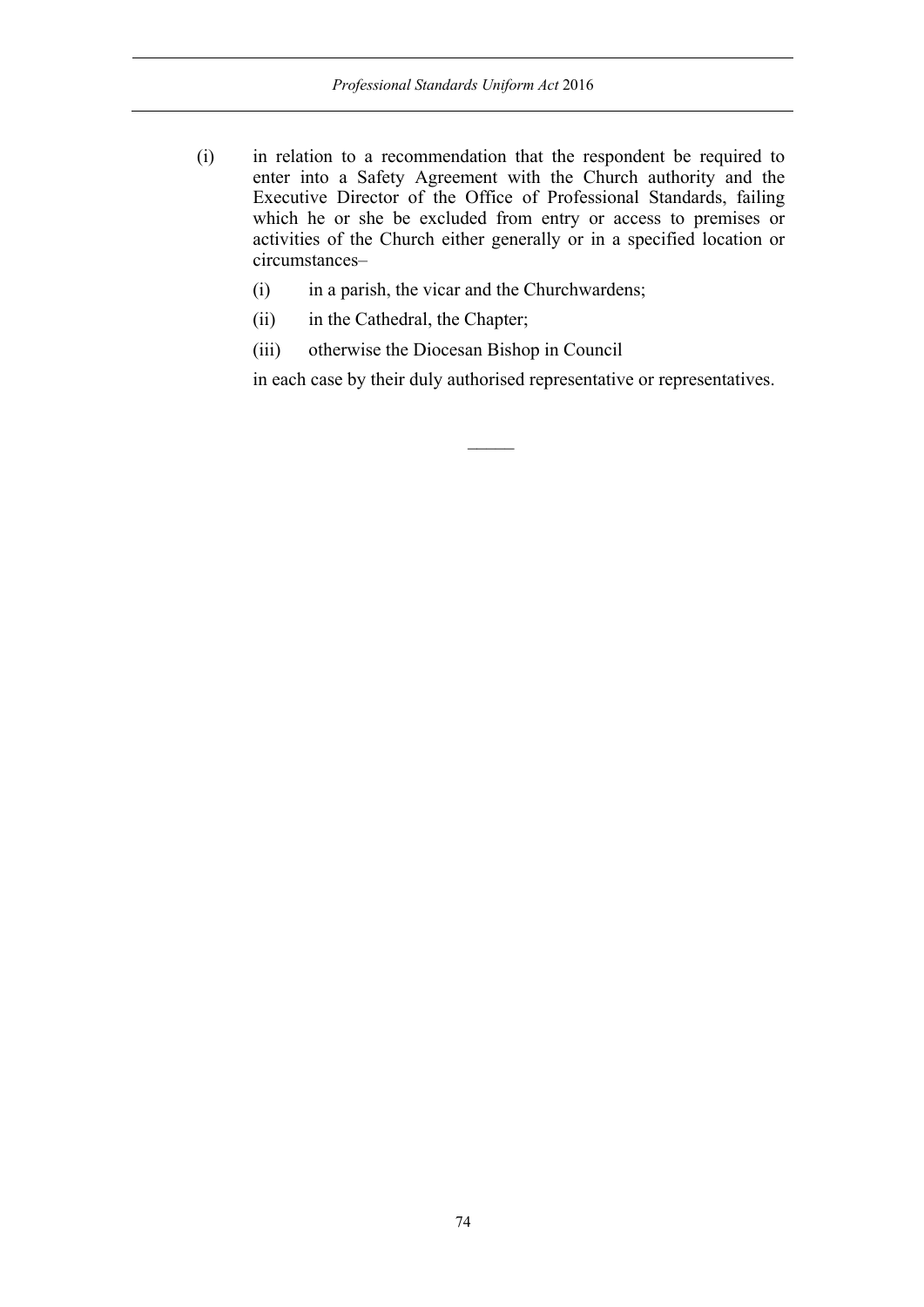(i) in relation to a recommendation that the respondent be required to enter into a Safety Agreement with the Church authority and the Executive Director of the Office of Professional Standards, failing which he or she be excluded from entry or access to premises or activities of the Church either generally or in a specified location or circumstances–

  (i) in a parish, the vicar and the Churchwardens;

  (ii) in the Cathedral, the Chapter;

  (iii) otherwise the Diocesan Bishop in Council

  in each case by their duly authorised representative or representatives.

———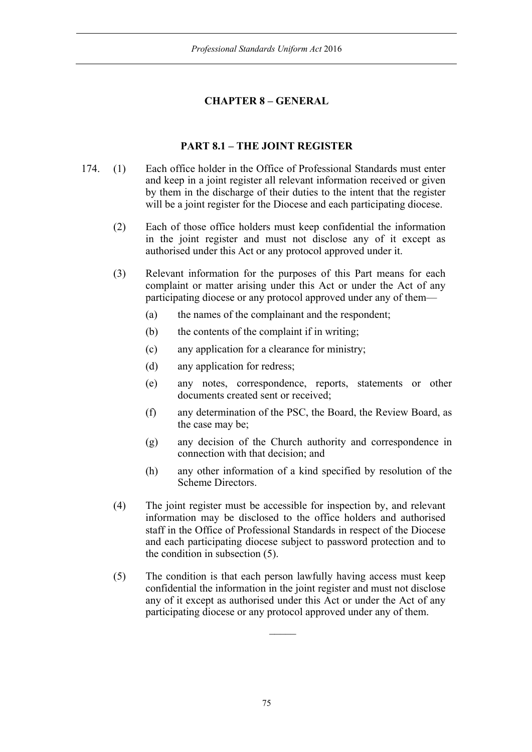## CHAPTER 8 – GENERAL

### PART 8.1 – THE JOINT REGISTER

174. (1) Each office holder in the Office of Professional Standards must enter and keep in a joint register all relevant information received or given by them in the discharge of their duties to the intent that the register will be a joint register for the Diocese and each participating diocese.

(2) Each of those office holders must keep confidential the information in the joint register and must not disclose any of it except as authorised under this Act or any protocol approved under it.

(3) Relevant information for the purposes of this Part means for each complaint or matter arising under this Act or under the Act of any participating diocese or any protocol approved under any of them—

(a) the names of the complainant and the respondent;

(b) the contents of the complaint if in writing;

(c) any application for a clearance for ministry;

(d) any application for redress;

(e) any notes, correspondence, reports, statements or other documents created sent or received;

(f) any determination of the PSC, the Board, the Review Board, as the case may be;

(g) any decision of the Church authority and correspondence in connection with that decision; and

(h) any other information of a kind specified by resolution of the Scheme Directors.

(4) The joint register must be accessible for inspection by, and relevant information may be disclosed to the office holders and authorised staff in the Office of Professional Standards in respect of the Diocese and each participating diocese subject to password protection and to the condition in subsection (5).

(5) The condition is that each person lawfully having access must keep confidential the information in the joint register and must not disclose any of it except as authorised under this Act or under the Act of any participating diocese or any protocol approved under any of them.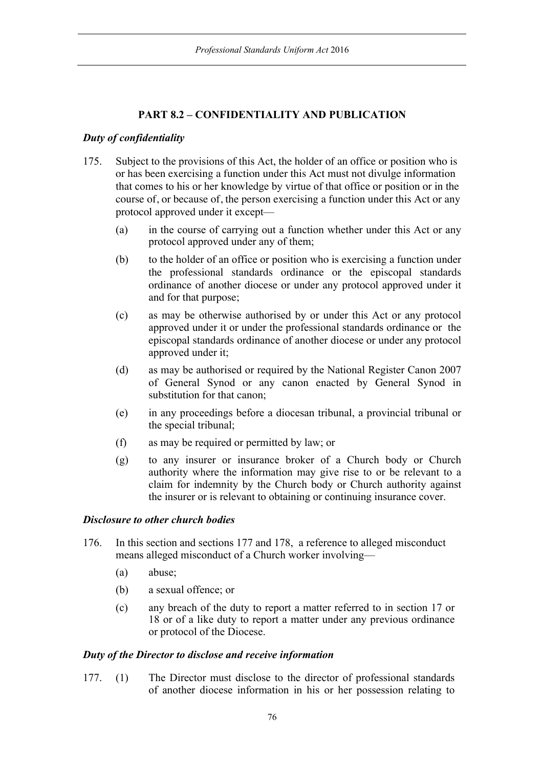## PART 8.2 – CONFIDENTIALITY AND PUBLICATION

### *Duty of confidentiality*

175. Subject to the provisions of this Act, the holder of an office or position who is or has been exercising a function under this Act must not divulge information that comes to his or her knowledge by virtue of that office or position or in the course of, or because of, the person exercising a function under this Act or any protocol approved under it except—

    (a) in the course of carrying out a function whether under this Act or any protocol approved under any of them;

    (b) to the holder of an office or position who is exercising a function under the professional standards ordinance or the episcopal standards ordinance of another diocese or under any protocol approved under it and for that purpose;

    (c) as may be otherwise authorised by or under this Act or any protocol approved under it or under the professional standards ordinance or the episcopal standards ordinance of another diocese or under any protocol approved under it;

    (d) as may be authorised or required by the National Register Canon 2007 of General Synod or any canon enacted by General Synod in substitution for that canon;

    (e) in any proceedings before a diocesan tribunal, a provincial tribunal or the special tribunal;

    (f) as may be required or permitted by law; or

    (g) to any insurer or insurance broker of a Church body or Church authority where the information may give rise to or be relevant to a claim for indemnity by the Church body or Church authority against the insurer or is relevant to obtaining or continuing insurance cover.

### *Disclosure to other church bodies*

176. In this section and sections 177 and 178, a reference to alleged misconduct means alleged misconduct of a Church worker involving—

    (a) abuse;

    (b) a sexual offence; or

    (c) any breach of the duty to report a matter referred to in section 17 or 18 or of a like duty to report a matter under any previous ordinance or protocol of the Diocese.

### *Duty of the Director to disclose and receive information*

177. (1) The Director must disclose to the director of professional standards of another diocese information in his or her possession relating to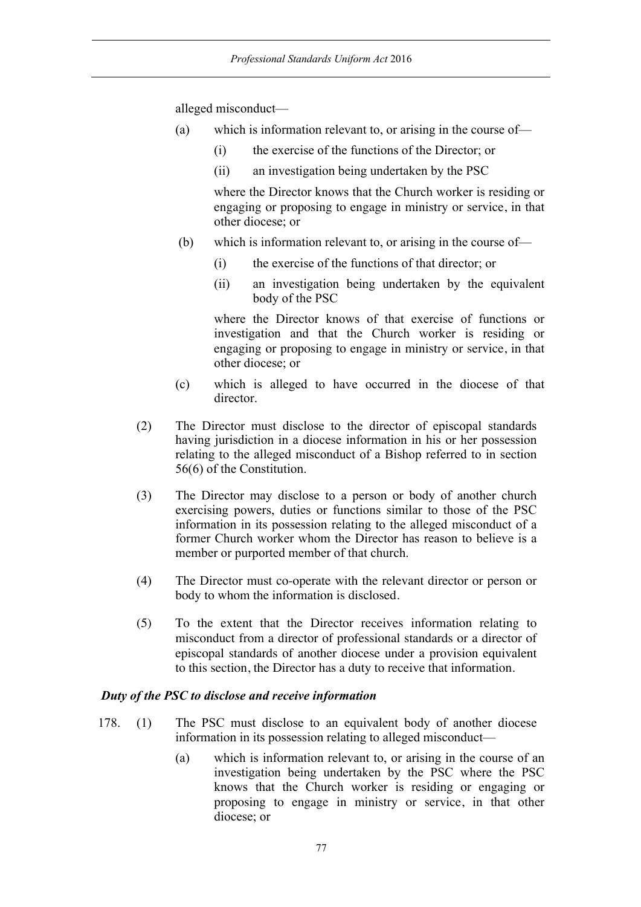alleged misconduct—

(a) which is information relevant to, or arising in the course of—

(i) the exercise of the functions of the Director; or

(ii) an investigation being undertaken by the PSC

where the Director knows that the Church worker is residing or engaging or proposing to engage in ministry or service, in that other diocese; or

(b) which is information relevant to, or arising in the course of—

(i) the exercise of the functions of that director; or

(ii) an investigation being undertaken by the equivalent body of the PSC

where the Director knows of that exercise of functions or investigation and that the Church worker is residing or engaging or proposing to engage in ministry or service, in that other diocese; or

(c) which is alleged to have occurred in the diocese of that director.

(2) The Director must disclose to the director of episcopal standards having jurisdiction in a diocese information in his or her possession relating to the alleged misconduct of a Bishop referred to in section 56(6) of the Constitution.

(3) The Director may disclose to a person or body of another church exercising powers, duties or functions similar to those of the PSC information in its possession relating to the alleged misconduct of a former Church worker whom the Director has reason to believe is a member or purported member of that church.

(4) The Director must co-operate with the relevant director or person or body to whom the information is disclosed.

(5) To the extent that the Director receives information relating to misconduct from a director of professional standards or a director of episcopal standards of another diocese under a provision equivalent to this section, the Director has a duty to receive that information.

***Duty of the PSC to disclose and receive information***

178. (1) The PSC must disclose to an equivalent body of another diocese information in its possession relating to alleged misconduct—

(a) which is information relevant to, or arising in the course of an investigation being undertaken by the PSC where the PSC knows that the Church worker is residing or engaging or proposing to engage in ministry or service, in that other diocese; or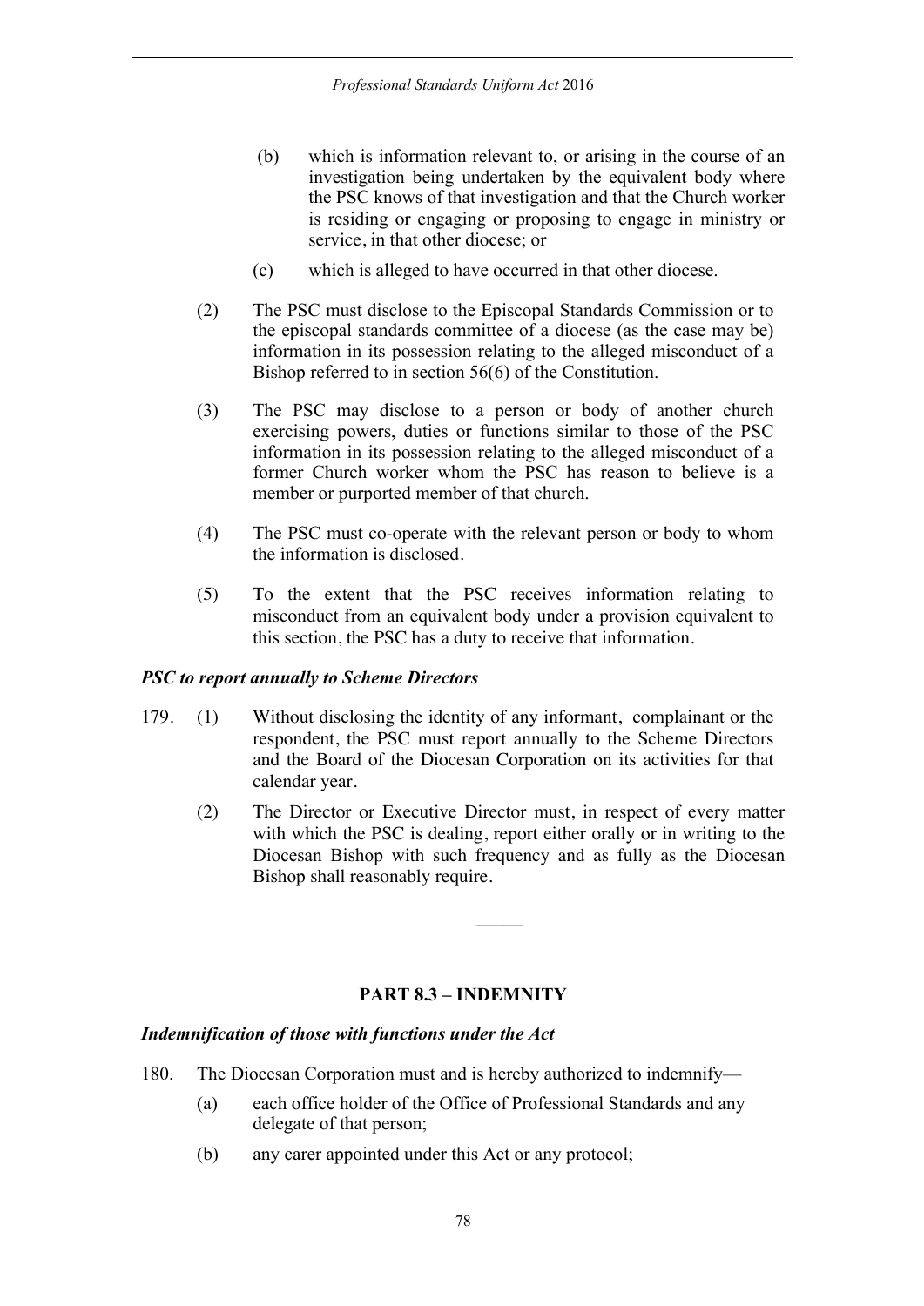(b) which is information relevant to, or arising in the course of an investigation being undertaken by the equivalent body where the PSC knows of that investigation and that the Church worker is residing or engaging or proposing to engage in ministry or service, in that other diocese; or

(c) which is alleged to have occurred in that other diocese.

(2) The PSC must disclose to the Episcopal Standards Commission or to the episcopal standards committee of a diocese (as the case may be) information in its possession relating to the alleged misconduct of a Bishop referred to in section 56(6) of the Constitution.

(3) The PSC may disclose to a person or body of another church exercising powers, duties or functions similar to those of the PSC information in its possession relating to the alleged misconduct of a former Church worker whom the PSC has reason to believe is a member or purported member of that church.

(4) The PSC must co-operate with the relevant person or body to whom the information is disclosed.

(5) To the extent that the PSC receives information relating to misconduct from an equivalent body under a provision equivalent to this section, the PSC has a duty to receive that information.

***PSC to report annually to Scheme Directors***

179. (1) Without disclosing the identity of any informant, complainant or the respondent, the PSC must report annually to the Scheme Directors and the Board of the Diocesan Corporation on its activities for that calendar year.

(2) The Director or Executive Director must, in respect of every matter with which the PSC is dealing, report either orally or in writing to the Diocesan Bishop with such frequency and as fully as the Diocesan Bishop shall reasonably require.

---

## PART 8.3 – INDEMNITY

***Indemnification of those with functions under the Act***

180. The Diocesan Corporation must and is hereby authorized to indemnify—

(a) each office holder of the Office of Professional Standards and any delegate of that person;

(b) any carer appointed under this Act or any protocol;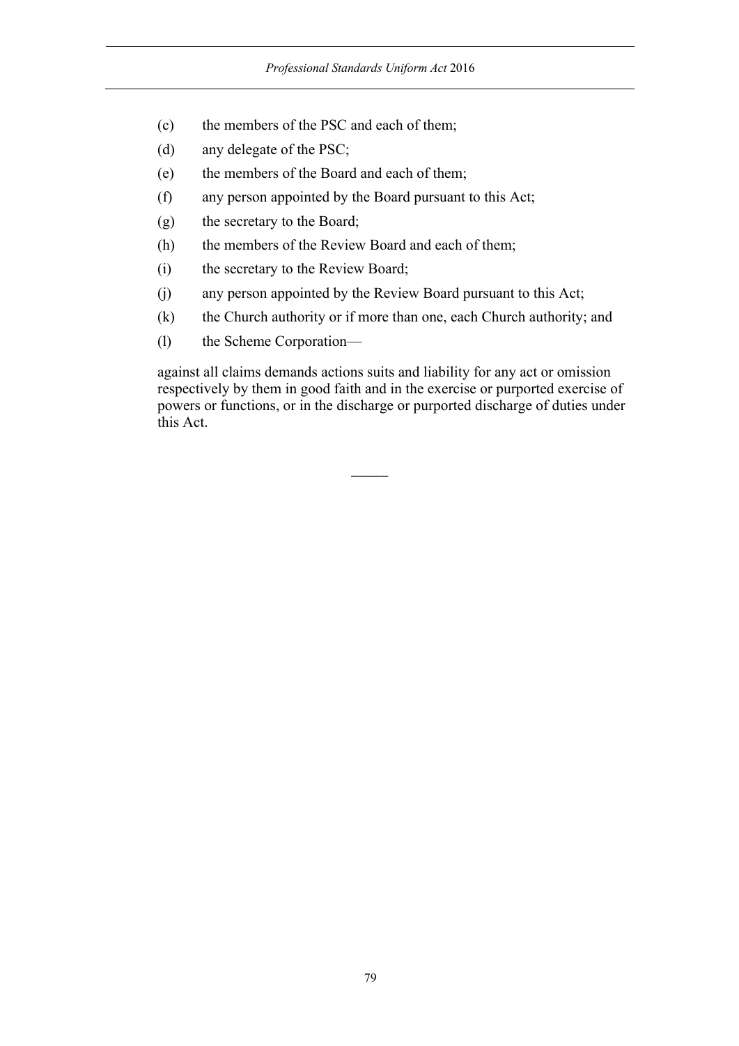(c) the members of the PSC and each of them;

(d) any delegate of the PSC;

(e) the members of the Board and each of them;

(f) any person appointed by the Board pursuant to this Act;

(g) the secretary to the Board;

(h) the members of the Review Board and each of them;

(i) the secretary to the Review Board;

(j) any person appointed by the Review Board pursuant to this Act;

(k) the Church authority or if more than one, each Church authority; and

(l) the Scheme Corporation—

against all claims demands actions suits and liability for any act or omission respectively by them in good faith and in the exercise or purported exercise of powers or functions, or in the discharge or purported discharge of duties under this Act.

———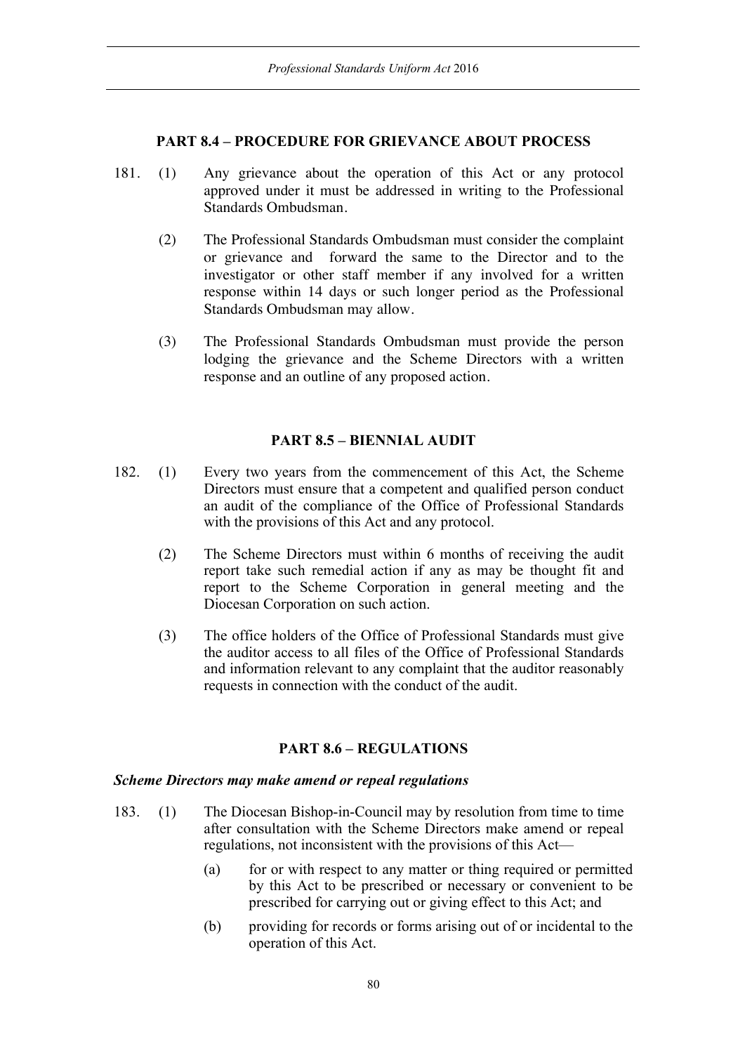## PART 8.4 – PROCEDURE FOR GRIEVANCE ABOUT PROCESS

181. (1) Any grievance about the operation of this Act or any protocol approved under it must be addressed in writing to the Professional Standards Ombudsman.

(2) The Professional Standards Ombudsman must consider the complaint or grievance and forward the same to the Director and to the investigator or other staff member if any involved for a written response within 14 days or such longer period as the Professional Standards Ombudsman may allow.

(3) The Professional Standards Ombudsman must provide the person lodging the grievance and the Scheme Directors with a written response and an outline of any proposed action.

## PART 8.5 – BIENNIAL AUDIT

182. (1) Every two years from the commencement of this Act, the Scheme Directors must ensure that a competent and qualified person conduct an audit of the compliance of the Office of Professional Standards with the provisions of this Act and any protocol.

(2) The Scheme Directors must within 6 months of receiving the audit report take such remedial action if any as may be thought fit and report to the Scheme Corporation in general meeting and the Diocesan Corporation on such action.

(3) The office holders of the Office of Professional Standards must give the auditor access to all files of the Office of Professional Standards and information relevant to any complaint that the auditor reasonably requests in connection with the conduct of the audit.

## PART 8.6 – REGULATIONS

***Scheme Directors may make amend or repeal regulations***

183. (1) The Diocesan Bishop-in-Council may by resolution from time to time after consultation with the Scheme Directors make amend or repeal regulations, not inconsistent with the provisions of this Act—

(a) for or with respect to any matter or thing required or permitted by this Act to be prescribed or necessary or convenient to be prescribed for carrying out or giving effect to this Act; and

(b) providing for records or forms arising out of or incidental to the operation of this Act.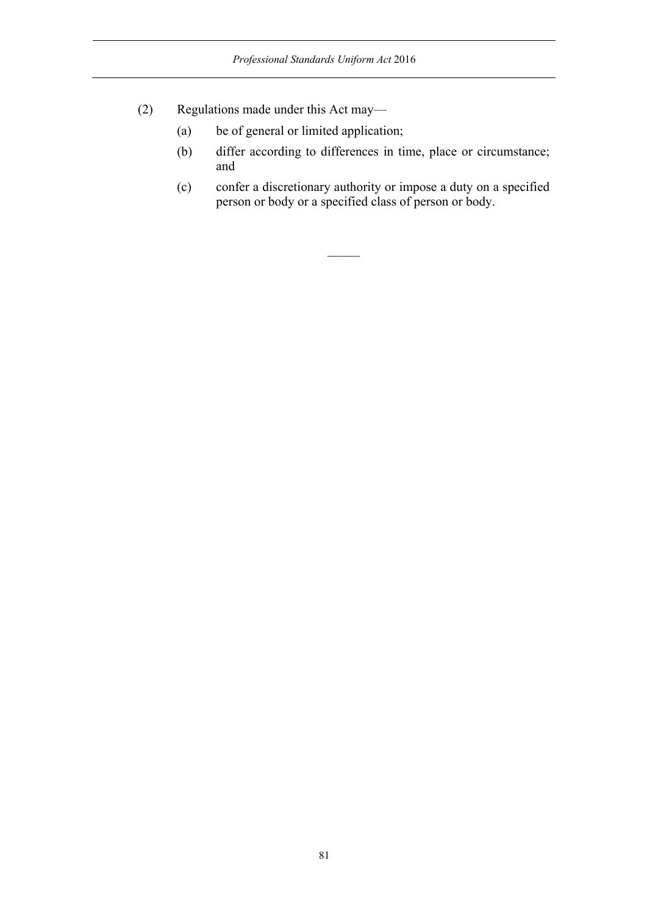(2) Regulations made under this Act may—

(a) be of general or limited application;

(b) differ according to differences in time, place or circumstance; and

(c) confer a discretionary authority or impose a duty on a specified person or body or a specified class of person or body.

———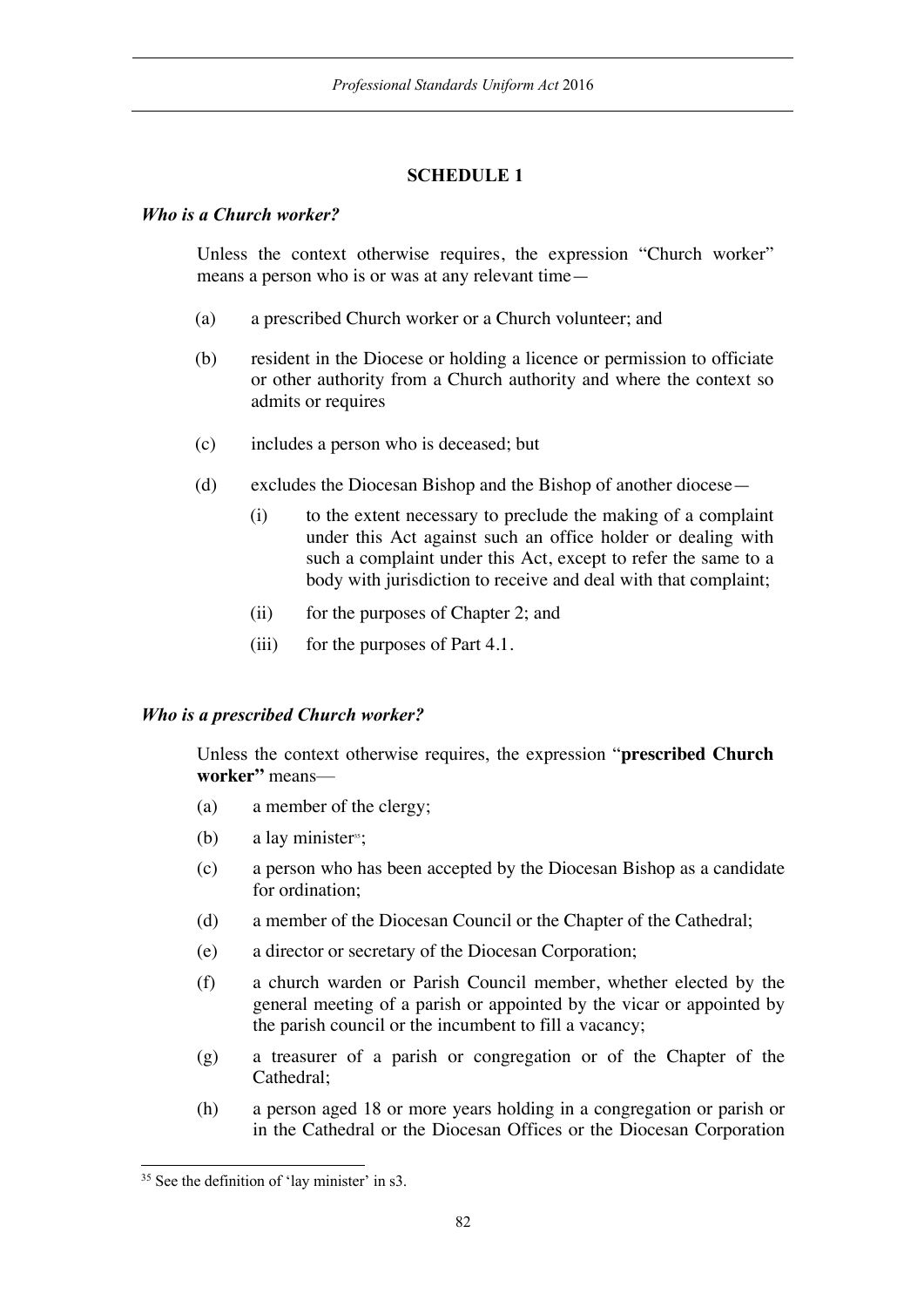## SCHEDULE 1

### *Who is a Church worker?*

Unless the context otherwise requires, the expression "Church worker" means a person who is or was at any relevant time—

(a) a prescribed Church worker or a Church volunteer; and

(b) resident in the Diocese or holding a licence or permission to officiate or other authority from a Church authority and where the context so admits or requires

(c) includes a person who is deceased; but

(d) excludes the Diocesan Bishop and the Bishop of another diocese—

  (i) to the extent necessary to preclude the making of a complaint under this Act against such an office holder or dealing with such a complaint under this Act, except to refer the same to a body with jurisdiction to receive and deal with that complaint;

  (ii) for the purposes of Chapter 2; and

  (iii) for the purposes of Part 4.1.

### *Who is a prescribed Church worker?*

Unless the context otherwise requires, the expression "**prescribed Church worker"** means—

(a) a member of the clergy;

(b) a lay minister[35];

(c) a person who has been accepted by the Diocesan Bishop as a candidate for ordination;

(d) a member of the Diocesan Council or the Chapter of the Cathedral;

(e) a director or secretary of the Diocesan Corporation;

(f) a church warden or Parish Council member, whether elected by the general meeting of a parish or appointed by the vicar or appointed by the parish council or the incumbent to fill a vacancy;

(g) a treasurer of a parish or congregation or of the Chapter of the Cathedral;

(h) a person aged 18 or more years holding in a congregation or parish or in the Cathedral or the Diocesan Offices or the Diocesan Corporation

---

[35] See the definition of 'lay minister' in s3.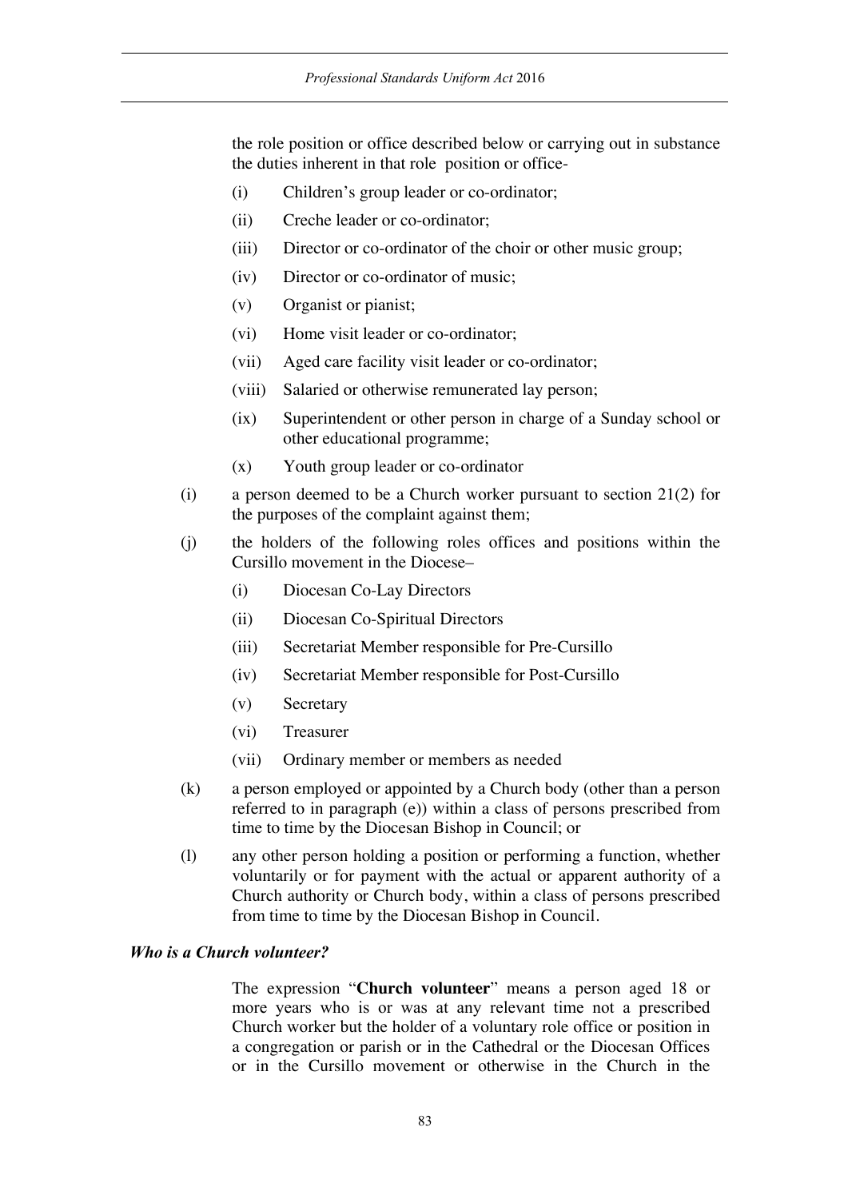the role position or office described below or carrying out in substance the duties inherent in that role position or office-

- (i) Children's group leader or co-ordinator;
- (ii) Creche leader or co-ordinator;
- (iii) Director or co-ordinator of the choir or other music group;
- (iv) Director or co-ordinator of music;
- (v) Organist or pianist;
- (vi) Home visit leader or co-ordinator;
- (vii) Aged care facility visit leader or co-ordinator;
- (viii) Salaried or otherwise remunerated lay person;
- (ix) Superintendent or other person in charge of a Sunday school or other educational programme;
- (x) Youth group leader or co-ordinator

(i) a person deemed to be a Church worker pursuant to section 21(2) for the purposes of the complaint against them;

(j) the holders of the following roles offices and positions within the Cursillo movement in the Diocese–

- (i) Diocesan Co-Lay Directors
- (ii) Diocesan Co-Spiritual Directors
- (iii) Secretariat Member responsible for Pre-Cursillo
- (iv) Secretariat Member responsible for Post-Cursillo
- (v) Secretary
- (vi) Treasurer
- (vii) Ordinary member or members as needed

(k) a person employed or appointed by a Church body (other than a person referred to in paragraph (e)) within a class of persons prescribed from time to time by the Diocesan Bishop in Council; or

(l) any other person holding a position or performing a function, whether voluntarily or for payment with the actual or apparent authority of a Church authority or Church body, within a class of persons prescribed from time to time by the Diocesan Bishop in Council.

***Who is a Church volunteer?***

The expression "**Church volunteer**" means a person aged 18 or more years who is or was at any relevant time not a prescribed Church worker but the holder of a voluntary role office or position in a congregation or parish or in the Cathedral or the Diocesan Offices or in the Cursillo movement or otherwise in the Church in the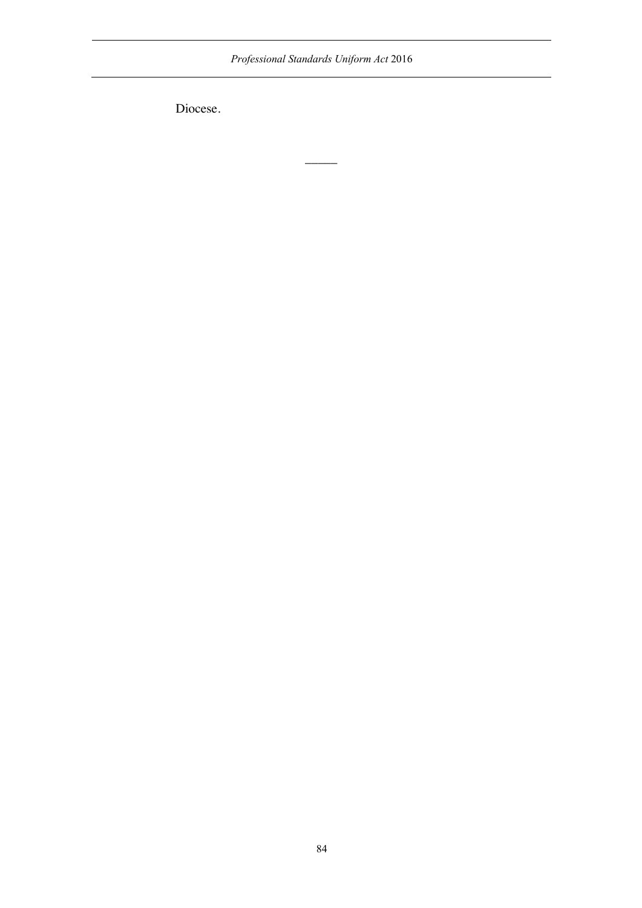Diocese.

———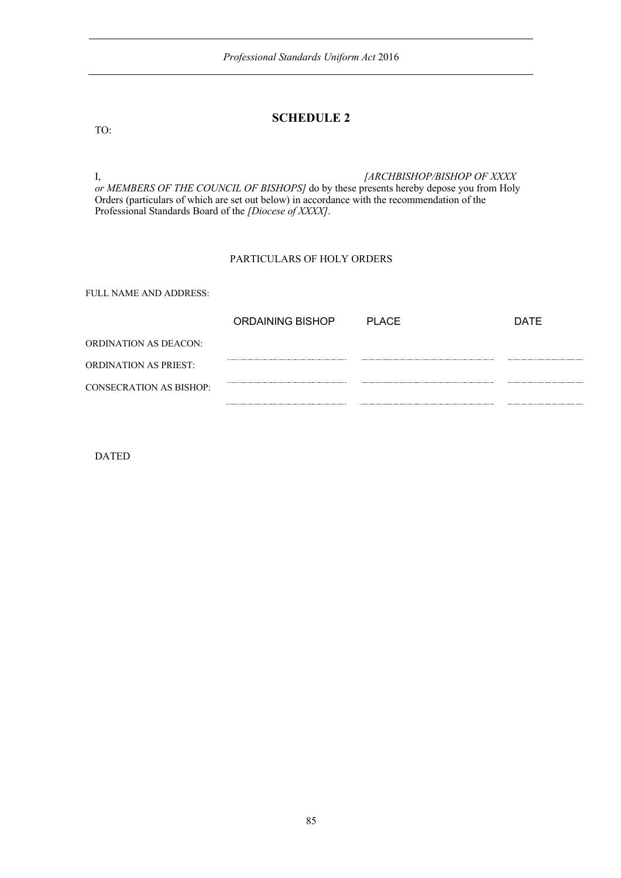## SCHEDULE 2

TO:

I, *[ARCHBISHOP/BISHOP OF XXXX or MEMBERS OF THE COUNCIL OF BISHOPS]* do by these presents hereby depose you from Holy Orders (particulars of which are set out below) in accordance with the recommendation of the Professional Standards Board of the *[Diocese of XXXX]*.

PARTICULARS OF HOLY ORDERS

FULL NAME AND ADDRESS:

| | ORDAINING BISHOP | PLACE | DATE |
|---|---|---|---|
| ORDINATION AS DEACON: | ..................... | ..................... | ..................... |
| ORDINATION AS PRIEST: | ..................... | ..................... | ..................... |
| CONSECRATION AS BISHOP: | ..................... | ..................... | ..................... |

DATED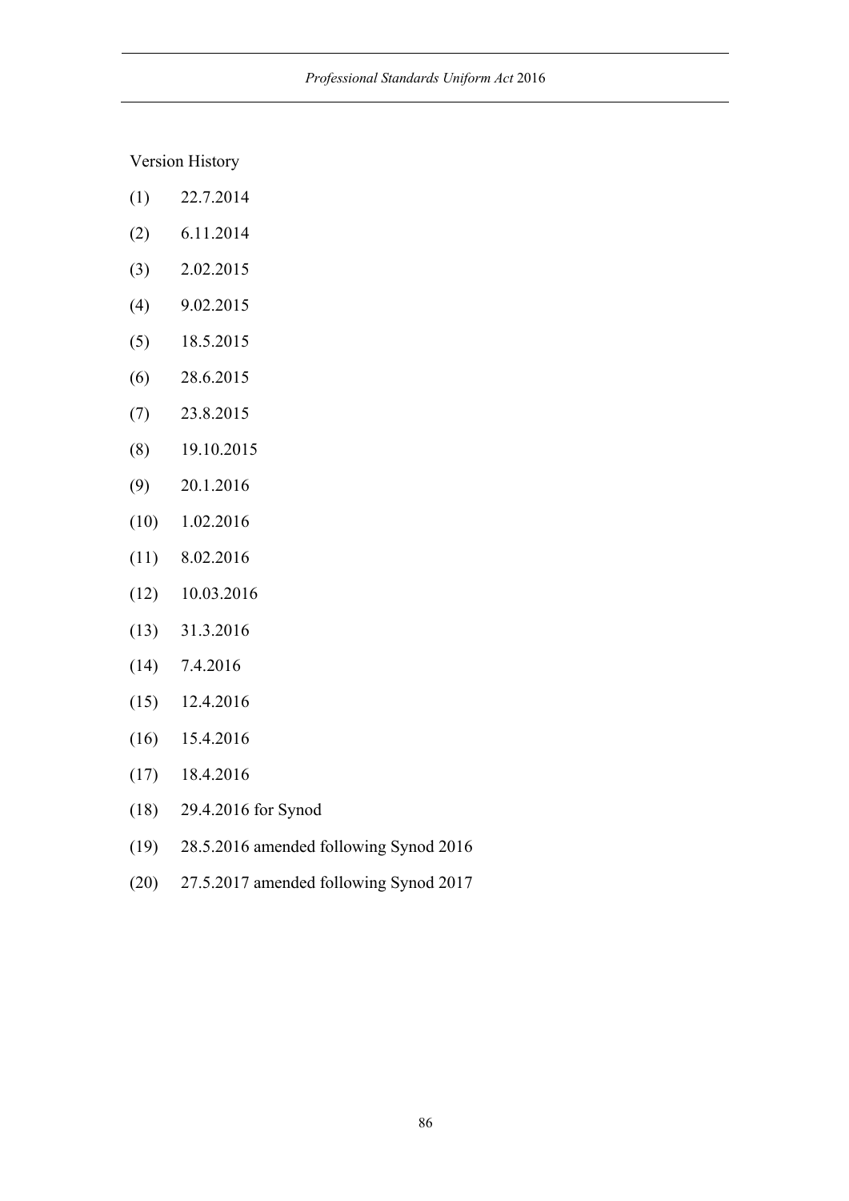Version History

(1) 22.7.2014

(2) 6.11.2014

(3) 2.02.2015

(4) 9.02.2015

(5) 18.5.2015

(6) 28.6.2015

(7) 23.8.2015

(8) 19.10.2015

(9) 20.1.2016

(10) 1.02.2016

(11) 8.02.2016

(12) 10.03.2016

(13) 31.3.2016

(14) 7.4.2016

(15) 12.4.2016

(16) 15.4.2016

(17) 18.4.2016

(18) 29.4.2016 for Synod

(19) 28.5.2016 amended following Synod 2016

(20) 27.5.2017 amended following Synod 2017